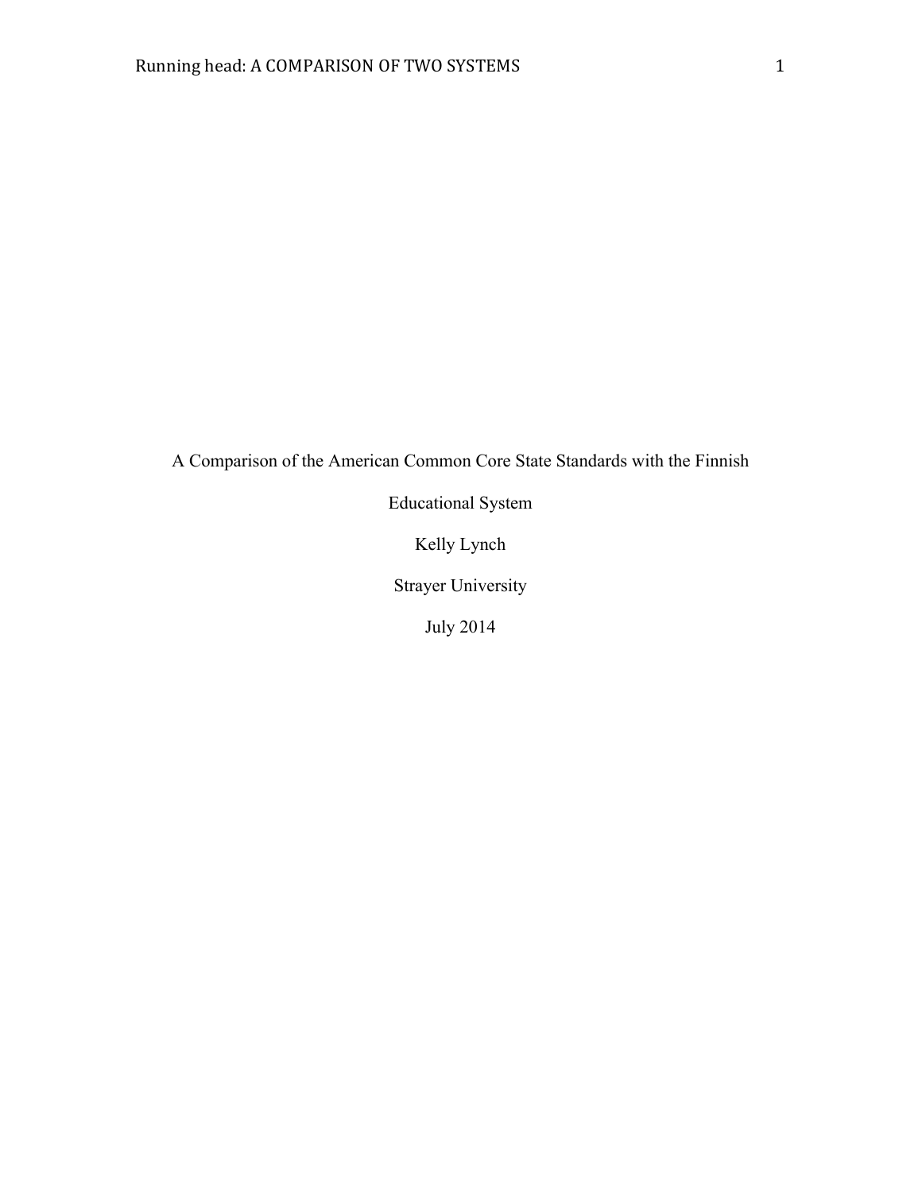A Comparison of the American Common Core State Standards with the Finnish Educational System

Kelly Lynch

Strayer University

July 2014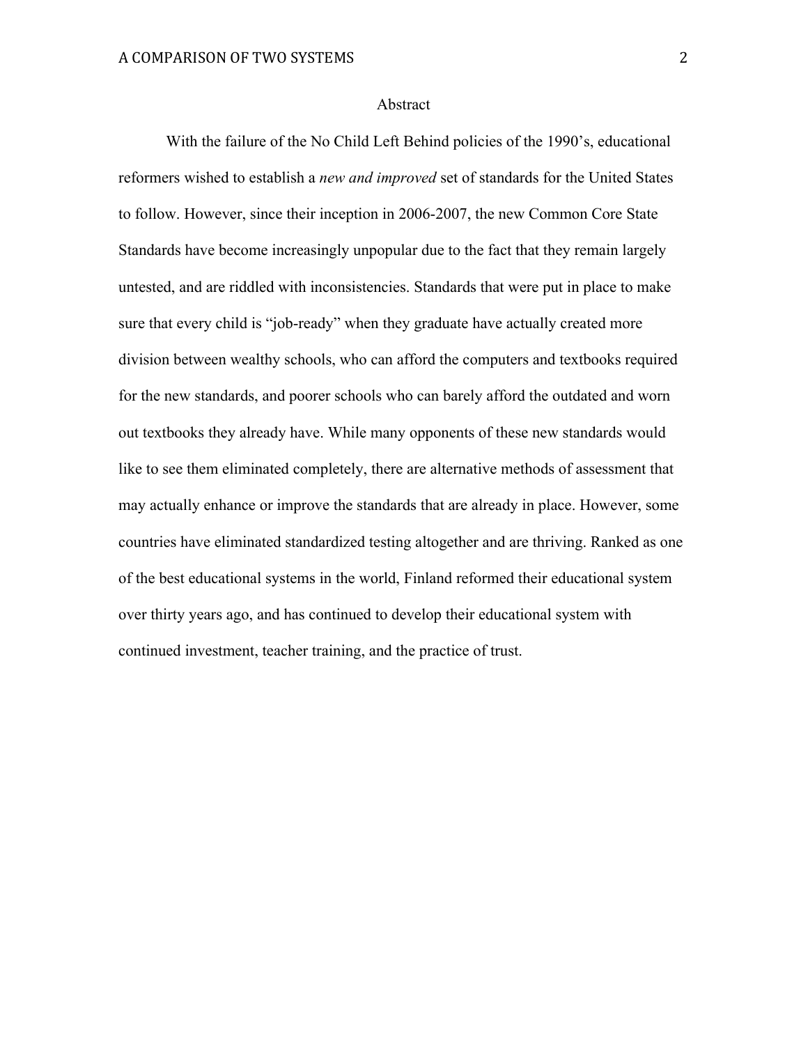# Abstract

With the failure of the No Child Left Behind policies of the 1990's, educational reformers wished to establish a *new and improved* set of standards for the United States to follow. However, since their inception in 2006-2007, the new Common Core State Standards have become increasingly unpopular due to the fact that they remain largely untested, and are riddled with inconsistencies. Standards that were put in place to make sure that every child is "job-ready" when they graduate have actually created more division between wealthy schools, who can afford the computers and textbooks required for the new standards, and poorer schools who can barely afford the outdated and worn out textbooks they already have. While many opponents of these new standards would like to see them eliminated completely, there are alternative methods of assessment that may actually enhance or improve the standards that are already in place. However, some countries have eliminated standardized testing altogether and are thriving. Ranked as one of the best educational systems in the world, Finland reformed their educational system over thirty years ago, and has continued to develop their educational system with continued investment, teacher training, and the practice of trust.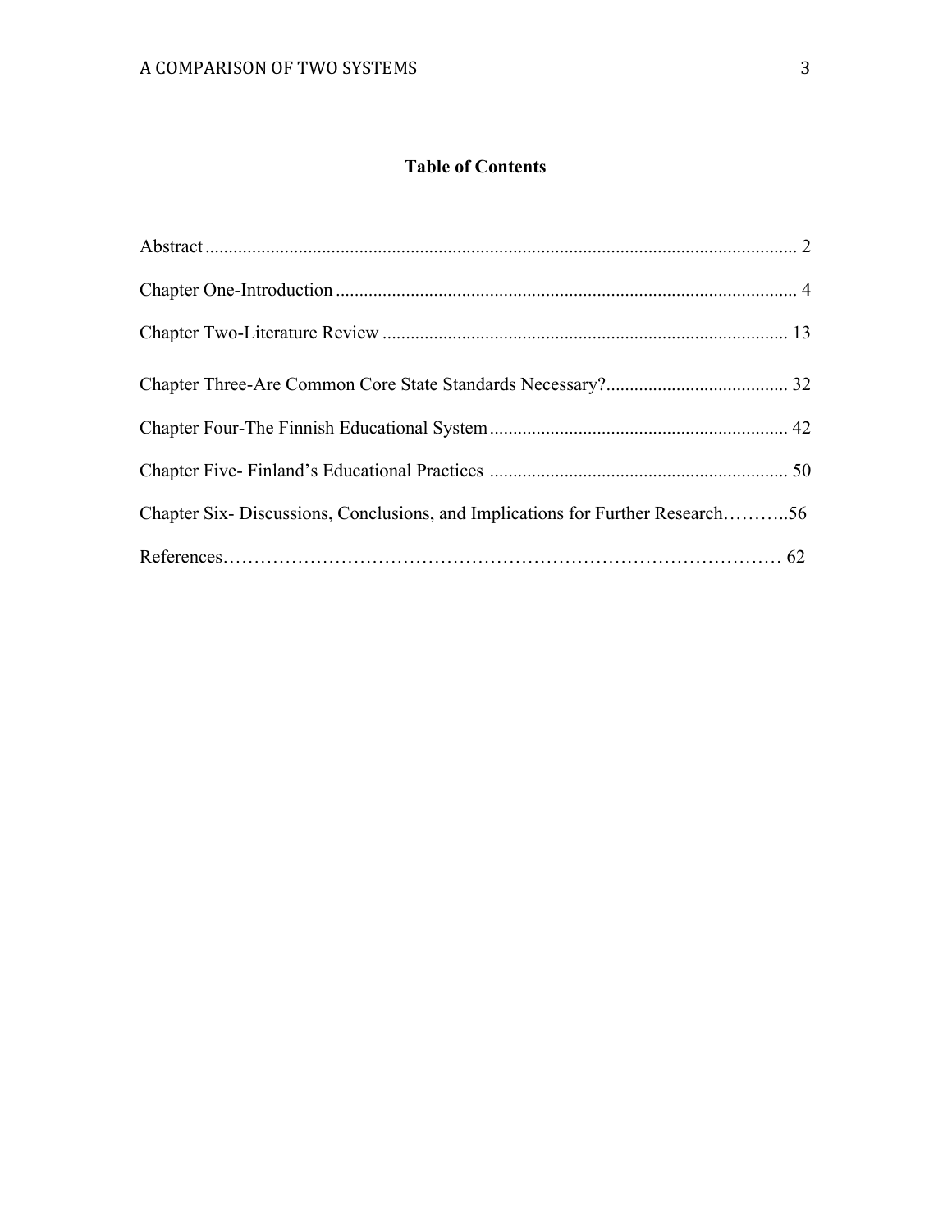# Table of Contents

Abstract .................................................................................................................................. 2

Chapter One-Introduction .................................................................................................. 4

Chapter Two-Literature Review ....................................................................................... 13

Chapter Three-Are Common Core State Standards Necessary?....................................... 32

Chapter Four-The Finnish Educational System ................................................................ 42

Chapter Five- Finland's Educational Practices ................................................................ 50

Chapter Six- Discussions, Conclusions, and Implications for Further Research………..56

References……………………………………………………………………………… 62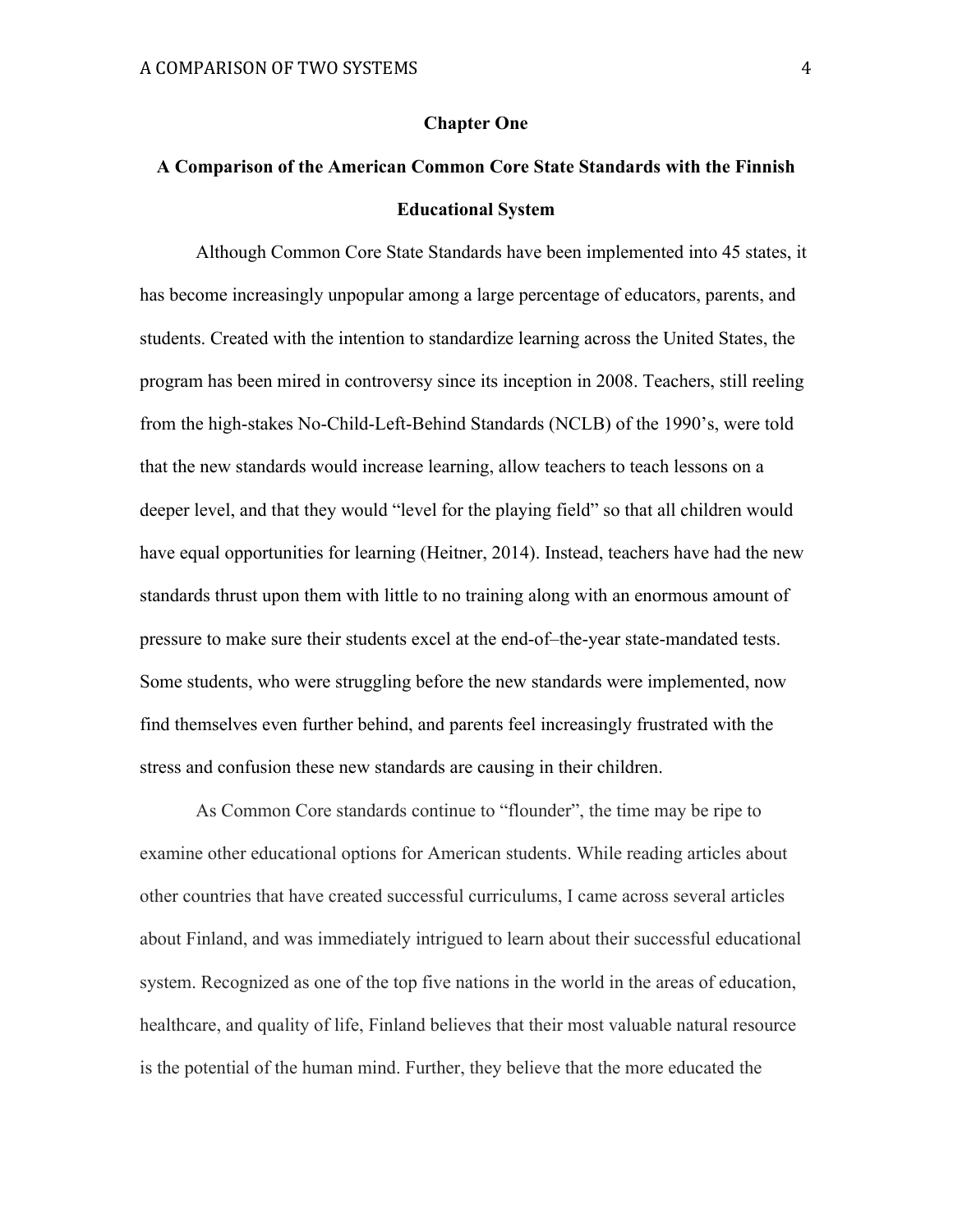# Chapter One

## A Comparison of the American Common Core State Standards with the Finnish Educational System

Although Common Core State Standards have been implemented into 45 states, it has become increasingly unpopular among a large percentage of educators, parents, and students. Created with the intention to standardize learning across the United States, the program has been mired in controversy since its inception in 2008. Teachers, still reeling from the high-stakes No-Child-Left-Behind Standards (NCLB) of the 1990's, were told that the new standards would increase learning, allow teachers to teach lessons on a deeper level, and that they would "level for the playing field" so that all children would have equal opportunities for learning (Heitner, 2014). Instead, teachers have had the new standards thrust upon them with little to no training along with an enormous amount of pressure to make sure their students excel at the end-of–the-year state-mandated tests. Some students, who were struggling before the new standards were implemented, now find themselves even further behind, and parents feel increasingly frustrated with the stress and confusion these new standards are causing in their children.

As Common Core standards continue to "flounder", the time may be ripe to examine other educational options for American students. While reading articles about other countries that have created successful curriculums, I came across several articles about Finland, and was immediately intrigued to learn about their successful educational system. Recognized as one of the top five nations in the world in the areas of education, healthcare, and quality of life, Finland believes that their most valuable natural resource is the potential of the human mind. Further, they believe that the more educated the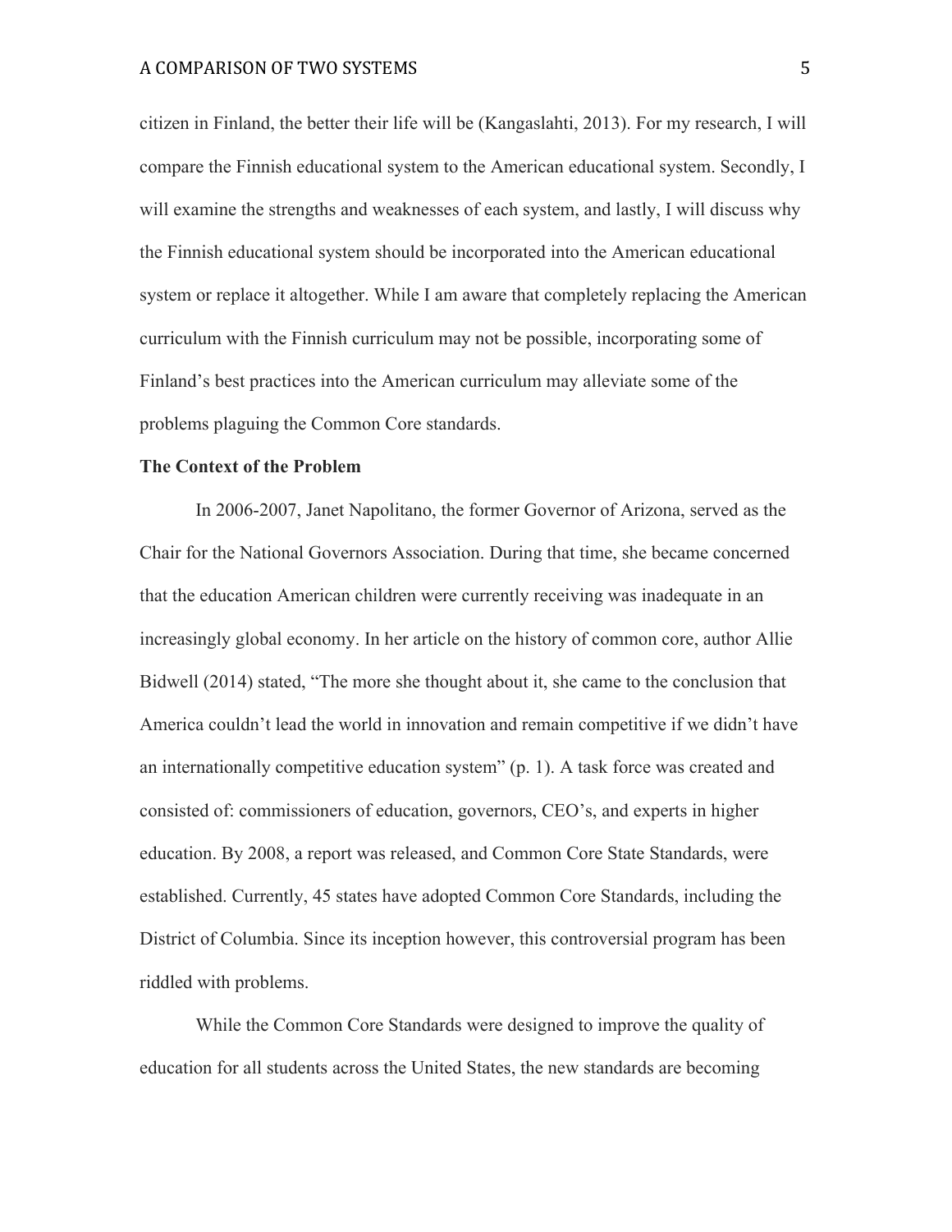citizen in Finland, the better their life will be (Kangaslahti, 2013). For my research, I will compare the Finnish educational system to the American educational system. Secondly, I will examine the strengths and weaknesses of each system, and lastly, I will discuss why the Finnish educational system should be incorporated into the American educational system or replace it altogether. While I am aware that completely replacing the American curriculum with the Finnish curriculum may not be possible, incorporating some of Finland's best practices into the American curriculum may alleviate some of the problems plaguing the Common Core standards.

**The Context of the Problem**

In 2006-2007, Janet Napolitano, the former Governor of Arizona, served as the Chair for the National Governors Association. During that time, she became concerned that the education American children were currently receiving was inadequate in an increasingly global economy. In her article on the history of common core, author Allie Bidwell (2014) stated, "The more she thought about it, she came to the conclusion that America couldn't lead the world in innovation and remain competitive if we didn't have an internationally competitive education system" (p. 1). A task force was created and consisted of: commissioners of education, governors, CEO's, and experts in higher education. By 2008, a report was released, and Common Core State Standards, were established. Currently, 45 states have adopted Common Core Standards, including the District of Columbia. Since its inception however, this controversial program has been riddled with problems.

While the Common Core Standards were designed to improve the quality of education for all students across the United States, the new standards are becoming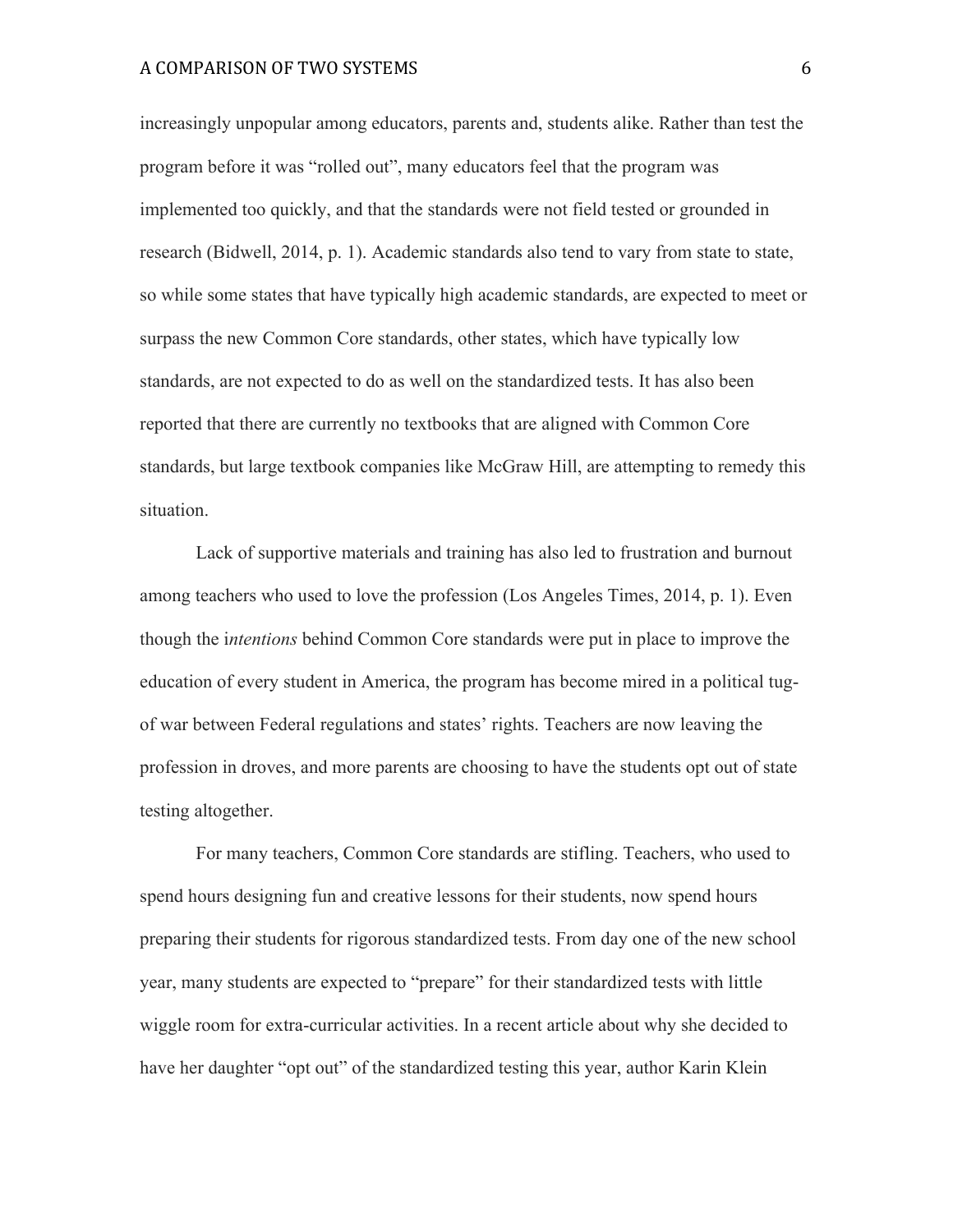increasingly unpopular among educators, parents and, students alike. Rather than test the program before it was "rolled out", many educators feel that the program was implemented too quickly, and that the standards were not field tested or grounded in research (Bidwell, 2014, p. 1). Academic standards also tend to vary from state to state, so while some states that have typically high academic standards, are expected to meet or surpass the new Common Core standards, other states, which have typically low standards, are not expected to do as well on the standardized tests. It has also been reported that there are currently no textbooks that are aligned with Common Core standards, but large textbook companies like McGraw Hill, are attempting to remedy this situation.

Lack of supportive materials and training has also led to frustration and burnout among teachers who used to love the profession (Los Angeles Times, 2014, p. 1). Even though the i*ntentions* behind Common Core standards were put in place to improve the education of every student in America, the program has become mired in a political tug-of war between Federal regulations and states' rights. Teachers are now leaving the profession in droves, and more parents are choosing to have the students opt out of state testing altogether.

For many teachers, Common Core standards are stifling. Teachers, who used to spend hours designing fun and creative lessons for their students, now spend hours preparing their students for rigorous standardized tests. From day one of the new school year, many students are expected to "prepare" for their standardized tests with little wiggle room for extra-curricular activities. In a recent article about why she decided to have her daughter "opt out" of the standardized testing this year, author Karin Klein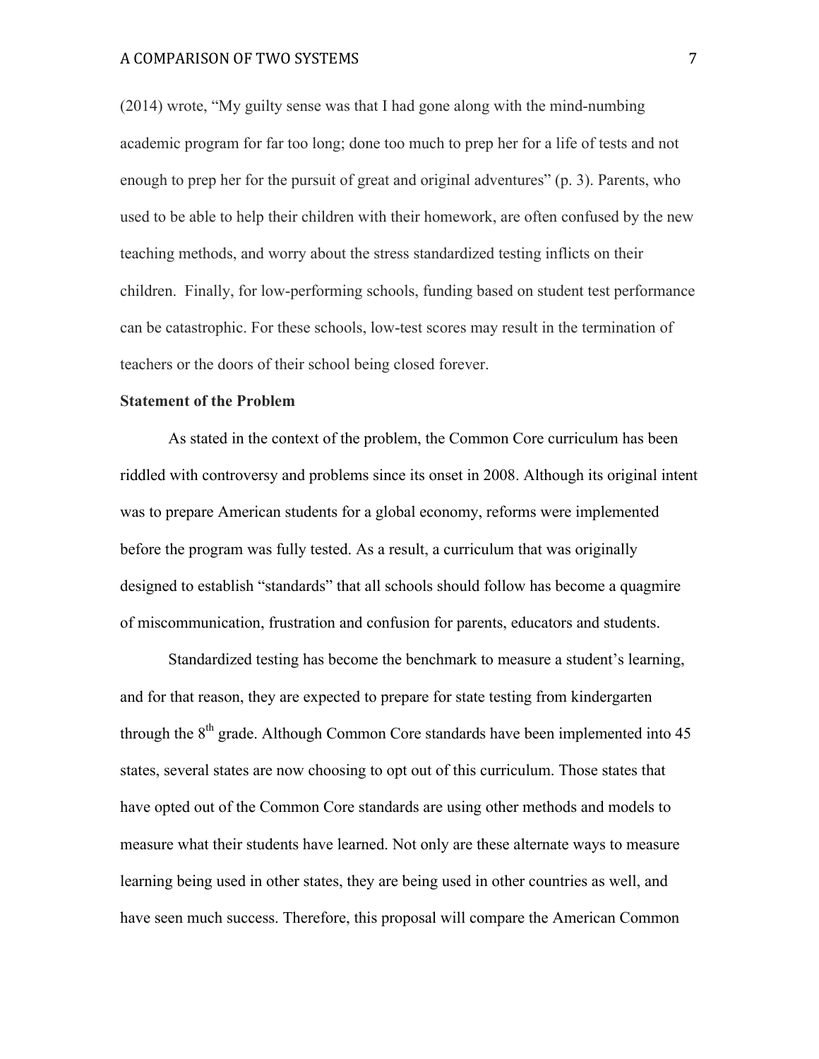(2014) wrote, "My guilty sense was that I had gone along with the mind-numbing academic program for far too long; done too much to prep her for a life of tests and not enough to prep her for the pursuit of great and original adventures" (p. 3). Parents, who used to be able to help their children with their homework, are often confused by the new teaching methods, and worry about the stress standardized testing inflicts on their children. Finally, for low-performing schools, funding based on student test performance can be catastrophic. For these schools, low-test scores may result in the termination of teachers or the doors of their school being closed forever.

**Statement of the Problem**

As stated in the context of the problem, the Common Core curriculum has been riddled with controversy and problems since its onset in 2008. Although its original intent was to prepare American students for a global economy, reforms were implemented before the program was fully tested. As a result, a curriculum that was originally designed to establish "standards" that all schools should follow has become a quagmire of miscommunication, frustration and confusion for parents, educators and students.

Standardized testing has become the benchmark to measure a student's learning, and for that reason, they are expected to prepare for state testing from kindergarten through the 8th grade. Although Common Core standards have been implemented into 45 states, several states are now choosing to opt out of this curriculum. Those states that have opted out of the Common Core standards are using other methods and models to measure what their students have learned. Not only are these alternate ways to measure learning being used in other states, they are being used in other countries as well, and have seen much success. Therefore, this proposal will compare the American Common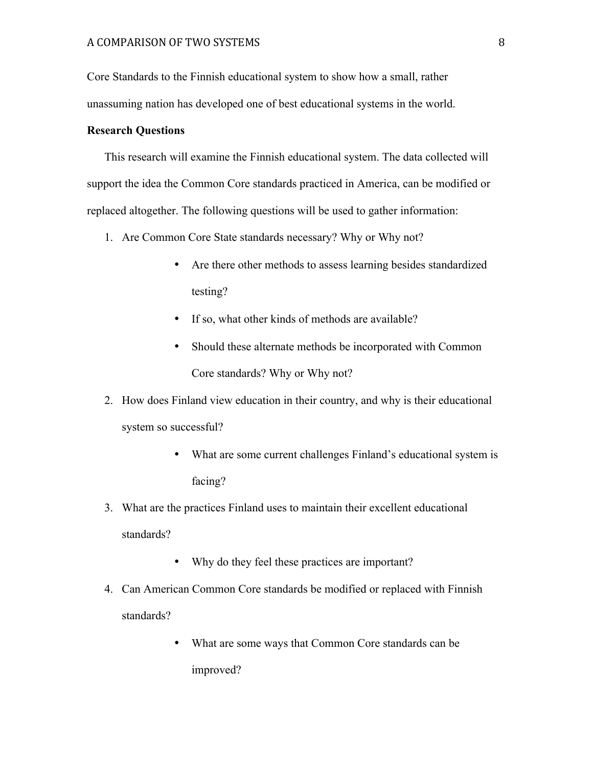Core Standards to the Finnish educational system to show how a small, rather unassuming nation has developed one of best educational systems in the world.

**Research Questions**

This research will examine the Finnish educational system. The data collected will support the idea the Common Core standards practiced in America, can be modified or replaced altogether. The following questions will be used to gather information:

1. Are Common Core State standards necessary? Why or Why not?
    - Are there other methods to assess learning besides standardized testing?
    - If so, what other kinds of methods are available?
    - Should these alternate methods be incorporated with Common Core standards? Why or Why not?
2. How does Finland view education in their country, and why is their educational system so successful?
    - What are some current challenges Finland's educational system is facing?
3. What are the practices Finland uses to maintain their excellent educational standards?
    - Why do they feel these practices are important?
4. Can American Common Core standards be modified or replaced with Finnish standards?
    - What are some ways that Common Core standards can be improved?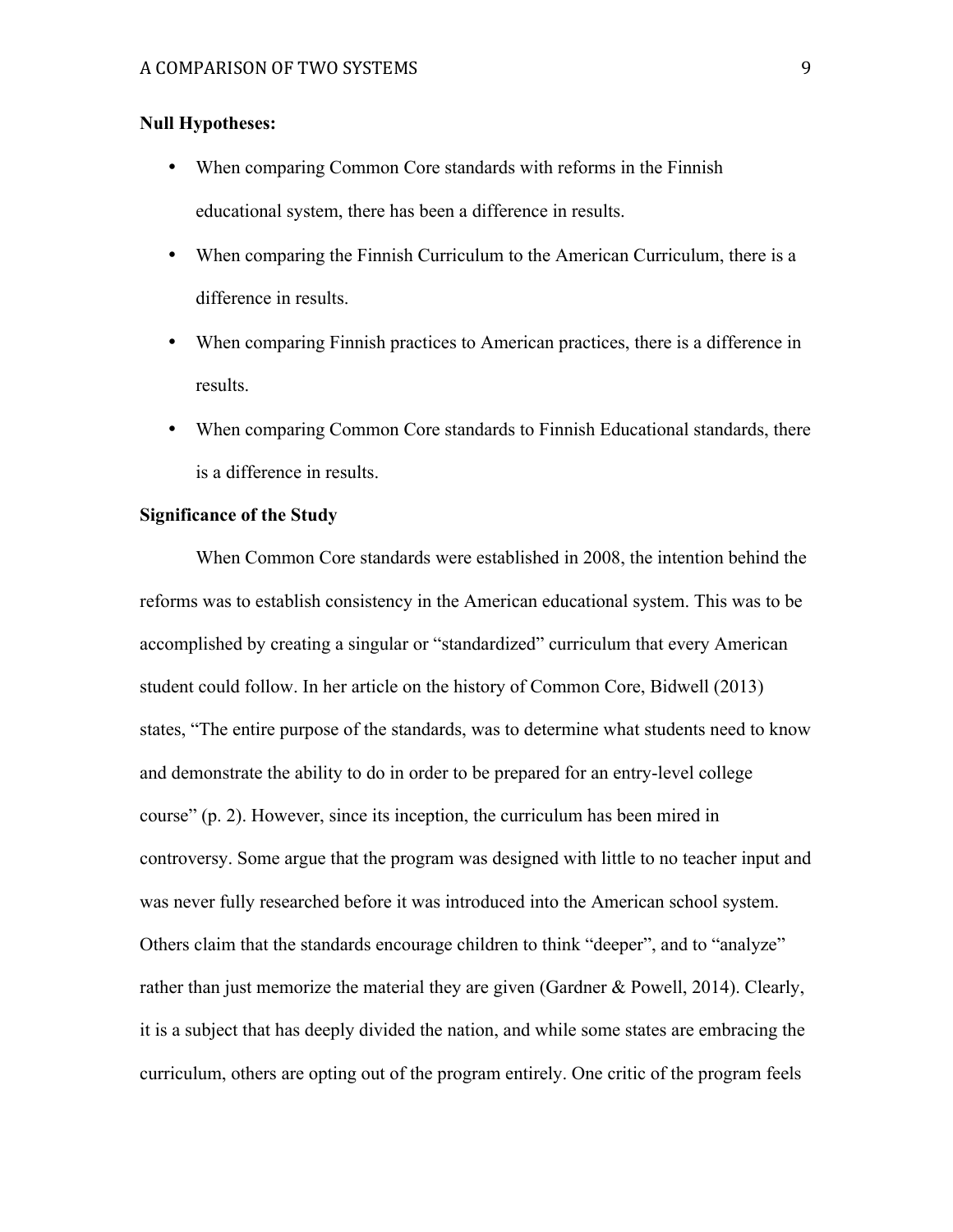**Null Hypotheses:**

- When comparing Common Core standards with reforms in the Finnish educational system, there has been a difference in results.
- When comparing the Finnish Curriculum to the American Curriculum, there is a difference in results.
- When comparing Finnish practices to American practices, there is a difference in results.
- When comparing Common Core standards to Finnish Educational standards, there is a difference in results.

**Significance of the Study**

When Common Core standards were established in 2008, the intention behind the reforms was to establish consistency in the American educational system. This was to be accomplished by creating a singular or "standardized" curriculum that every American student could follow. In her article on the history of Common Core, Bidwell (2013) states, "The entire purpose of the standards, was to determine what students need to know and demonstrate the ability to do in order to be prepared for an entry-level college course" (p. 2). However, since its inception, the curriculum has been mired in controversy. Some argue that the program was designed with little to no teacher input and was never fully researched before it was introduced into the American school system. Others claim that the standards encourage children to think "deeper", and to "analyze" rather than just memorize the material they are given (Gardner & Powell, 2014). Clearly, it is a subject that has deeply divided the nation, and while some states are embracing the curriculum, others are opting out of the program entirely. One critic of the program feels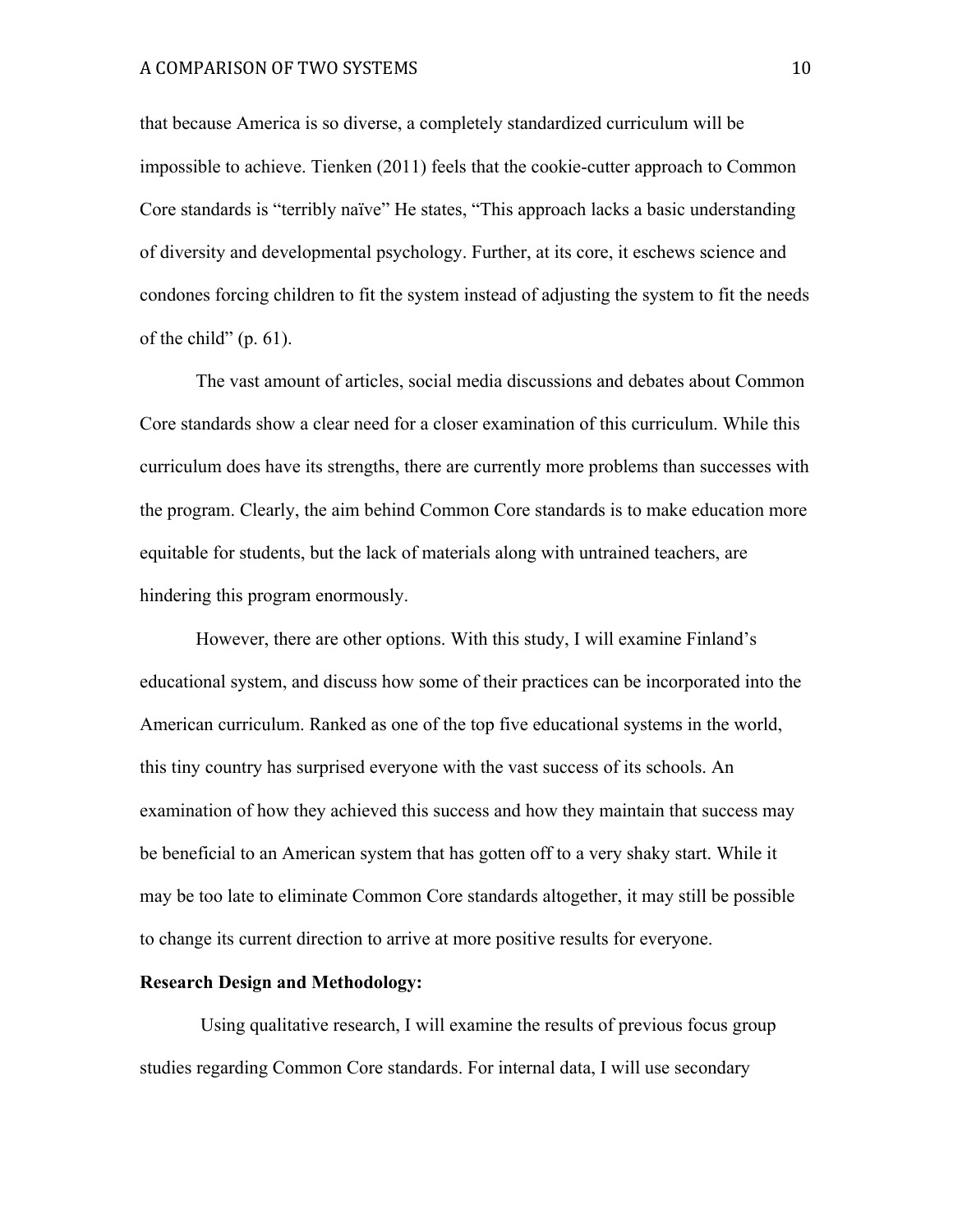that because America is so diverse, a completely standardized curriculum will be impossible to achieve. Tienken (2011) feels that the cookie-cutter approach to Common Core standards is "terribly naïve" He states, "This approach lacks a basic understanding of diversity and developmental psychology. Further, at its core, it eschews science and condones forcing children to fit the system instead of adjusting the system to fit the needs of the child" (p. 61).

The vast amount of articles, social media discussions and debates about Common Core standards show a clear need for a closer examination of this curriculum. While this curriculum does have its strengths, there are currently more problems than successes with the program. Clearly, the aim behind Common Core standards is to make education more equitable for students, but the lack of materials along with untrained teachers, are hindering this program enormously.

However, there are other options. With this study, I will examine Finland's educational system, and discuss how some of their practices can be incorporated into the American curriculum. Ranked as one of the top five educational systems in the world, this tiny country has surprised everyone with the vast success of its schools. An examination of how they achieved this success and how they maintain that success may be beneficial to an American system that has gotten off to a very shaky start. While it may be too late to eliminate Common Core standards altogether, it may still be possible to change its current direction to arrive at more positive results for everyone.

**Research Design and Methodology:**

Using qualitative research, I will examine the results of previous focus group studies regarding Common Core standards. For internal data, I will use secondary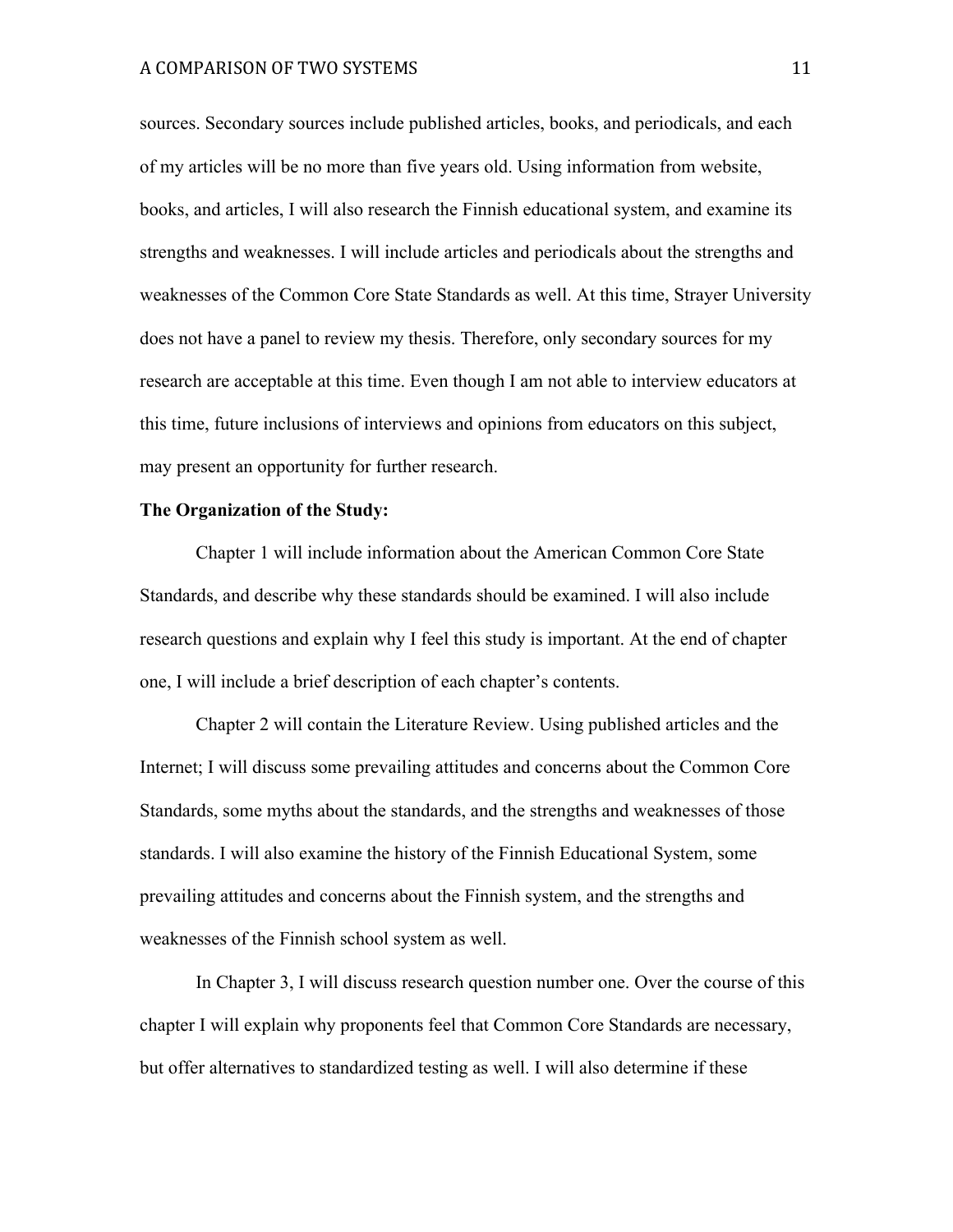sources. Secondary sources include published articles, books, and periodicals, and each of my articles will be no more than five years old. Using information from website, books, and articles, I will also research the Finnish educational system, and examine its strengths and weaknesses. I will include articles and periodicals about the strengths and weaknesses of the Common Core State Standards as well. At this time, Strayer University does not have a panel to review my thesis. Therefore, only secondary sources for my research are acceptable at this time. Even though I am not able to interview educators at this time, future inclusions of interviews and opinions from educators on this subject, may present an opportunity for further research.

**The Organization of the Study:**

Chapter 1 will include information about the American Common Core State Standards, and describe why these standards should be examined. I will also include research questions and explain why I feel this study is important. At the end of chapter one, I will include a brief description of each chapter's contents.

Chapter 2 will contain the Literature Review. Using published articles and the Internet; I will discuss some prevailing attitudes and concerns about the Common Core Standards, some myths about the standards, and the strengths and weaknesses of those standards. I will also examine the history of the Finnish Educational System, some prevailing attitudes and concerns about the Finnish system, and the strengths and weaknesses of the Finnish school system as well.

In Chapter 3, I will discuss research question number one. Over the course of this chapter I will explain why proponents feel that Common Core Standards are necessary, but offer alternatives to standardized testing as well. I will also determine if these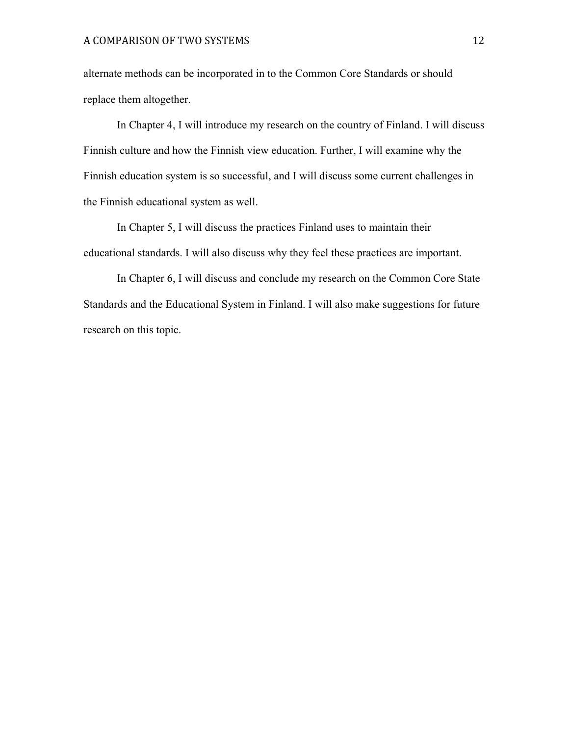alternate methods can be incorporated in to the Common Core Standards or should replace them altogether.

In Chapter 4, I will introduce my research on the country of Finland. I will discuss Finnish culture and how the Finnish view education. Further, I will examine why the Finnish education system is so successful, and I will discuss some current challenges in the Finnish educational system as well.

In Chapter 5, I will discuss the practices Finland uses to maintain their educational standards. I will also discuss why they feel these practices are important.

In Chapter 6, I will discuss and conclude my research on the Common Core State Standards and the Educational System in Finland. I will also make suggestions for future research on this topic.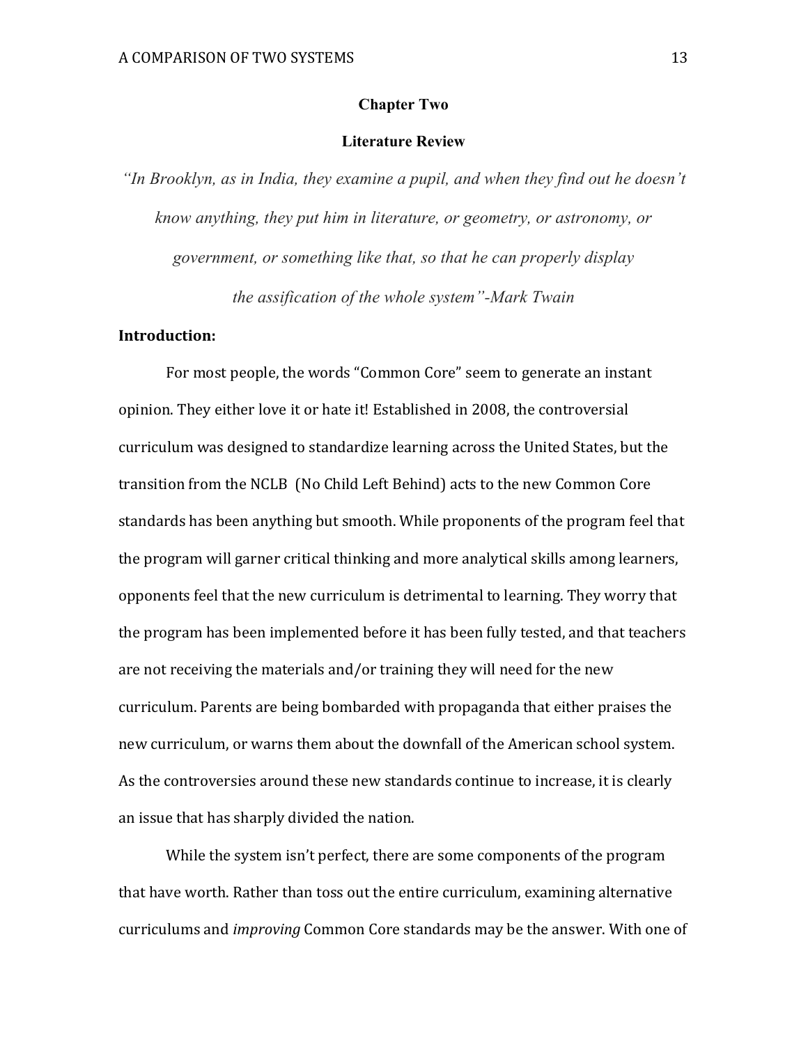## Chapter Two

## Literature Review

*"In Brooklyn, as in India, they examine a pupil, and when they find out he doesn't know anything, they put him in literature, or geometry, or astronomy, or government, or something like that, so that he can properly display the assification of the whole system"-Mark Twain*

**Introduction:**

For most people, the words "Common Core" seem to generate an instant opinion. They either love it or hate it! Established in 2008, the controversial curriculum was designed to standardize learning across the United States, but the transition from the NCLB (No Child Left Behind) acts to the new Common Core standards has been anything but smooth. While proponents of the program feel that the program will garner critical thinking and more analytical skills among learners, opponents feel that the new curriculum is detrimental to learning. They worry that the program has been implemented before it has been fully tested, and that teachers are not receiving the materials and/or training they will need for the new curriculum. Parents are being bombarded with propaganda that either praises the new curriculum, or warns them about the downfall of the American school system. As the controversies around these new standards continue to increase, it is clearly an issue that has sharply divided the nation.

While the system isn't perfect, there are some components of the program that have worth. Rather than toss out the entire curriculum, examining alternative curriculums and *improving* Common Core standards may be the answer. With one of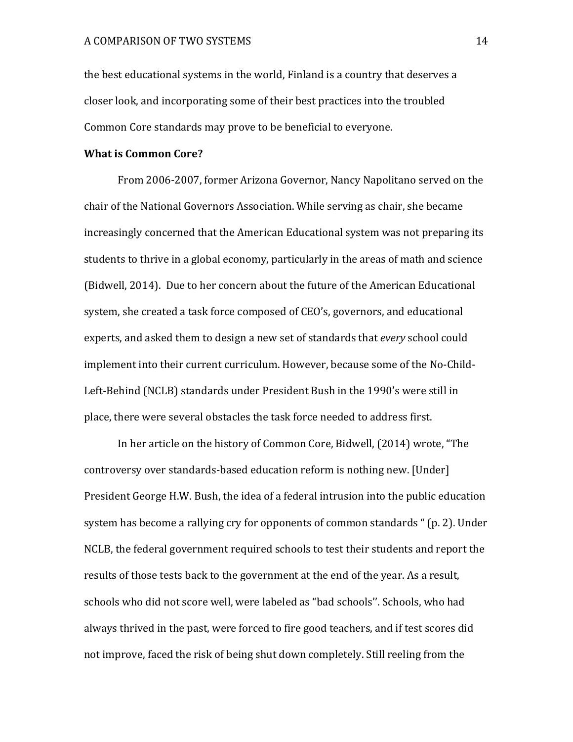the best educational systems in the world, Finland is a country that deserves a closer look, and incorporating some of their best practices into the troubled Common Core standards may prove to be beneficial to everyone.

**What is Common Core?**

From 2006-2007, former Arizona Governor, Nancy Napolitano served on the chair of the National Governors Association. While serving as chair, she became increasingly concerned that the American Educational system was not preparing its students to thrive in a global economy, particularly in the areas of math and science (Bidwell, 2014). Due to her concern about the future of the American Educational system, she created a task force composed of CEO's, governors, and educational experts, and asked them to design a new set of standards that *every* school could implement into their current curriculum. However, because some of the No-Child-Left-Behind (NCLB) standards under President Bush in the 1990's were still in place, there were several obstacles the task force needed to address first.

In her article on the history of Common Core, Bidwell, (2014) wrote, "The controversy over standards-based education reform is nothing new. [Under] President George H.W. Bush, the idea of a federal intrusion into the public education system has become a rallying cry for opponents of common standards " (p. 2). Under NCLB, the federal government required schools to test their students and report the results of those tests back to the government at the end of the year. As a result, schools who did not score well, were labeled as "bad schools''. Schools, who had always thrived in the past, were forced to fire good teachers, and if test scores did not improve, faced the risk of being shut down completely. Still reeling from the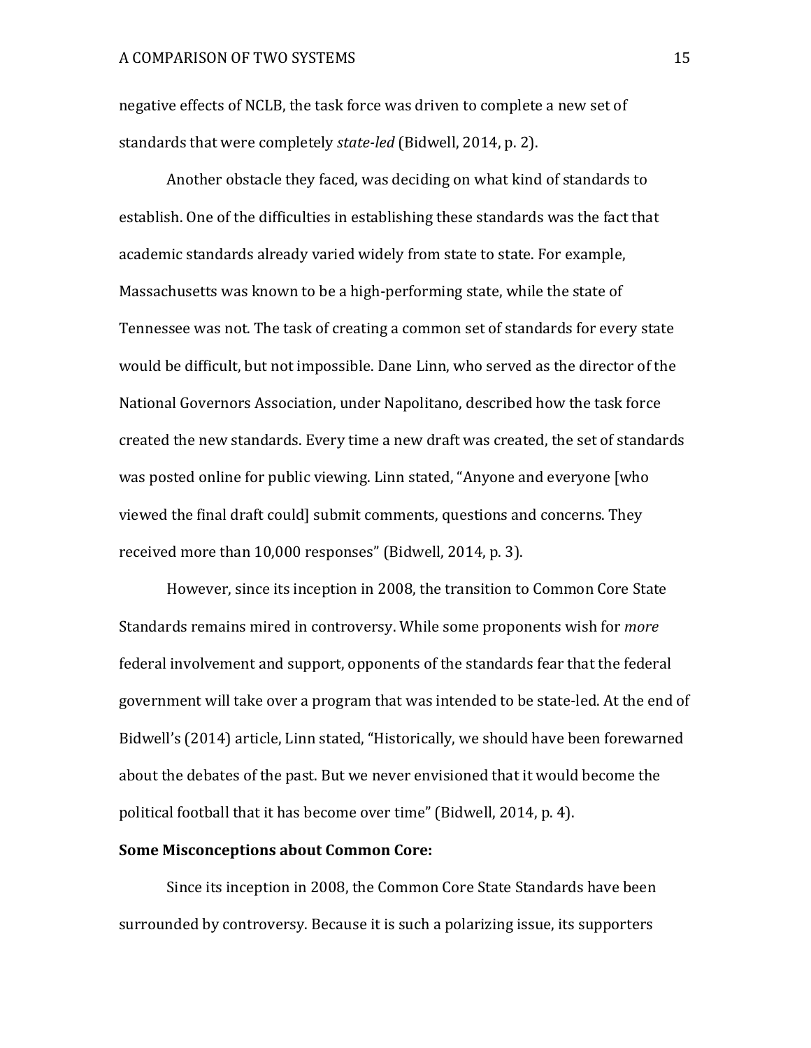negative effects of NCLB, the task force was driven to complete a new set of standards that were completely *state-led* (Bidwell, 2014, p. 2).

Another obstacle they faced, was deciding on what kind of standards to establish. One of the difficulties in establishing these standards was the fact that academic standards already varied widely from state to state. For example, Massachusetts was known to be a high-performing state, while the state of Tennessee was not. The task of creating a common set of standards for every state would be difficult, but not impossible. Dane Linn, who served as the director of the National Governors Association, under Napolitano, described how the task force created the new standards. Every time a new draft was created, the set of standards was posted online for public viewing. Linn stated, "Anyone and everyone [who viewed the final draft could] submit comments, questions and concerns. They received more than 10,000 responses" (Bidwell, 2014, p. 3).

However, since its inception in 2008, the transition to Common Core State Standards remains mired in controversy. While some proponents wish for *more* federal involvement and support, opponents of the standards fear that the federal government will take over a program that was intended to be state-led. At the end of Bidwell's (2014) article, Linn stated, "Historically, we should have been forewarned about the debates of the past. But we never envisioned that it would become the political football that it has become over time" (Bidwell, 2014, p. 4).

**Some Misconceptions about Common Core:**

Since its inception in 2008, the Common Core State Standards have been surrounded by controversy. Because it is such a polarizing issue, its supporters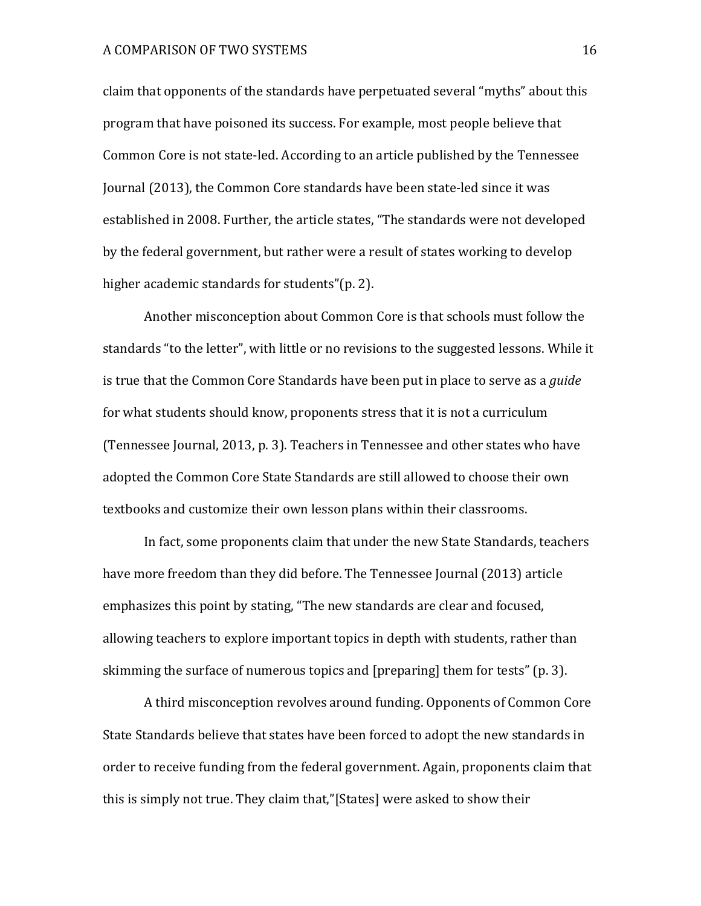claim that opponents of the standards have perpetuated several "myths" about this program that have poisoned its success. For example, most people believe that Common Core is not state-led. According to an article published by the Tennessee Journal (2013), the Common Core standards have been state-led since it was established in 2008. Further, the article states, "The standards were not developed by the federal government, but rather were a result of states working to develop higher academic standards for students"(p. 2).

Another misconception about Common Core is that schools must follow the standards "to the letter", with little or no revisions to the suggested lessons. While it is true that the Common Core Standards have been put in place to serve as a *guide* for what students should know, proponents stress that it is not a curriculum (Tennessee Journal, 2013, p. 3). Teachers in Tennessee and other states who have adopted the Common Core State Standards are still allowed to choose their own textbooks and customize their own lesson plans within their classrooms.

In fact, some proponents claim that under the new State Standards, teachers have more freedom than they did before. The Tennessee Journal (2013) article emphasizes this point by stating, "The new standards are clear and focused, allowing teachers to explore important topics in depth with students, rather than skimming the surface of numerous topics and [preparing] them for tests" (p. 3).

A third misconception revolves around funding. Opponents of Common Core State Standards believe that states have been forced to adopt the new standards in order to receive funding from the federal government. Again, proponents claim that this is simply not true. They claim that,"[States] were asked to show their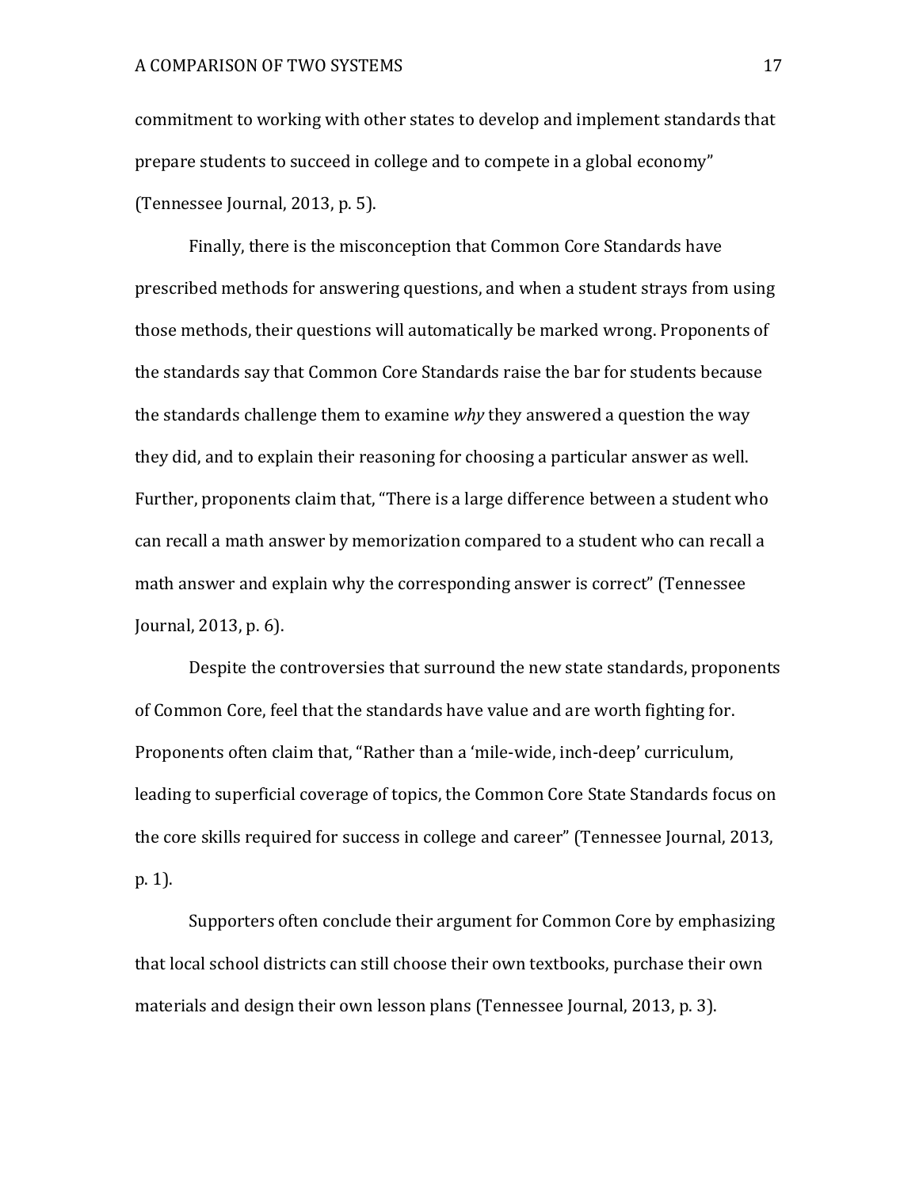commitment to working with other states to develop and implement standards that prepare students to succeed in college and to compete in a global economy" (Tennessee Journal, 2013, p. 5).

Finally, there is the misconception that Common Core Standards have prescribed methods for answering questions, and when a student strays from using those methods, their questions will automatically be marked wrong. Proponents of the standards say that Common Core Standards raise the bar for students because the standards challenge them to examine *why* they answered a question the way they did, and to explain their reasoning for choosing a particular answer as well. Further, proponents claim that, "There is a large difference between a student who can recall a math answer by memorization compared to a student who can recall a math answer and explain why the corresponding answer is correct" (Tennessee Journal, 2013, p. 6).

Despite the controversies that surround the new state standards, proponents of Common Core, feel that the standards have value and are worth fighting for. Proponents often claim that, "Rather than a 'mile-wide, inch-deep' curriculum, leading to superficial coverage of topics, the Common Core State Standards focus on the core skills required for success in college and career" (Tennessee Journal, 2013, p. 1).

Supporters often conclude their argument for Common Core by emphasizing that local school districts can still choose their own textbooks, purchase their own materials and design their own lesson plans (Tennessee Journal, 2013, p. 3).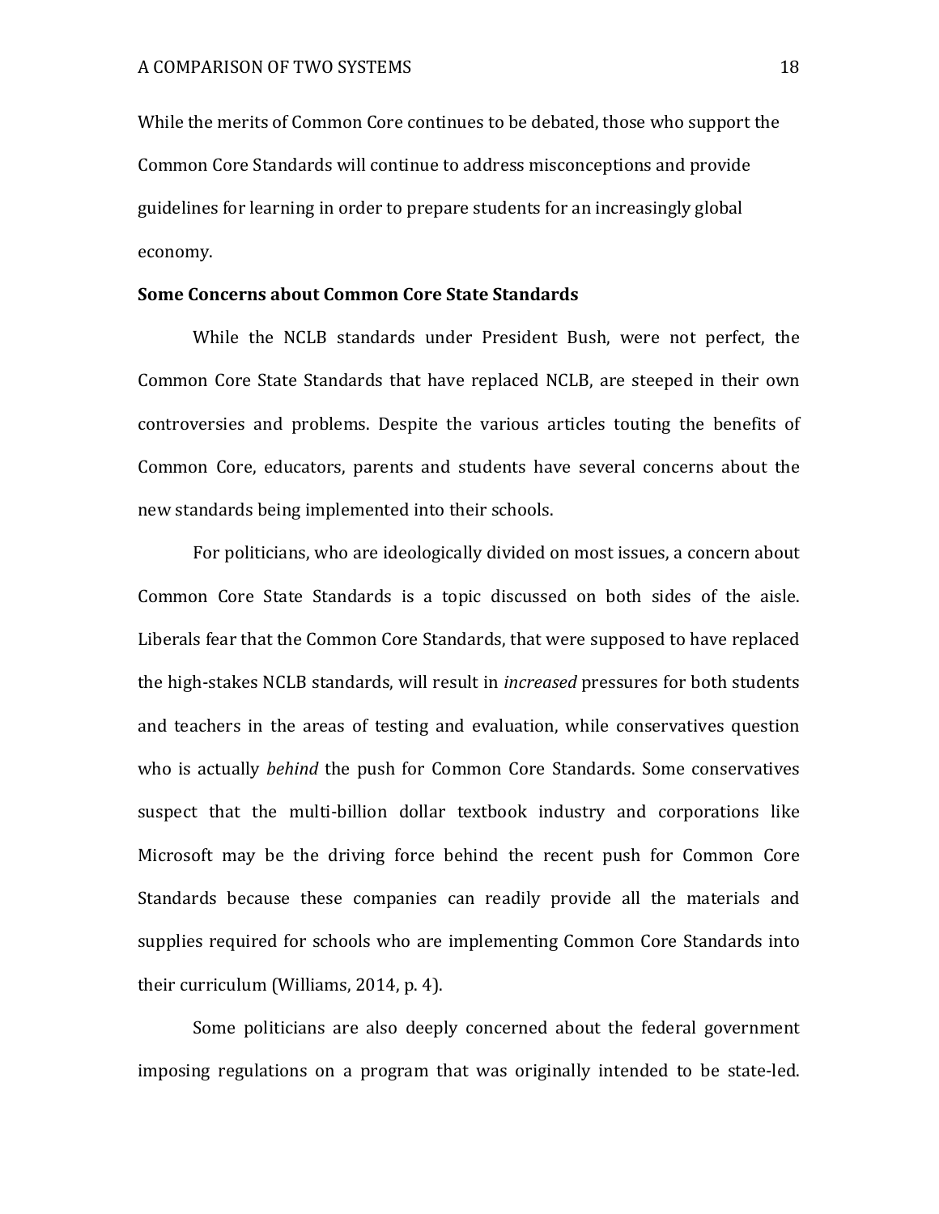While the merits of Common Core continues to be debated, those who support the Common Core Standards will continue to address misconceptions and provide guidelines for learning in order to prepare students for an increasingly global economy.

**Some Concerns about Common Core State Standards**

While the NCLB standards under President Bush, were not perfect, the Common Core State Standards that have replaced NCLB, are steeped in their own controversies and problems. Despite the various articles touting the benefits of Common Core, educators, parents and students have several concerns about the new standards being implemented into their schools.

For politicians, who are ideologically divided on most issues, a concern about Common Core State Standards is a topic discussed on both sides of the aisle. Liberals fear that the Common Core Standards, that were supposed to have replaced the high-stakes NCLB standards, will result in *increased* pressures for both students and teachers in the areas of testing and evaluation, while conservatives question who is actually *behind* the push for Common Core Standards. Some conservatives suspect that the multi-billion dollar textbook industry and corporations like Microsoft may be the driving force behind the recent push for Common Core Standards because these companies can readily provide all the materials and supplies required for schools who are implementing Common Core Standards into their curriculum (Williams, 2014, p. 4).

Some politicians are also deeply concerned about the federal government imposing regulations on a program that was originally intended to be state-led.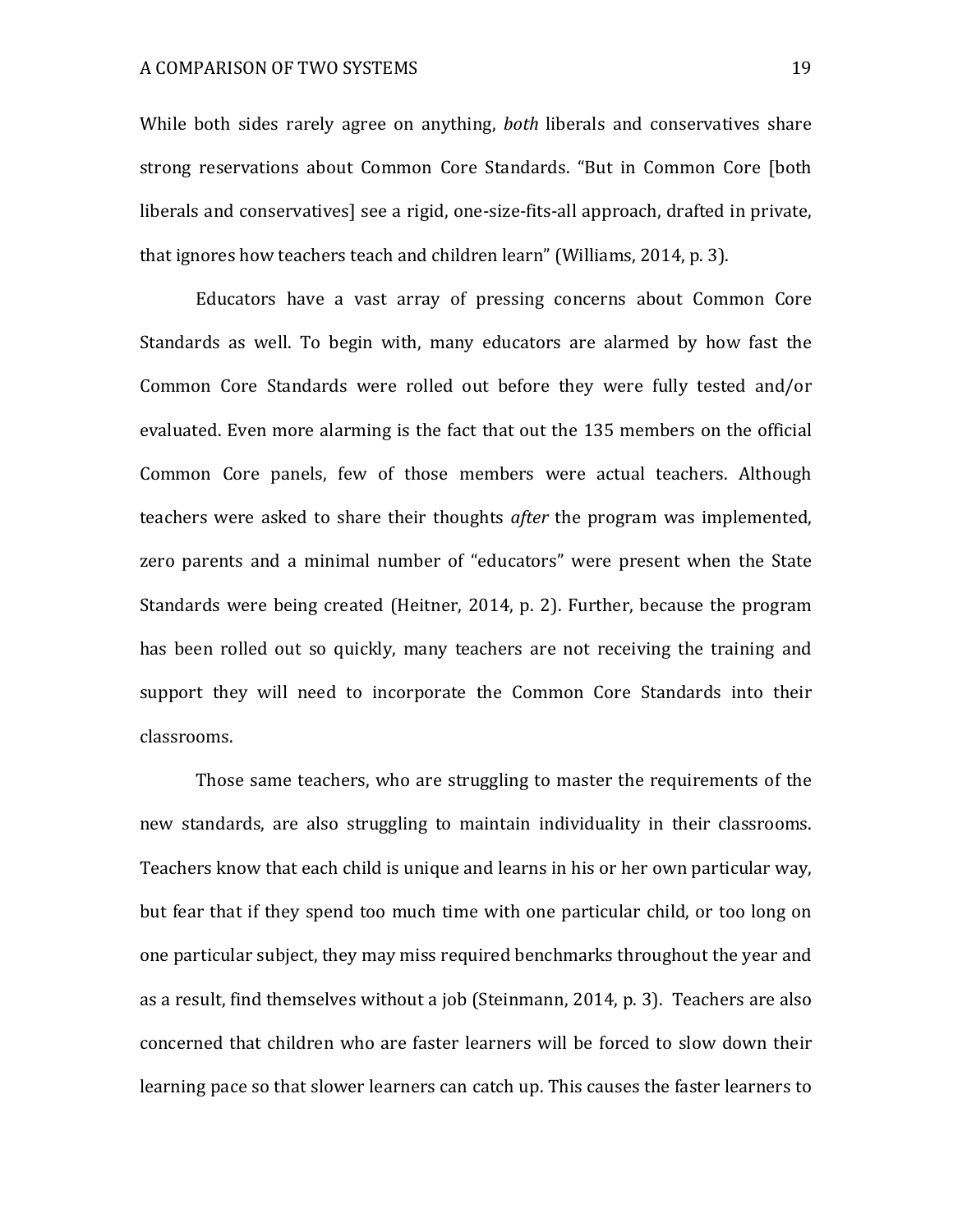While both sides rarely agree on anything, *both* liberals and conservatives share strong reservations about Common Core Standards. "But in Common Core [both liberals and conservatives] see a rigid, one-size-fits-all approach, drafted in private, that ignores how teachers teach and children learn" (Williams, 2014, p. 3).

Educators have a vast array of pressing concerns about Common Core Standards as well. To begin with, many educators are alarmed by how fast the Common Core Standards were rolled out before they were fully tested and/or evaluated. Even more alarming is the fact that out the 135 members on the official Common Core panels, few of those members were actual teachers. Although teachers were asked to share their thoughts *after* the program was implemented, zero parents and a minimal number of "educators" were present when the State Standards were being created (Heitner, 2014, p. 2). Further, because the program has been rolled out so quickly, many teachers are not receiving the training and support they will need to incorporate the Common Core Standards into their classrooms.

Those same teachers, who are struggling to master the requirements of the new standards, are also struggling to maintain individuality in their classrooms. Teachers know that each child is unique and learns in his or her own particular way, but fear that if they spend too much time with one particular child, or too long on one particular subject, they may miss required benchmarks throughout the year and as a result, find themselves without a job (Steinmann, 2014, p. 3). Teachers are also concerned that children who are faster learners will be forced to slow down their learning pace so that slower learners can catch up. This causes the faster learners to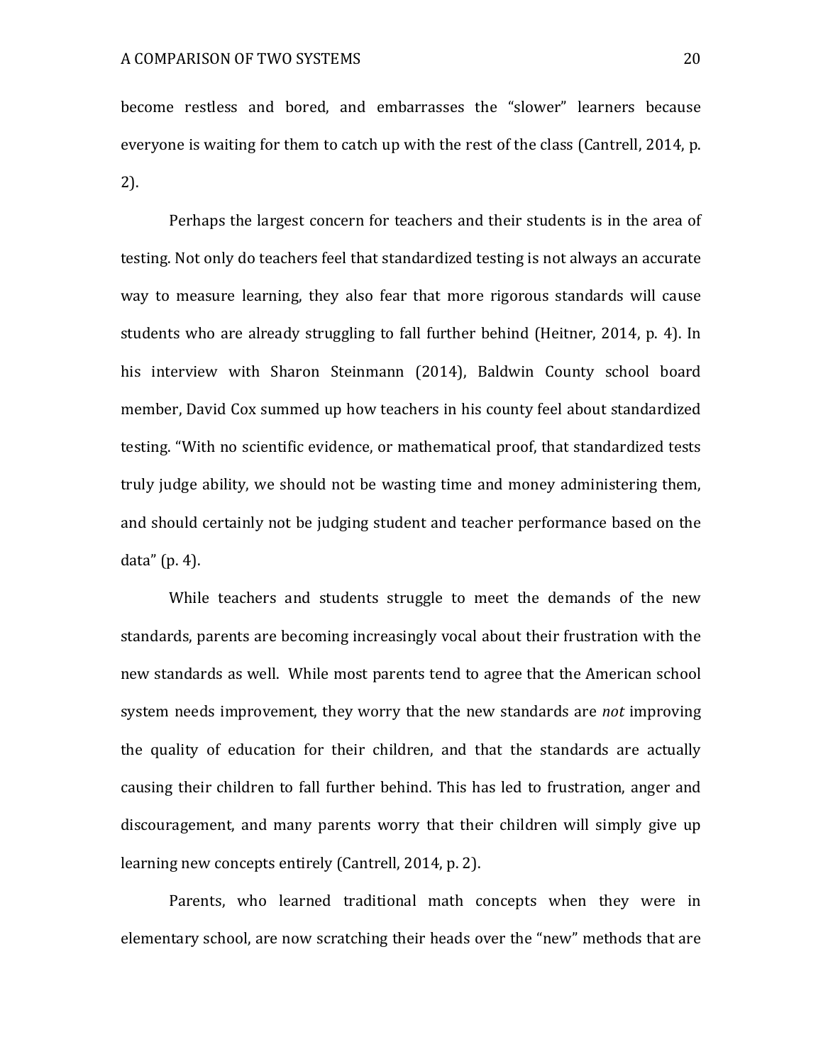become restless and bored, and embarrasses the "slower" learners because everyone is waiting for them to catch up with the rest of the class (Cantrell, 2014, p. 2).

Perhaps the largest concern for teachers and their students is in the area of testing. Not only do teachers feel that standardized testing is not always an accurate way to measure learning, they also fear that more rigorous standards will cause students who are already struggling to fall further behind (Heitner, 2014, p. 4). In his interview with Sharon Steinmann (2014), Baldwin County school board member, David Cox summed up how teachers in his county feel about standardized testing. "With no scientific evidence, or mathematical proof, that standardized tests truly judge ability, we should not be wasting time and money administering them, and should certainly not be judging student and teacher performance based on the data" (p. 4).

While teachers and students struggle to meet the demands of the new standards, parents are becoming increasingly vocal about their frustration with the new standards as well. While most parents tend to agree that the American school system needs improvement, they worry that the new standards are *not* improving the quality of education for their children, and that the standards are actually causing their children to fall further behind. This has led to frustration, anger and discouragement, and many parents worry that their children will simply give up learning new concepts entirely (Cantrell, 2014, p. 2).

Parents, who learned traditional math concepts when they were in elementary school, are now scratching their heads over the "new" methods that are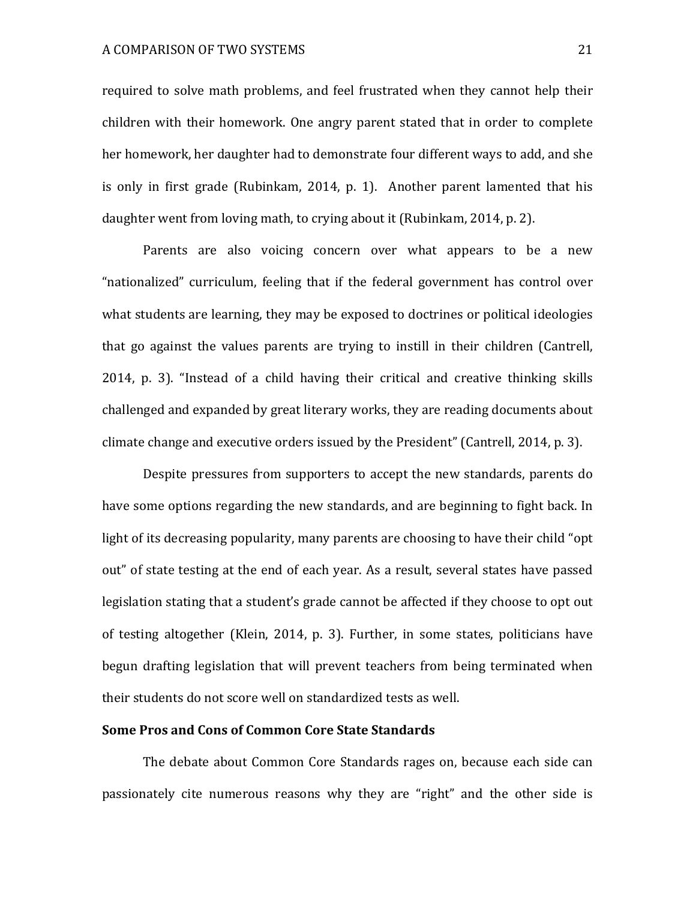required to solve math problems, and feel frustrated when they cannot help their children with their homework. One angry parent stated that in order to complete her homework, her daughter had to demonstrate four different ways to add, and she is only in first grade (Rubinkam, 2014, p. 1). Another parent lamented that his daughter went from loving math, to crying about it (Rubinkam, 2014, p. 2).

Parents are also voicing concern over what appears to be a new "nationalized" curriculum, feeling that if the federal government has control over what students are learning, they may be exposed to doctrines or political ideologies that go against the values parents are trying to instill in their children (Cantrell, 2014, p. 3). "Instead of a child having their critical and creative thinking skills challenged and expanded by great literary works, they are reading documents about climate change and executive orders issued by the President" (Cantrell, 2014, p. 3).

Despite pressures from supporters to accept the new standards, parents do have some options regarding the new standards, and are beginning to fight back. In light of its decreasing popularity, many parents are choosing to have their child "opt out" of state testing at the end of each year. As a result, several states have passed legislation stating that a student's grade cannot be affected if they choose to opt out of testing altogether (Klein, 2014, p. 3). Further, in some states, politicians have begun drafting legislation that will prevent teachers from being terminated when their students do not score well on standardized tests as well.

**Some Pros and Cons of Common Core State Standards**

The debate about Common Core Standards rages on, because each side can passionately cite numerous reasons why they are "right" and the other side is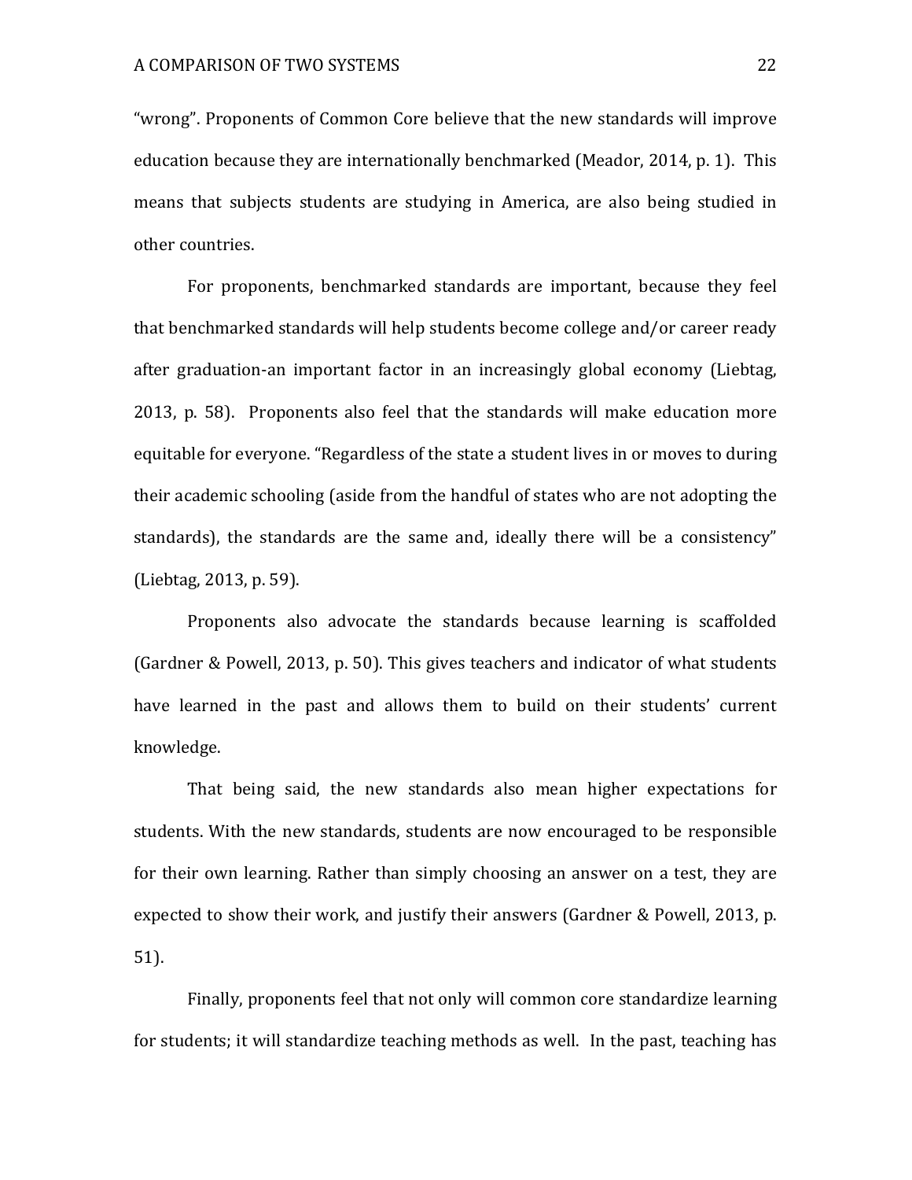"wrong". Proponents of Common Core believe that the new standards will improve education because they are internationally benchmarked (Meador, 2014, p. 1). This means that subjects students are studying in America, are also being studied in other countries.

For proponents, benchmarked standards are important, because they feel that benchmarked standards will help students become college and/or career ready after graduation-an important factor in an increasingly global economy (Liebtag, 2013, p. 58). Proponents also feel that the standards will make education more equitable for everyone. "Regardless of the state a student lives in or moves to during their academic schooling (aside from the handful of states who are not adopting the standards), the standards are the same and, ideally there will be a consistency" (Liebtag, 2013, p. 59).

Proponents also advocate the standards because learning is scaffolded (Gardner & Powell, 2013, p. 50). This gives teachers and indicator of what students have learned in the past and allows them to build on their students' current knowledge.

That being said, the new standards also mean higher expectations for students. With the new standards, students are now encouraged to be responsible for their own learning. Rather than simply choosing an answer on a test, they are expected to show their work, and justify their answers (Gardner & Powell, 2013, p. 51).

Finally, proponents feel that not only will common core standardize learning for students; it will standardize teaching methods as well. In the past, teaching has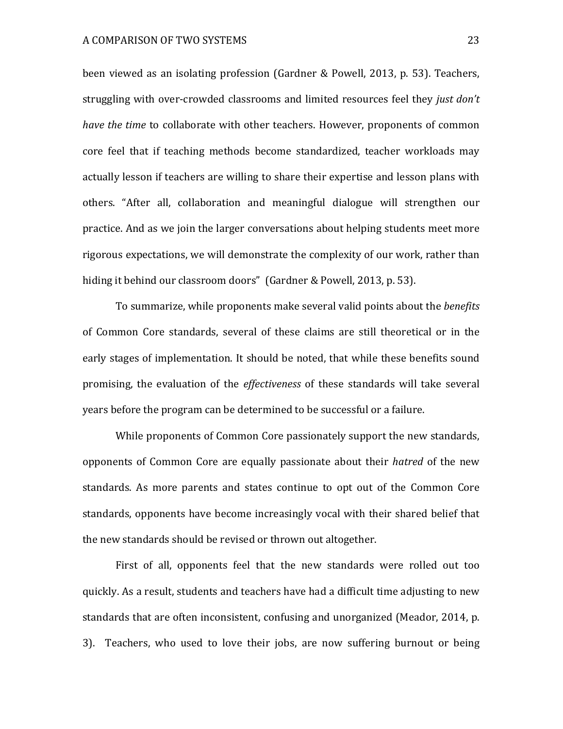been viewed as an isolating profession (Gardner & Powell, 2013, p. 53). Teachers, struggling with over-crowded classrooms and limited resources feel they *just don't have the time* to collaborate with other teachers. However, proponents of common core feel that if teaching methods become standardized, teacher workloads may actually lesson if teachers are willing to share their expertise and lesson plans with others. "After all, collaboration and meaningful dialogue will strengthen our practice. And as we join the larger conversations about helping students meet more rigorous expectations, we will demonstrate the complexity of our work, rather than hiding it behind our classroom doors" (Gardner & Powell, 2013, p. 53).

To summarize, while proponents make several valid points about the *benefits* of Common Core standards, several of these claims are still theoretical or in the early stages of implementation. It should be noted, that while these benefits sound promising, the evaluation of the *effectiveness* of these standards will take several years before the program can be determined to be successful or a failure.

While proponents of Common Core passionately support the new standards, opponents of Common Core are equally passionate about their *hatred* of the new standards. As more parents and states continue to opt out of the Common Core standards, opponents have become increasingly vocal with their shared belief that the new standards should be revised or thrown out altogether.

First of all, opponents feel that the new standards were rolled out too quickly. As a result, students and teachers have had a difficult time adjusting to new standards that are often inconsistent, confusing and unorganized (Meador, 2014, p. 3). Teachers, who used to love their jobs, are now suffering burnout or being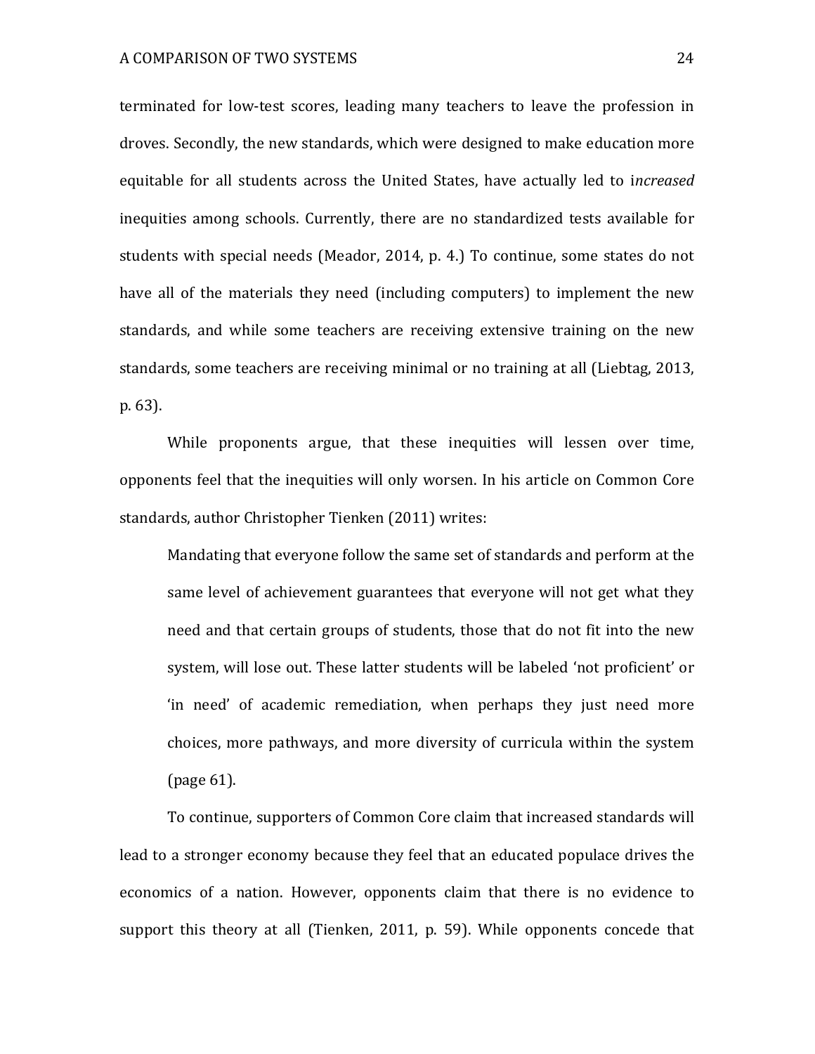terminated for low-test scores, leading many teachers to leave the profession in droves. Secondly, the new standards, which were designed to make education more equitable for all students across the United States, have actually led to i*ncreased* inequities among schools. Currently, there are no standardized tests available for students with special needs (Meador, 2014, p. 4.) To continue, some states do not have all of the materials they need (including computers) to implement the new standards, and while some teachers are receiving extensive training on the new standards, some teachers are receiving minimal or no training at all (Liebtag, 2013, p. 63).

While proponents argue, that these inequities will lessen over time, opponents feel that the inequities will only worsen. In his article on Common Core standards, author Christopher Tienken (2011) writes:

> Mandating that everyone follow the same set of standards and perform at the same level of achievement guarantees that everyone will not get what they need and that certain groups of students, those that do not fit into the new system, will lose out. These latter students will be labeled 'not proficient' or 'in need' of academic remediation, when perhaps they just need more choices, more pathways, and more diversity of curricula within the system (page 61).

To continue, supporters of Common Core claim that increased standards will lead to a stronger economy because they feel that an educated populace drives the economics of a nation. However, opponents claim that there is no evidence to support this theory at all (Tienken, 2011, p. 59). While opponents concede that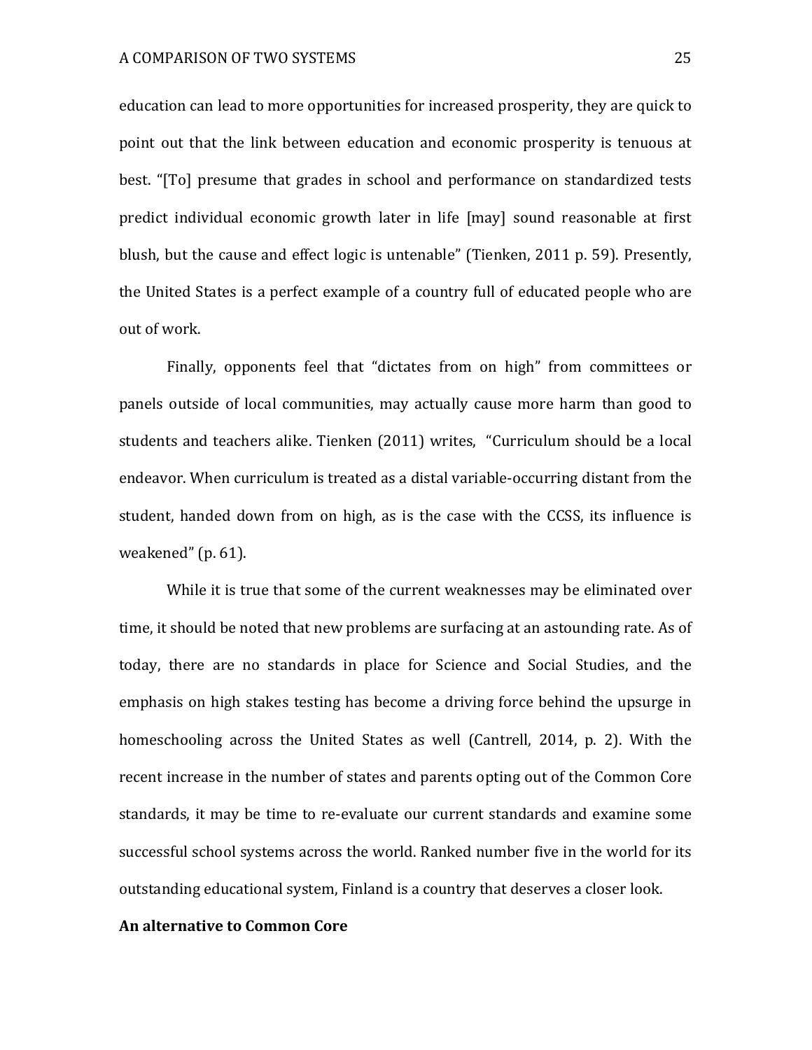education can lead to more opportunities for increased prosperity, they are quick to point out that the link between education and economic prosperity is tenuous at best. "[To] presume that grades in school and performance on standardized tests predict individual economic growth later in life [may] sound reasonable at first blush, but the cause and effect logic is untenable" (Tienken, 2011 p. 59). Presently, the United States is a perfect example of a country full of educated people who are out of work.

Finally, opponents feel that "dictates from on high" from committees or panels outside of local communities, may actually cause more harm than good to students and teachers alike. Tienken (2011) writes, "Curriculum should be a local endeavor. When curriculum is treated as a distal variable-occurring distant from the student, handed down from on high, as is the case with the CCSS, its influence is weakened" (p. 61).

While it is true that some of the current weaknesses may be eliminated over time, it should be noted that new problems are surfacing at an astounding rate. As of today, there are no standards in place for Science and Social Studies, and the emphasis on high stakes testing has become a driving force behind the upsurge in homeschooling across the United States as well (Cantrell, 2014, p. 2). With the recent increase in the number of states and parents opting out of the Common Core standards, it may be time to re-evaluate our current standards and examine some successful school systems across the world. Ranked number five in the world for its outstanding educational system, Finland is a country that deserves a closer look.

**An alternative to Common Core**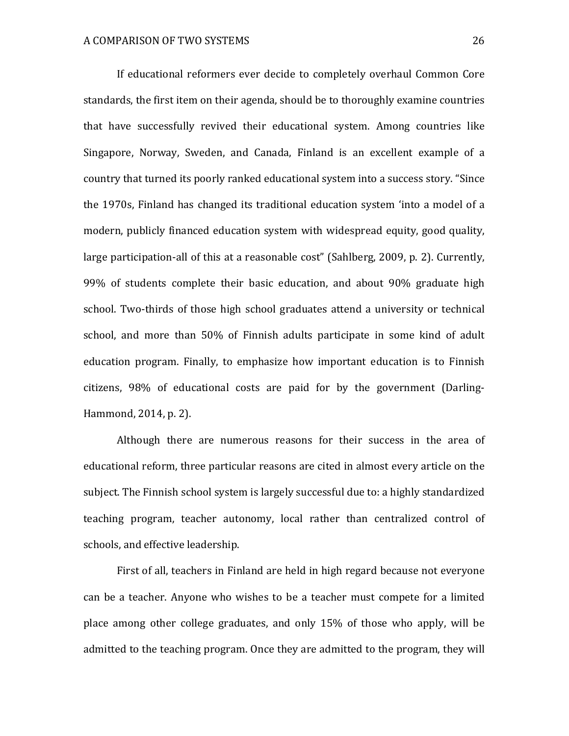If educational reformers ever decide to completely overhaul Common Core standards, the first item on their agenda, should be to thoroughly examine countries that have successfully revived their educational system. Among countries like Singapore, Norway, Sweden, and Canada, Finland is an excellent example of a country that turned its poorly ranked educational system into a success story. "Since the 1970s, Finland has changed its traditional education system 'into a model of a modern, publicly financed education system with widespread equity, good quality, large participation-all of this at a reasonable cost" (Sahlberg, 2009, p. 2). Currently, 99% of students complete their basic education, and about 90% graduate high school. Two-thirds of those high school graduates attend a university or technical school, and more than 50% of Finnish adults participate in some kind of adult education program. Finally, to emphasize how important education is to Finnish citizens, 98% of educational costs are paid for by the government (Darling-Hammond, 2014, p. 2).

Although there are numerous reasons for their success in the area of educational reform, three particular reasons are cited in almost every article on the subject. The Finnish school system is largely successful due to: a highly standardized teaching program, teacher autonomy, local rather than centralized control of schools, and effective leadership.

First of all, teachers in Finland are held in high regard because not everyone can be a teacher. Anyone who wishes to be a teacher must compete for a limited place among other college graduates, and only 15% of those who apply, will be admitted to the teaching program. Once they are admitted to the program, they will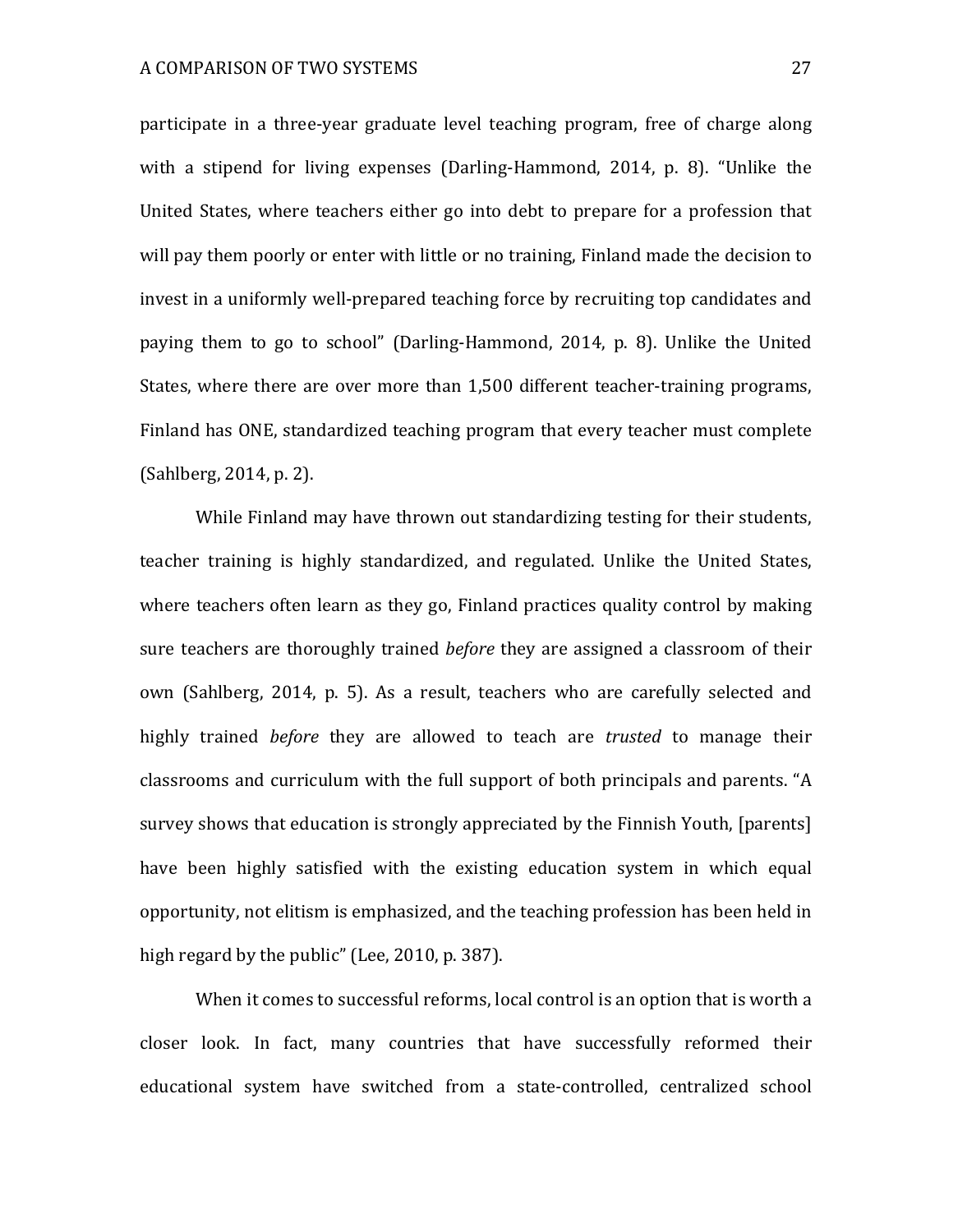participate in a three-year graduate level teaching program, free of charge along with a stipend for living expenses (Darling-Hammond, 2014, p. 8). "Unlike the United States, where teachers either go into debt to prepare for a profession that will pay them poorly or enter with little or no training, Finland made the decision to invest in a uniformly well-prepared teaching force by recruiting top candidates and paying them to go to school" (Darling-Hammond, 2014, p. 8). Unlike the United States, where there are over more than 1,500 different teacher-training programs, Finland has ONE, standardized teaching program that every teacher must complete (Sahlberg, 2014, p. 2).

While Finland may have thrown out standardizing testing for their students, teacher training is highly standardized, and regulated. Unlike the United States, where teachers often learn as they go, Finland practices quality control by making sure teachers are thoroughly trained *before* they are assigned a classroom of their own (Sahlberg, 2014, p. 5). As a result, teachers who are carefully selected and highly trained *before* they are allowed to teach are *trusted* to manage their classrooms and curriculum with the full support of both principals and parents. "A survey shows that education is strongly appreciated by the Finnish Youth, [parents] have been highly satisfied with the existing education system in which equal opportunity, not elitism is emphasized, and the teaching profession has been held in high regard by the public" (Lee, 2010, p. 387).

When it comes to successful reforms, local control is an option that is worth a closer look. In fact, many countries that have successfully reformed their educational system have switched from a state-controlled, centralized school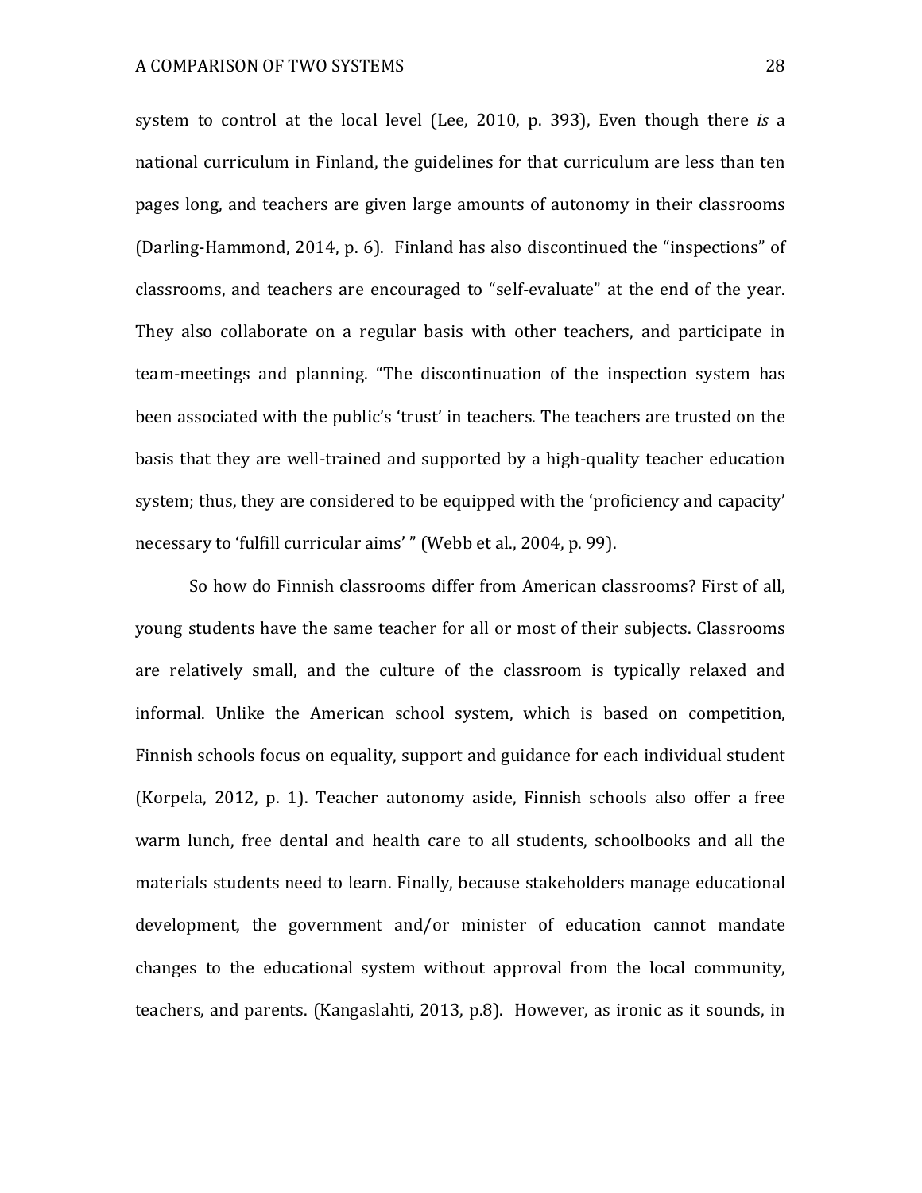system to control at the local level (Lee, 2010, p. 393), Even though there *is* a national curriculum in Finland, the guidelines for that curriculum are less than ten pages long, and teachers are given large amounts of autonomy in their classrooms (Darling-Hammond, 2014, p. 6). Finland has also discontinued the "inspections" of classrooms, and teachers are encouraged to "self-evaluate" at the end of the year. They also collaborate on a regular basis with other teachers, and participate in team-meetings and planning. "The discontinuation of the inspection system has been associated with the public's 'trust' in teachers. The teachers are trusted on the basis that they are well-trained and supported by a high-quality teacher education system; thus, they are considered to be equipped with the 'proficiency and capacity' necessary to 'fulfill curricular aims' " (Webb et al., 2004, p. 99).

So how do Finnish classrooms differ from American classrooms? First of all, young students have the same teacher for all or most of their subjects. Classrooms are relatively small, and the culture of the classroom is typically relaxed and informal. Unlike the American school system, which is based on competition, Finnish schools focus on equality, support and guidance for each individual student (Korpela, 2012, p. 1). Teacher autonomy aside, Finnish schools also offer a free warm lunch, free dental and health care to all students, schoolbooks and all the materials students need to learn. Finally, because stakeholders manage educational development, the government and/or minister of education cannot mandate changes to the educational system without approval from the local community, teachers, and parents. (Kangaslahti, 2013, p.8). However, as ironic as it sounds, in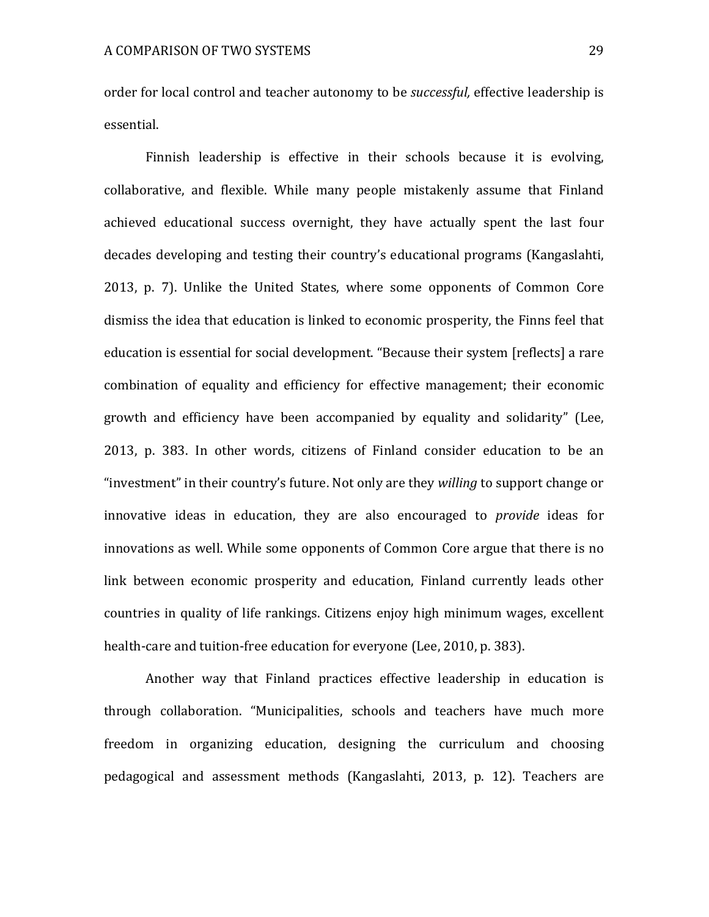order for local control and teacher autonomy to be *successful,* effective leadership is essential.

Finnish leadership is effective in their schools because it is evolving, collaborative, and flexible. While many people mistakenly assume that Finland achieved educational success overnight, they have actually spent the last four decades developing and testing their country's educational programs (Kangaslahti, 2013, p. 7). Unlike the United States, where some opponents of Common Core dismiss the idea that education is linked to economic prosperity, the Finns feel that education is essential for social development. "Because their system [reflects] a rare combination of equality and efficiency for effective management; their economic growth and efficiency have been accompanied by equality and solidarity" (Lee, 2013, p. 383. In other words, citizens of Finland consider education to be an "investment" in their country's future. Not only are they *willing* to support change or innovative ideas in education, they are also encouraged to *provide* ideas for innovations as well. While some opponents of Common Core argue that there is no link between economic prosperity and education, Finland currently leads other countries in quality of life rankings. Citizens enjoy high minimum wages, excellent health-care and tuition-free education for everyone (Lee, 2010, p. 383).

Another way that Finland practices effective leadership in education is through collaboration. "Municipalities, schools and teachers have much more freedom in organizing education, designing the curriculum and choosing pedagogical and assessment methods (Kangaslahti, 2013, p. 12). Teachers are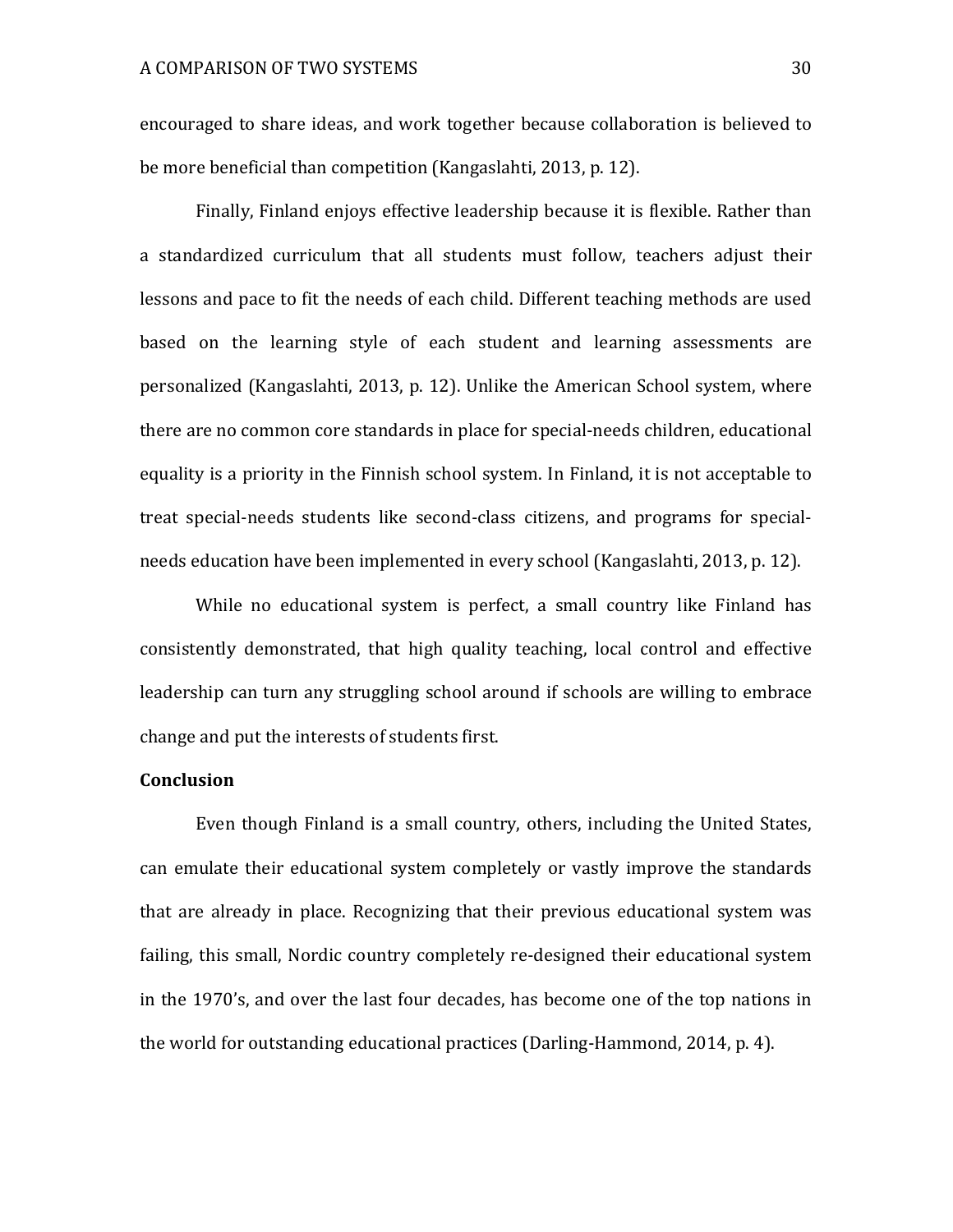encouraged to share ideas, and work together because collaboration is believed to be more beneficial than competition (Kangaslahti, 2013, p. 12).

Finally, Finland enjoys effective leadership because it is flexible. Rather than a standardized curriculum that all students must follow, teachers adjust their lessons and pace to fit the needs of each child. Different teaching methods are used based on the learning style of each student and learning assessments are personalized (Kangaslahti, 2013, p. 12). Unlike the American School system, where there are no common core standards in place for special-needs children, educational equality is a priority in the Finnish school system. In Finland, it is not acceptable to treat special-needs students like second-class citizens, and programs for special-needs education have been implemented in every school (Kangaslahti, 2013, p. 12).

While no educational system is perfect, a small country like Finland has consistently demonstrated, that high quality teaching, local control and effective leadership can turn any struggling school around if schools are willing to embrace change and put the interests of students first.

**Conclusion**

Even though Finland is a small country, others, including the United States, can emulate their educational system completely or vastly improve the standards that are already in place. Recognizing that their previous educational system was failing, this small, Nordic country completely re-designed their educational system in the 1970's, and over the last four decades, has become one of the top nations in the world for outstanding educational practices (Darling-Hammond, 2014, p. 4).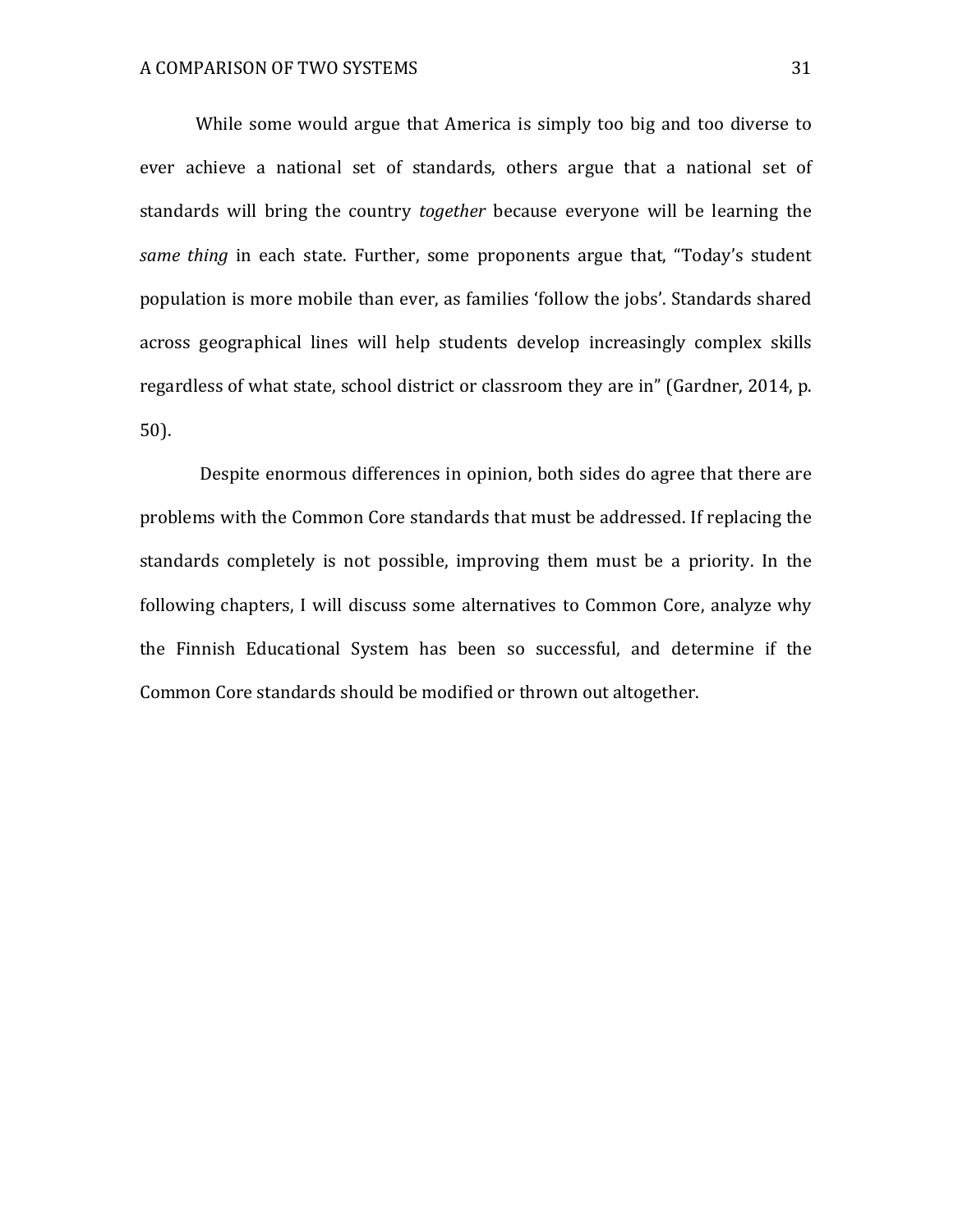While some would argue that America is simply too big and too diverse to ever achieve a national set of standards, others argue that a national set of standards will bring the country *together* because everyone will be learning the *same thing* in each state. Further, some proponents argue that, "Today's student population is more mobile than ever, as families 'follow the jobs'. Standards shared across geographical lines will help students develop increasingly complex skills regardless of what state, school district or classroom they are in" (Gardner, 2014, p. 50).

Despite enormous differences in opinion, both sides do agree that there are problems with the Common Core standards that must be addressed. If replacing the standards completely is not possible, improving them must be a priority. In the following chapters, I will discuss some alternatives to Common Core, analyze why the Finnish Educational System has been so successful, and determine if the Common Core standards should be modified or thrown out altogether.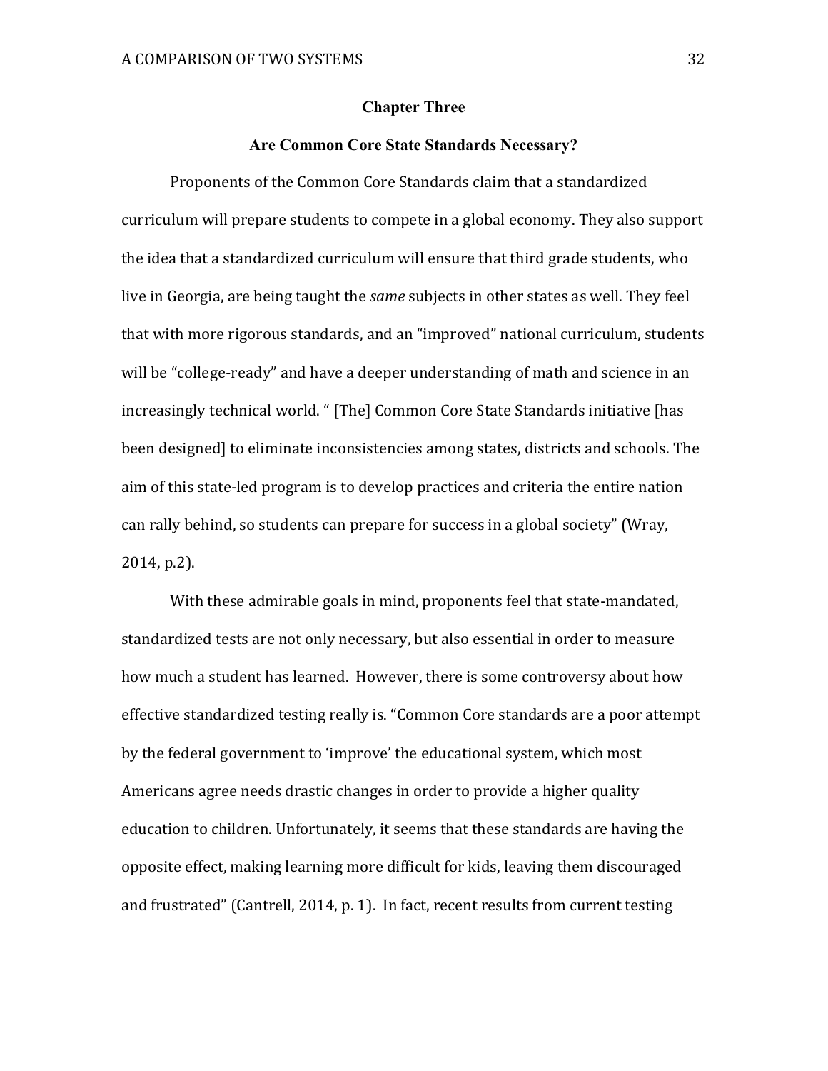# Chapter Three

## Are Common Core State Standards Necessary?

Proponents of the Common Core Standards claim that a standardized curriculum will prepare students to compete in a global economy. They also support the idea that a standardized curriculum will ensure that third grade students, who live in Georgia, are being taught the *same* subjects in other states as well. They feel that with more rigorous standards, and an "improved" national curriculum, students will be "college-ready" and have a deeper understanding of math and science in an increasingly technical world. " [The] Common Core State Standards initiative [has been designed] to eliminate inconsistencies among states, districts and schools. The aim of this state-led program is to develop practices and criteria the entire nation can rally behind, so students can prepare for success in a global society" (Wray, 2014, p.2).

With these admirable goals in mind, proponents feel that state-mandated, standardized tests are not only necessary, but also essential in order to measure how much a student has learned. However, there is some controversy about how effective standardized testing really is. "Common Core standards are a poor attempt by the federal government to 'improve' the educational system, which most Americans agree needs drastic changes in order to provide a higher quality education to children. Unfortunately, it seems that these standards are having the opposite effect, making learning more difficult for kids, leaving them discouraged and frustrated" (Cantrell, 2014, p. 1). In fact, recent results from current testing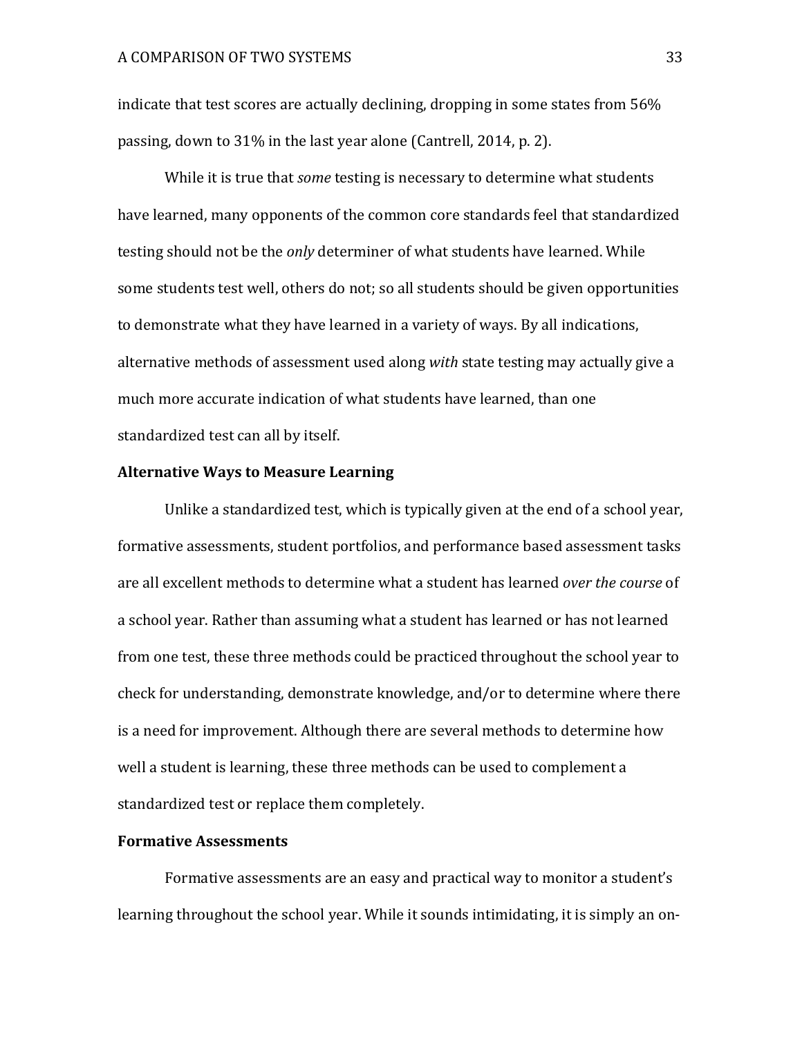indicate that test scores are actually declining, dropping in some states from 56% passing, down to 31% in the last year alone (Cantrell, 2014, p. 2).

While it is true that *some* testing is necessary to determine what students have learned, many opponents of the common core standards feel that standardized testing should not be the *only* determiner of what students have learned. While some students test well, others do not; so all students should be given opportunities to demonstrate what they have learned in a variety of ways. By all indications, alternative methods of assessment used along *with* state testing may actually give a much more accurate indication of what students have learned, than one standardized test can all by itself.

**Alternative Ways to Measure Learning**

Unlike a standardized test, which is typically given at the end of a school year, formative assessments, student portfolios, and performance based assessment tasks are all excellent methods to determine what a student has learned *over the course* of a school year. Rather than assuming what a student has learned or has not learned from one test, these three methods could be practiced throughout the school year to check for understanding, demonstrate knowledge, and/or to determine where there is a need for improvement. Although there are several methods to determine how well a student is learning, these three methods can be used to complement a standardized test or replace them completely.

**Formative Assessments**

Formative assessments are an easy and practical way to monitor a student's learning throughout the school year. While it sounds intimidating, it is simply an on-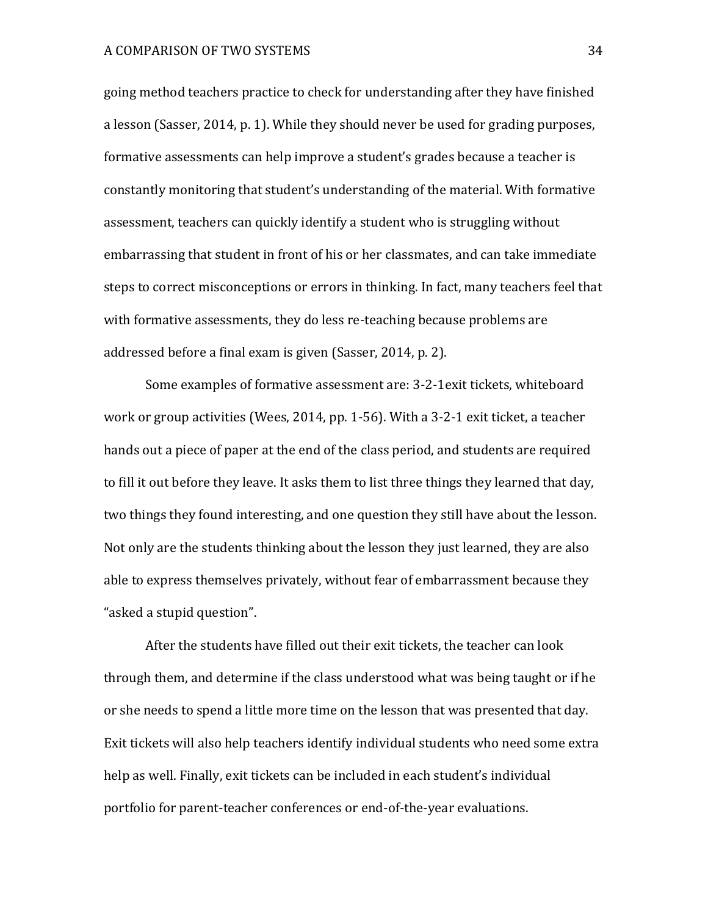going method teachers practice to check for understanding after they have finished a lesson (Sasser, 2014, p. 1). While they should never be used for grading purposes, formative assessments can help improve a student's grades because a teacher is constantly monitoring that student's understanding of the material. With formative assessment, teachers can quickly identify a student who is struggling without embarrassing that student in front of his or her classmates, and can take immediate steps to correct misconceptions or errors in thinking. In fact, many teachers feel that with formative assessments, they do less re-teaching because problems are addressed before a final exam is given (Sasser, 2014, p. 2).

Some examples of formative assessment are: 3-2-1exit tickets, whiteboard work or group activities (Wees, 2014, pp. 1-56). With a 3-2-1 exit ticket, a teacher hands out a piece of paper at the end of the class period, and students are required to fill it out before they leave. It asks them to list three things they learned that day, two things they found interesting, and one question they still have about the lesson. Not only are the students thinking about the lesson they just learned, they are also able to express themselves privately, without fear of embarrassment because they "asked a stupid question".

After the students have filled out their exit tickets, the teacher can look through them, and determine if the class understood what was being taught or if he or she needs to spend a little more time on the lesson that was presented that day. Exit tickets will also help teachers identify individual students who need some extra help as well. Finally, exit tickets can be included in each student's individual portfolio for parent-teacher conferences or end-of-the-year evaluations.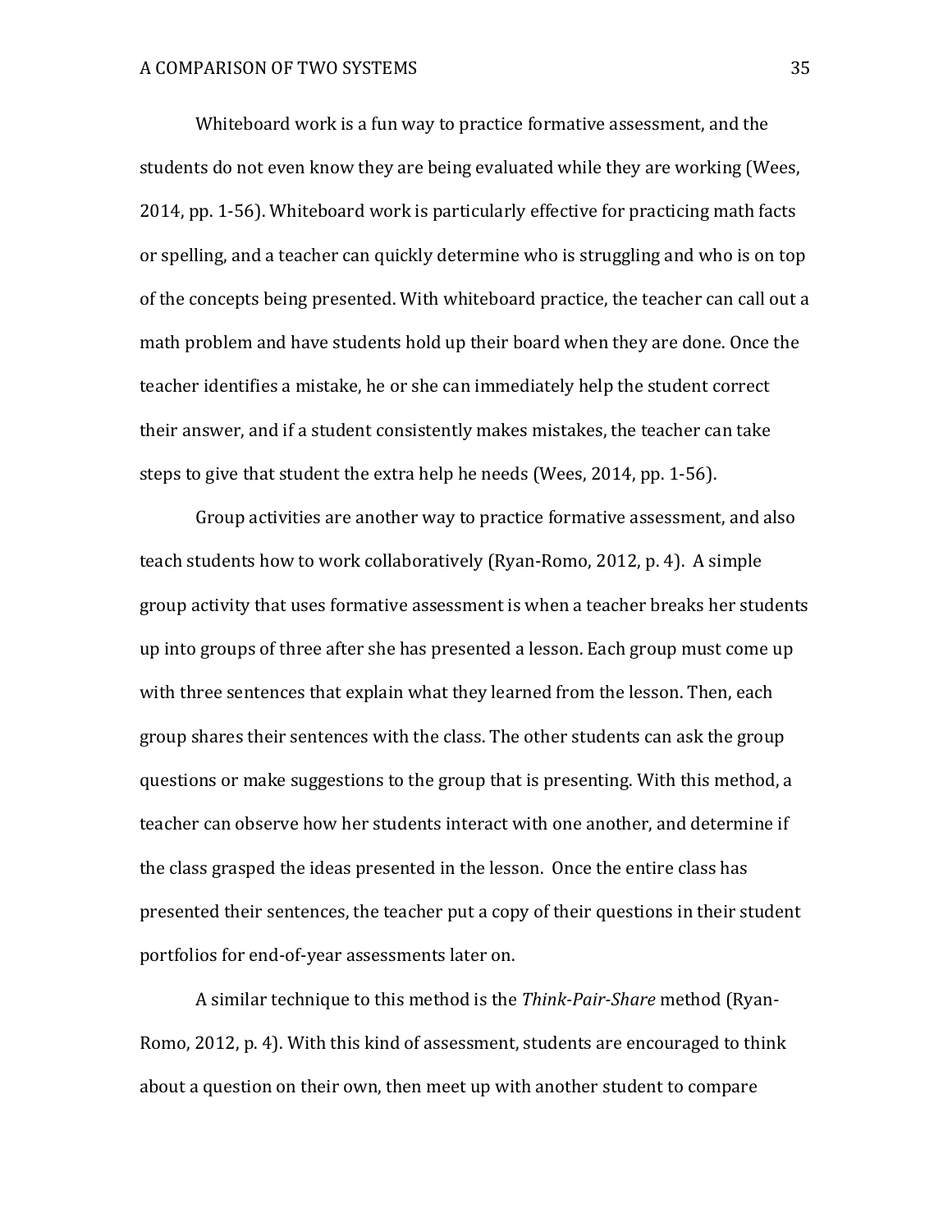Whiteboard work is a fun way to practice formative assessment, and the students do not even know they are being evaluated while they are working (Wees, 2014, pp. 1-56). Whiteboard work is particularly effective for practicing math facts or spelling, and a teacher can quickly determine who is struggling and who is on top of the concepts being presented. With whiteboard practice, the teacher can call out a math problem and have students hold up their board when they are done. Once the teacher identifies a mistake, he or she can immediately help the student correct their answer, and if a student consistently makes mistakes, the teacher can take steps to give that student the extra help he needs (Wees, 2014, pp. 1-56).

Group activities are another way to practice formative assessment, and also teach students how to work collaboratively (Ryan-Romo, 2012, p. 4). A simple group activity that uses formative assessment is when a teacher breaks her students up into groups of three after she has presented a lesson. Each group must come up with three sentences that explain what they learned from the lesson. Then, each group shares their sentences with the class. The other students can ask the group questions or make suggestions to the group that is presenting. With this method, a teacher can observe how her students interact with one another, and determine if the class grasped the ideas presented in the lesson. Once the entire class has presented their sentences, the teacher put a copy of their questions in their student portfolios for end-of-year assessments later on.

A similar technique to this method is the *Think-Pair-Share* method (Ryan-Romo, 2012, p. 4). With this kind of assessment, students are encouraged to think about a question on their own, then meet up with another student to compare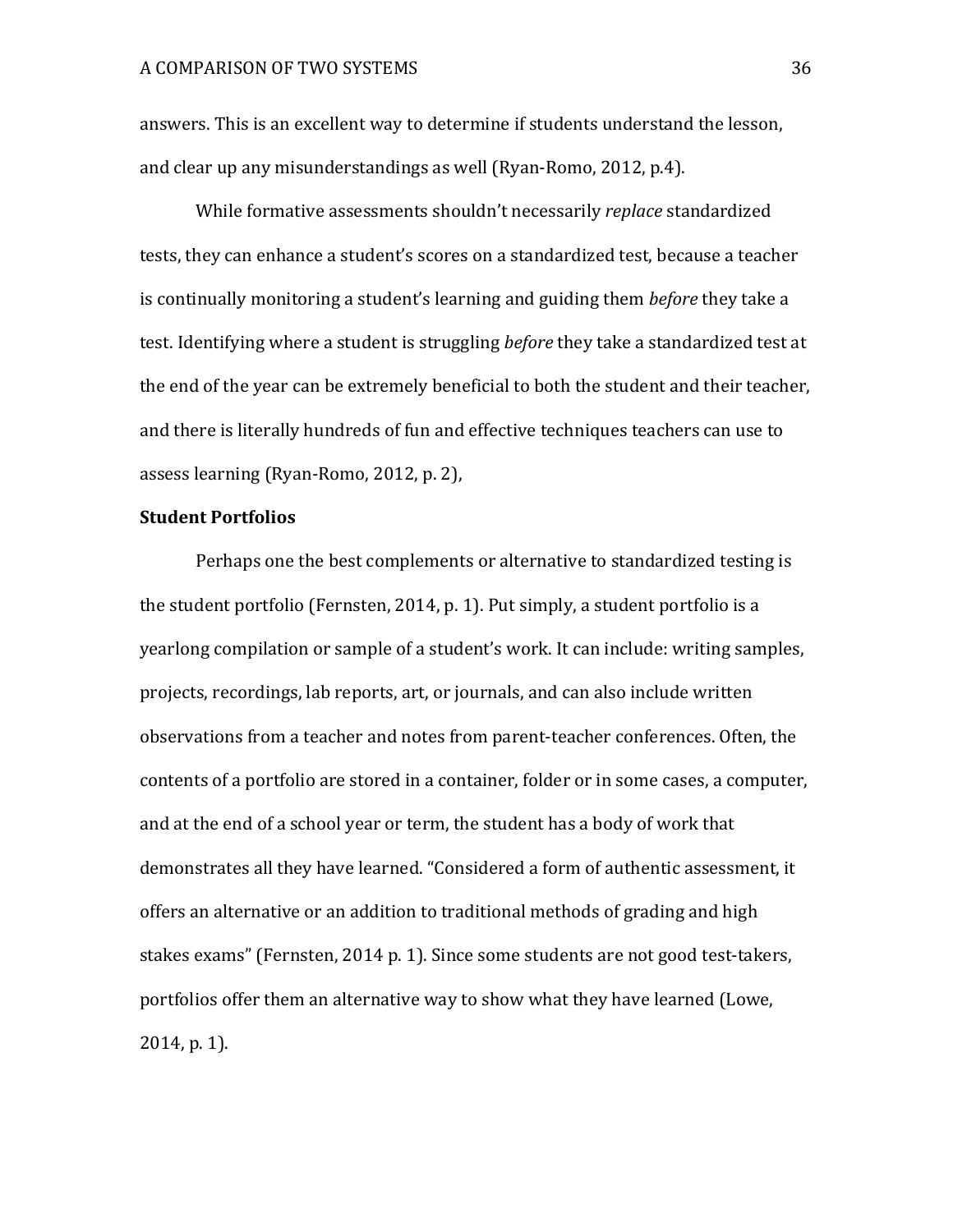answers. This is an excellent way to determine if students understand the lesson, and clear up any misunderstandings as well (Ryan-Romo, 2012, p.4).

While formative assessments shouldn't necessarily *replace* standardized tests, they can enhance a student's scores on a standardized test, because a teacher is continually monitoring a student's learning and guiding them *before* they take a test. Identifying where a student is struggling *before* they take a standardized test at the end of the year can be extremely beneficial to both the student and their teacher, and there is literally hundreds of fun and effective techniques teachers can use to assess learning (Ryan-Romo, 2012, p. 2),

**Student Portfolios**

Perhaps one the best complements or alternative to standardized testing is the student portfolio (Fernsten, 2014, p. 1). Put simply, a student portfolio is a yearlong compilation or sample of a student's work. It can include: writing samples, projects, recordings, lab reports, art, or journals, and can also include written observations from a teacher and notes from parent-teacher conferences. Often, the contents of a portfolio are stored in a container, folder or in some cases, a computer, and at the end of a school year or term, the student has a body of work that demonstrates all they have learned. "Considered a form of authentic assessment, it offers an alternative or an addition to traditional methods of grading and high stakes exams" (Fernsten, 2014 p. 1). Since some students are not good test-takers, portfolios offer them an alternative way to show what they have learned (Lowe, 2014, p. 1).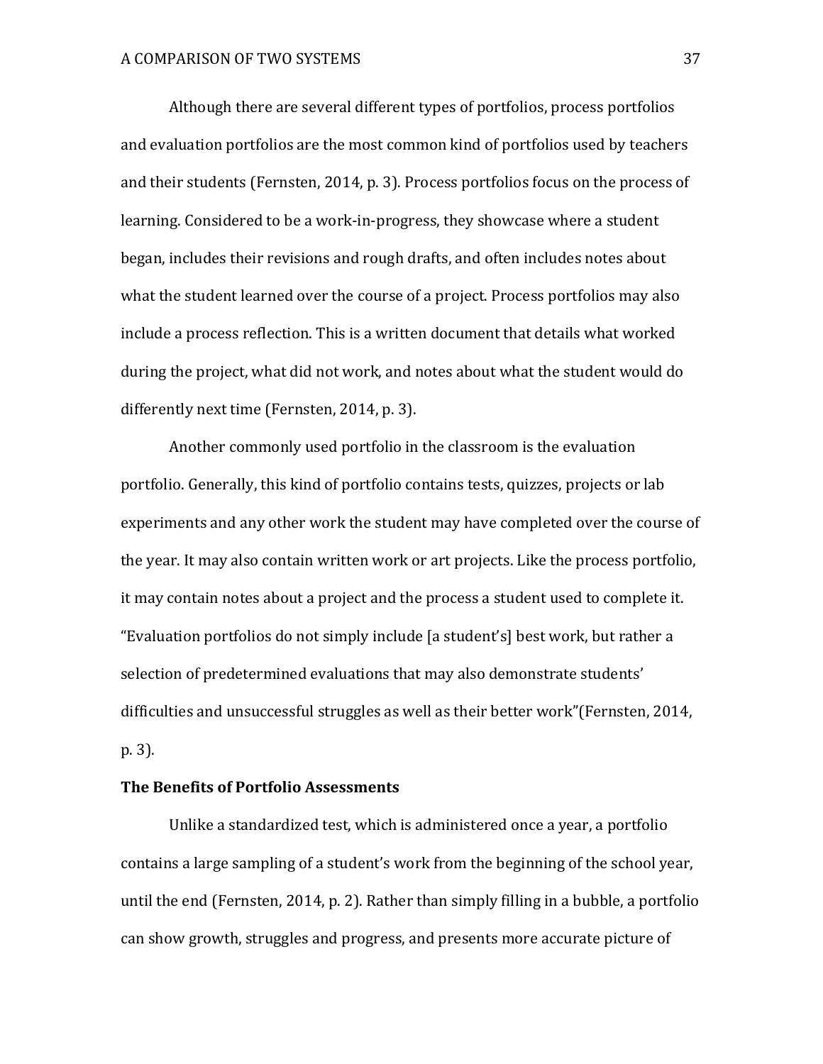Although there are several different types of portfolios, process portfolios and evaluation portfolios are the most common kind of portfolios used by teachers and their students (Fernsten, 2014, p. 3). Process portfolios focus on the process of learning. Considered to be a work-in-progress, they showcase where a student began, includes their revisions and rough drafts, and often includes notes about what the student learned over the course of a project. Process portfolios may also include a process reflection. This is a written document that details what worked during the project, what did not work, and notes about what the student would do differently next time (Fernsten, 2014, p. 3).

Another commonly used portfolio in the classroom is the evaluation portfolio. Generally, this kind of portfolio contains tests, quizzes, projects or lab experiments and any other work the student may have completed over the course of the year. It may also contain written work or art projects. Like the process portfolio, it may contain notes about a project and the process a student used to complete it. "Evaluation portfolios do not simply include [a student's] best work, but rather a selection of predetermined evaluations that may also demonstrate students' difficulties and unsuccessful struggles as well as their better work"(Fernsten, 2014, p. 3).

**The Benefits of Portfolio Assessments**

Unlike a standardized test, which is administered once a year, a portfolio contains a large sampling of a student's work from the beginning of the school year, until the end (Fernsten, 2014, p. 2). Rather than simply filling in a bubble, a portfolio can show growth, struggles and progress, and presents more accurate picture of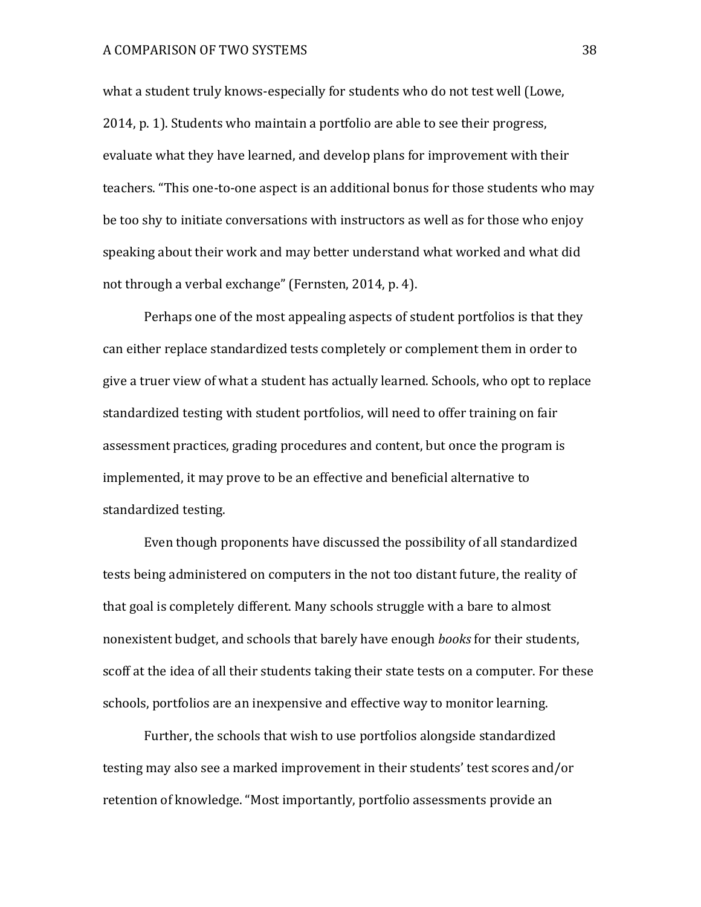what a student truly knows-especially for students who do not test well (Lowe, 2014, p. 1). Students who maintain a portfolio are able to see their progress, evaluate what they have learned, and develop plans for improvement with their teachers. "This one-to-one aspect is an additional bonus for those students who may be too shy to initiate conversations with instructors as well as for those who enjoy speaking about their work and may better understand what worked and what did not through a verbal exchange" (Fernsten, 2014, p. 4).

Perhaps one of the most appealing aspects of student portfolios is that they can either replace standardized tests completely or complement them in order to give a truer view of what a student has actually learned. Schools, who opt to replace standardized testing with student portfolios, will need to offer training on fair assessment practices, grading procedures and content, but once the program is implemented, it may prove to be an effective and beneficial alternative to standardized testing.

Even though proponents have discussed the possibility of all standardized tests being administered on computers in the not too distant future, the reality of that goal is completely different. Many schools struggle with a bare to almost nonexistent budget, and schools that barely have enough *books* for their students, scoff at the idea of all their students taking their state tests on a computer. For these schools, portfolios are an inexpensive and effective way to monitor learning.

Further, the schools that wish to use portfolios alongside standardized testing may also see a marked improvement in their students' test scores and/or retention of knowledge. "Most importantly, portfolio assessments provide an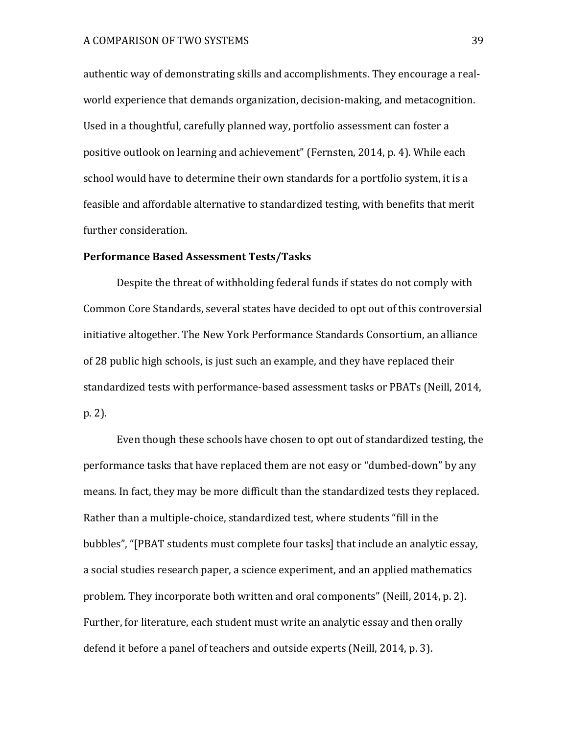authentic way of demonstrating skills and accomplishments. They encourage a real-world experience that demands organization, decision-making, and metacognition. Used in a thoughtful, carefully planned way, portfolio assessment can foster a positive outlook on learning and achievement" (Fernsten, 2014, p. 4). While each school would have to determine their own standards for a portfolio system, it is a feasible and affordable alternative to standardized testing, with benefits that merit further consideration.

**Performance Based Assessment Tests/Tasks**

Despite the threat of withholding federal funds if states do not comply with Common Core Standards, several states have decided to opt out of this controversial initiative altogether. The New York Performance Standards Consortium, an alliance of 28 public high schools, is just such an example, and they have replaced their standardized tests with performance-based assessment tasks or PBATs (Neill, 2014, p. 2).

Even though these schools have chosen to opt out of standardized testing, the performance tasks that have replaced them are not easy or "dumbed-down" by any means. In fact, they may be more difficult than the standardized tests they replaced. Rather than a multiple-choice, standardized test, where students "fill in the bubbles", "[PBAT students must complete four tasks] that include an analytic essay, a social studies research paper, a science experiment, and an applied mathematics problem. They incorporate both written and oral components" (Neill, 2014, p. 2). Further, for literature, each student must write an analytic essay and then orally defend it before a panel of teachers and outside experts (Neill, 2014, p. 3).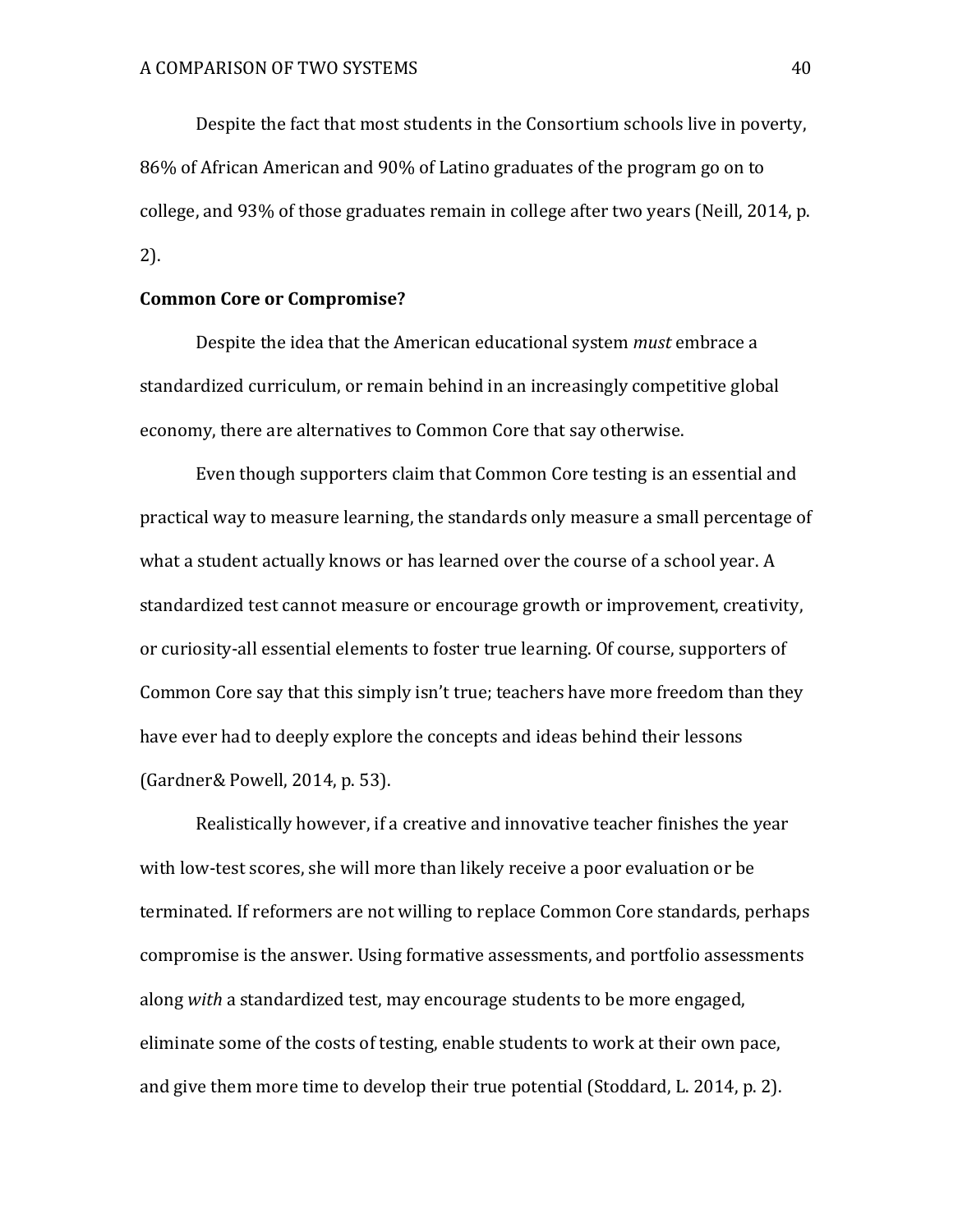Despite the fact that most students in the Consortium schools live in poverty, 86% of African American and 90% of Latino graduates of the program go on to college, and 93% of those graduates remain in college after two years (Neill, 2014, p. 2).

**Common Core or Compromise?**

Despite the idea that the American educational system *must* embrace a standardized curriculum, or remain behind in an increasingly competitive global economy, there are alternatives to Common Core that say otherwise.

Even though supporters claim that Common Core testing is an essential and practical way to measure learning, the standards only measure a small percentage of what a student actually knows or has learned over the course of a school year. A standardized test cannot measure or encourage growth or improvement, creativity, or curiosity-all essential elements to foster true learning. Of course, supporters of Common Core say that this simply isn't true; teachers have more freedom than they have ever had to deeply explore the concepts and ideas behind their lessons (Gardner& Powell, 2014, p. 53).

Realistically however, if a creative and innovative teacher finishes the year with low-test scores, she will more than likely receive a poor evaluation or be terminated. If reformers are not willing to replace Common Core standards, perhaps compromise is the answer. Using formative assessments, and portfolio assessments along *with* a standardized test, may encourage students to be more engaged, eliminate some of the costs of testing, enable students to work at their own pace, and give them more time to develop their true potential (Stoddard, L. 2014, p. 2).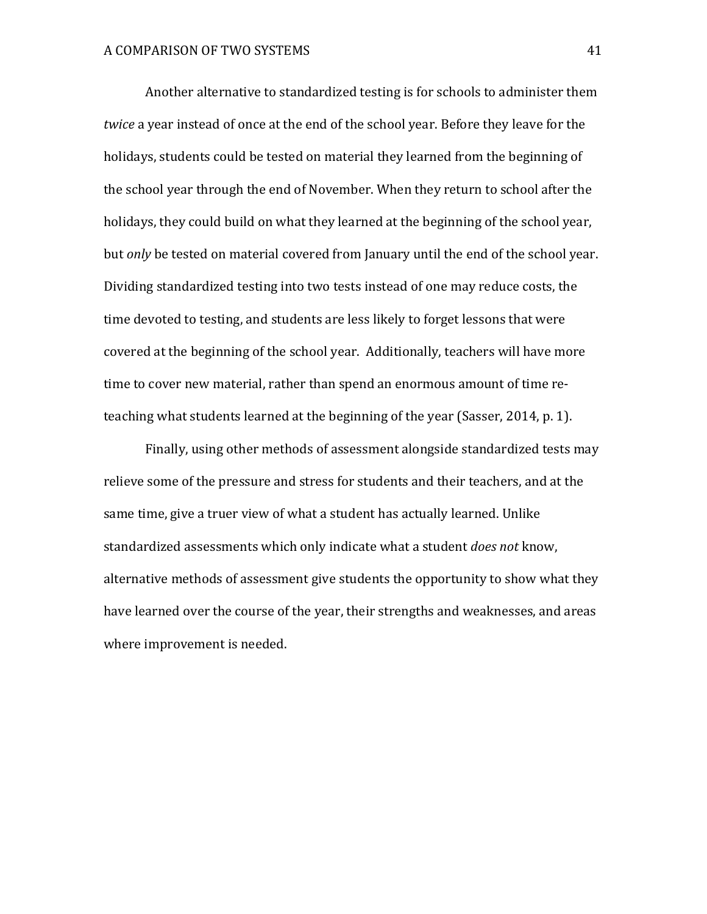Another alternative to standardized testing is for schools to administer them *twice* a year instead of once at the end of the school year. Before they leave for the holidays, students could be tested on material they learned from the beginning of the school year through the end of November. When they return to school after the holidays, they could build on what they learned at the beginning of the school year, but *only* be tested on material covered from January until the end of the school year. Dividing standardized testing into two tests instead of one may reduce costs, the time devoted to testing, and students are less likely to forget lessons that were covered at the beginning of the school year. Additionally, teachers will have more time to cover new material, rather than spend an enormous amount of time re-teaching what students learned at the beginning of the year (Sasser, 2014, p. 1).

Finally, using other methods of assessment alongside standardized tests may relieve some of the pressure and stress for students and their teachers, and at the same time, give a truer view of what a student has actually learned. Unlike standardized assessments which only indicate what a student *does not* know, alternative methods of assessment give students the opportunity to show what they have learned over the course of the year, their strengths and weaknesses, and areas where improvement is needed.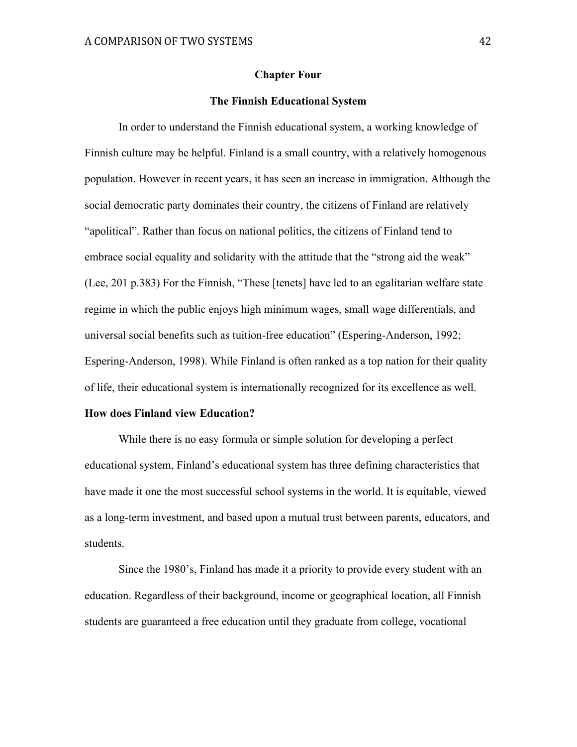# Chapter Four

## The Finnish Educational System

In order to understand the Finnish educational system, a working knowledge of Finnish culture may be helpful. Finland is a small country, with a relatively homogenous population. However in recent years, it has seen an increase in immigration. Although the social democratic party dominates their country, the citizens of Finland are relatively "apolitical". Rather than focus on national politics, the citizens of Finland tend to embrace social equality and solidarity with the attitude that the "strong aid the weak" (Lee, 201 p.383) For the Finnish, "These [tenets] have led to an egalitarian welfare state regime in which the public enjoys high minimum wages, small wage differentials, and universal social benefits such as tuition-free education" (Espering-Anderson, 1992; Espering-Anderson, 1998). While Finland is often ranked as a top nation for their quality of life, their educational system is internationally recognized for its excellence as well.

### How does Finland view Education?

While there is no easy formula or simple solution for developing a perfect educational system, Finland's educational system has three defining characteristics that have made it one the most successful school systems in the world. It is equitable, viewed as a long-term investment, and based upon a mutual trust between parents, educators, and students.

Since the 1980's, Finland has made it a priority to provide every student with an education. Regardless of their background, income or geographical location, all Finnish students are guaranteed a free education until they graduate from college, vocational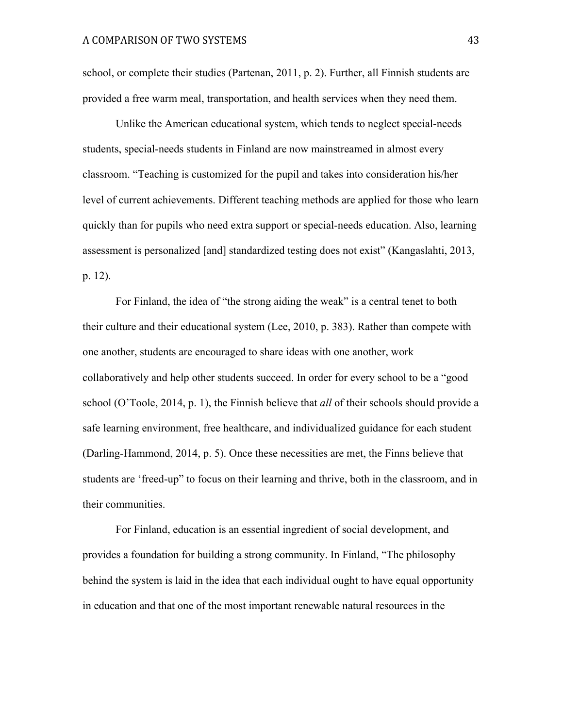school, or complete their studies (Partenan, 2011, p. 2). Further, all Finnish students are provided a free warm meal, transportation, and health services when they need them.

Unlike the American educational system, which tends to neglect special-needs students, special-needs students in Finland are now mainstreamed in almost every classroom. “Teaching is customized for the pupil and takes into consideration his/her level of current achievements. Different teaching methods are applied for those who learn quickly than for pupils who need extra support or special-needs education. Also, learning assessment is personalized [and] standardized testing does not exist” (Kangaslahti, 2013, p. 12).

For Finland, the idea of “the strong aiding the weak” is a central tenet to both their culture and their educational system (Lee, 2010, p. 383). Rather than compete with one another, students are encouraged to share ideas with one another, work collaboratively and help other students succeed. In order for every school to be a “good school (O’Toole, 2014, p. 1), the Finnish believe that *all* of their schools should provide a safe learning environment, free healthcare, and individualized guidance for each student (Darling-Hammond, 2014, p. 5). Once these necessities are met, the Finns believe that students are ‘freed-up” to focus on their learning and thrive, both in the classroom, and in their communities.

For Finland, education is an essential ingredient of social development, and provides a foundation for building a strong community. In Finland, “The philosophy behind the system is laid in the idea that each individual ought to have equal opportunity in education and that one of the most important renewable natural resources in the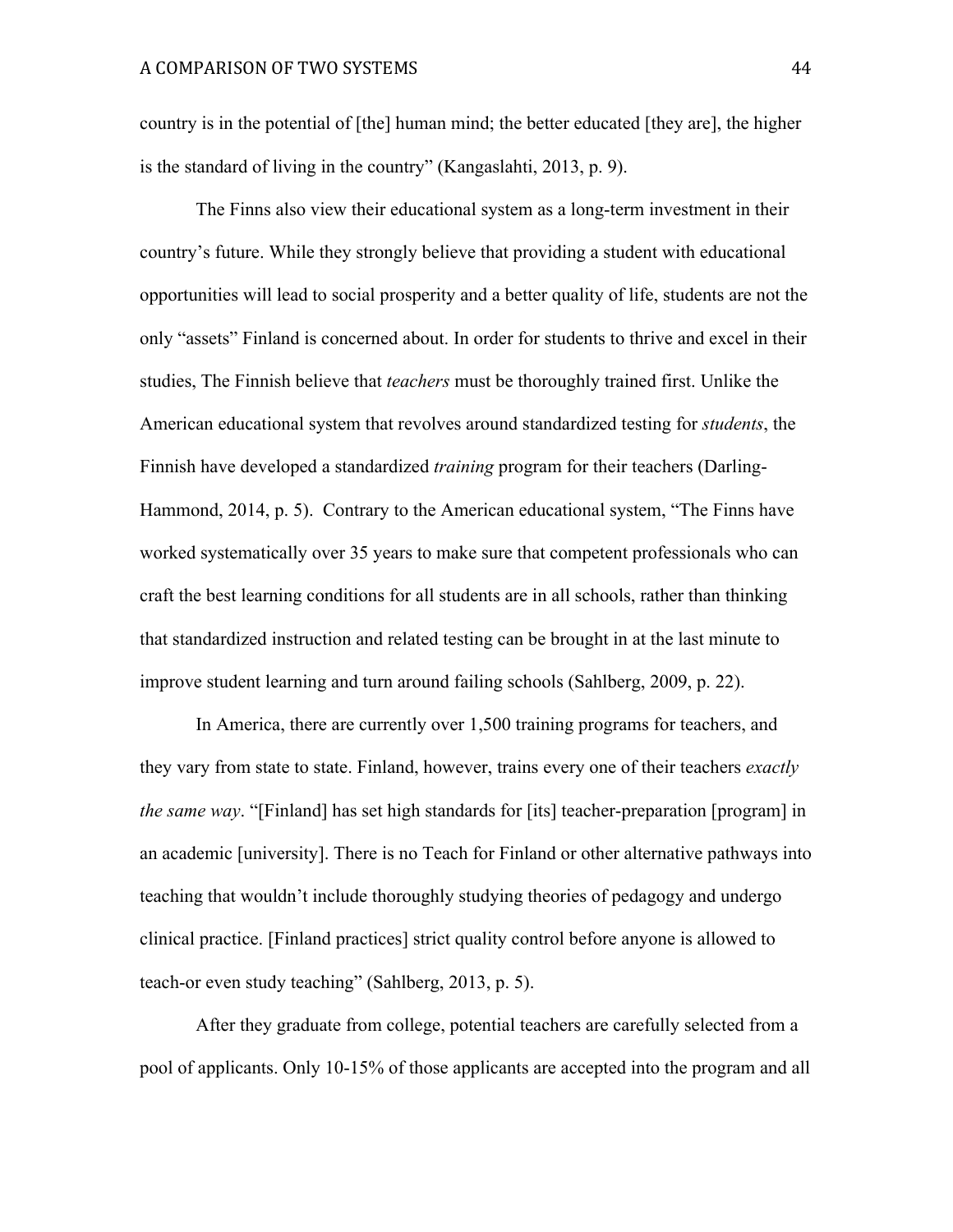country is in the potential of [the] human mind; the better educated [they are], the higher is the standard of living in the country" (Kangaslahti, 2013, p. 9).

The Finns also view their educational system as a long-term investment in their country's future. While they strongly believe that providing a student with educational opportunities will lead to social prosperity and a better quality of life, students are not the only "assets" Finland is concerned about. In order for students to thrive and excel in their studies, The Finnish believe that *teachers* must be thoroughly trained first. Unlike the American educational system that revolves around standardized testing for *students*, the Finnish have developed a standardized *training* program for their teachers (Darling-Hammond, 2014, p. 5). Contrary to the American educational system, "The Finns have worked systematically over 35 years to make sure that competent professionals who can craft the best learning conditions for all students are in all schools, rather than thinking that standardized instruction and related testing can be brought in at the last minute to improve student learning and turn around failing schools (Sahlberg, 2009, p. 22).

In America, there are currently over 1,500 training programs for teachers, and they vary from state to state. Finland, however, trains every one of their teachers *exactly the same way*. "[Finland] has set high standards for [its] teacher-preparation [program] in an academic [university]. There is no Teach for Finland or other alternative pathways into teaching that wouldn't include thoroughly studying theories of pedagogy and undergo clinical practice. [Finland practices] strict quality control before anyone is allowed to teach-or even study teaching" (Sahlberg, 2013, p. 5).

After they graduate from college, potential teachers are carefully selected from a pool of applicants. Only 10-15% of those applicants are accepted into the program and all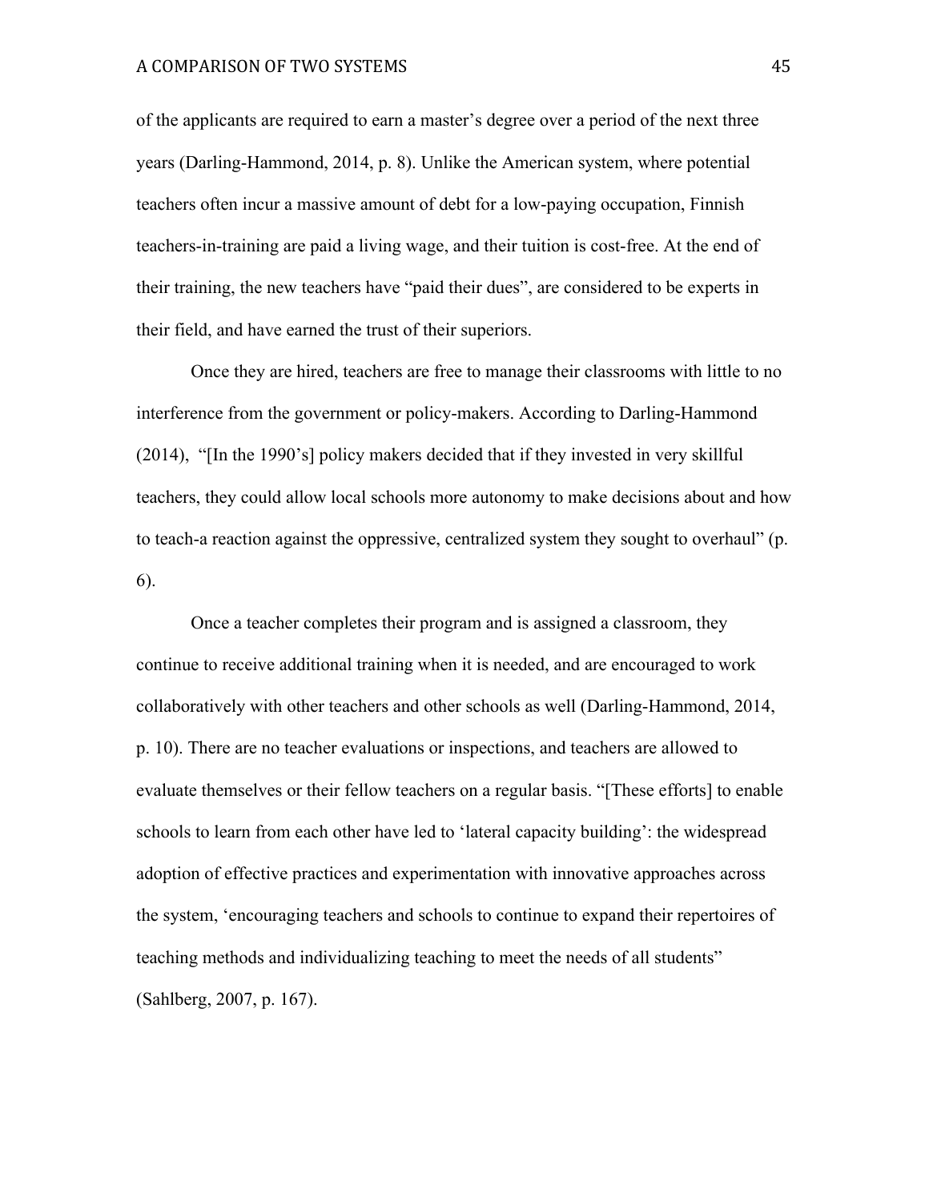of the applicants are required to earn a master's degree over a period of the next three years (Darling-Hammond, 2014, p. 8). Unlike the American system, where potential teachers often incur a massive amount of debt for a low-paying occupation, Finnish teachers-in-training are paid a living wage, and their tuition is cost-free. At the end of their training, the new teachers have "paid their dues", are considered to be experts in their field, and have earned the trust of their superiors.

Once they are hired, teachers are free to manage their classrooms with little to no interference from the government or policy-makers. According to Darling-Hammond (2014), "[In the 1990's] policy makers decided that if they invested in very skillful teachers, they could allow local schools more autonomy to make decisions about and how to teach-a reaction against the oppressive, centralized system they sought to overhaul" (p. 6).

Once a teacher completes their program and is assigned a classroom, they continue to receive additional training when it is needed, and are encouraged to work collaboratively with other teachers and other schools as well (Darling-Hammond, 2014, p. 10). There are no teacher evaluations or inspections, and teachers are allowed to evaluate themselves or their fellow teachers on a regular basis. "[These efforts] to enable schools to learn from each other have led to 'lateral capacity building': the widespread adoption of effective practices and experimentation with innovative approaches across the system, 'encouraging teachers and schools to continue to expand their repertoires of teaching methods and individualizing teaching to meet the needs of all students" (Sahlberg, 2007, p. 167).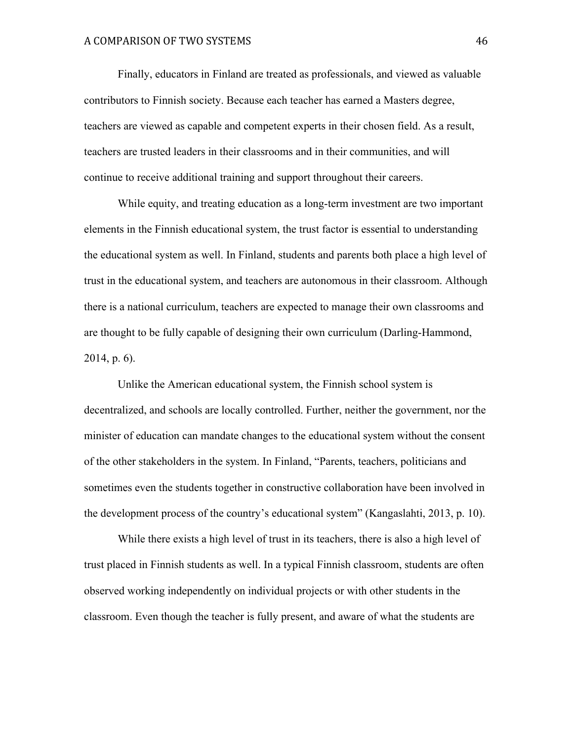Finally, educators in Finland are treated as professionals, and viewed as valuable contributors to Finnish society. Because each teacher has earned a Masters degree, teachers are viewed as capable and competent experts in their chosen field. As a result, teachers are trusted leaders in their classrooms and in their communities, and will continue to receive additional training and support throughout their careers.

While equity, and treating education as a long-term investment are two important elements in the Finnish educational system, the trust factor is essential to understanding the educational system as well. In Finland, students and parents both place a high level of trust in the educational system, and teachers are autonomous in their classroom. Although there is a national curriculum, teachers are expected to manage their own classrooms and are thought to be fully capable of designing their own curriculum (Darling-Hammond, 2014, p. 6).

Unlike the American educational system, the Finnish school system is decentralized, and schools are locally controlled. Further, neither the government, nor the minister of education can mandate changes to the educational system without the consent of the other stakeholders in the system. In Finland, "Parents, teachers, politicians and sometimes even the students together in constructive collaboration have been involved in the development process of the country's educational system" (Kangaslahti, 2013, p. 10).

While there exists a high level of trust in its teachers, there is also a high level of trust placed in Finnish students as well. In a typical Finnish classroom, students are often observed working independently on individual projects or with other students in the classroom. Even though the teacher is fully present, and aware of what the students are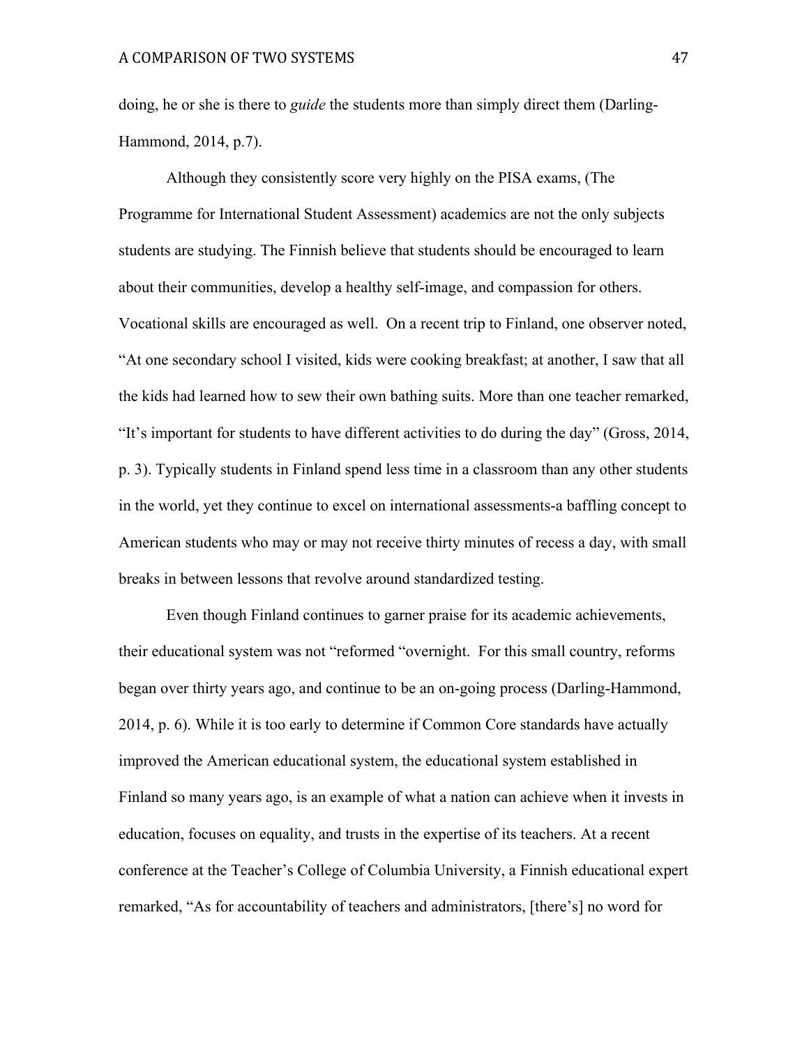doing, he or she is there to *guide* the students more than simply direct them (Darling-Hammond, 2014, p.7).

Although they consistently score very highly on the PISA exams, (The Programme for International Student Assessment) academics are not the only subjects students are studying. The Finnish believe that students should be encouraged to learn about their communities, develop a healthy self-image, and compassion for others. Vocational skills are encouraged as well. On a recent trip to Finland, one observer noted, "At one secondary school I visited, kids were cooking breakfast; at another, I saw that all the kids had learned how to sew their own bathing suits. More than one teacher remarked, "It's important for students to have different activities to do during the day" (Gross, 2014, p. 3). Typically students in Finland spend less time in a classroom than any other students in the world, yet they continue to excel on international assessments-a baffling concept to American students who may or may not receive thirty minutes of recess a day, with small breaks in between lessons that revolve around standardized testing.

Even though Finland continues to garner praise for its academic achievements, their educational system was not "reformed "overnight. For this small country, reforms began over thirty years ago, and continue to be an on-going process (Darling-Hammond, 2014, p. 6). While it is too early to determine if Common Core standards have actually improved the American educational system, the educational system established in Finland so many years ago, is an example of what a nation can achieve when it invests in education, focuses on equality, and trusts in the expertise of its teachers. At a recent conference at the Teacher's College of Columbia University, a Finnish educational expert remarked, "As for accountability of teachers and administrators, [there's] no word for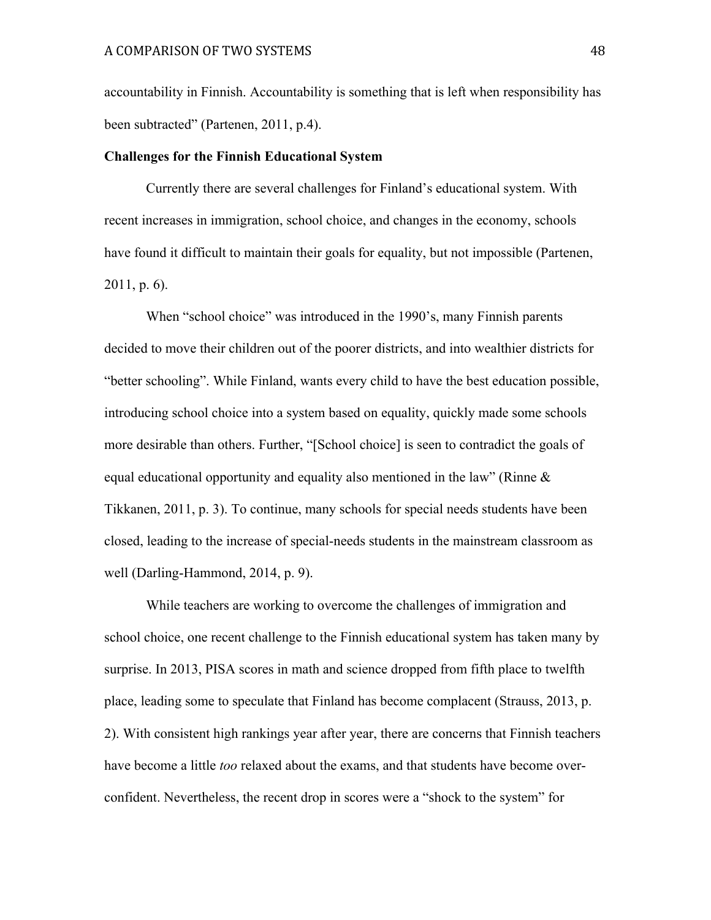accountability in Finnish. Accountability is something that is left when responsibility has been subtracted" (Partenen, 2011, p.4).

**Challenges for the Finnish Educational System**

Currently there are several challenges for Finland's educational system. With recent increases in immigration, school choice, and changes in the economy, schools have found it difficult to maintain their goals for equality, but not impossible (Partenen, 2011, p. 6).

When "school choice" was introduced in the 1990's, many Finnish parents decided to move their children out of the poorer districts, and into wealthier districts for "better schooling". While Finland, wants every child to have the best education possible, introducing school choice into a system based on equality, quickly made some schools more desirable than others. Further, "[School choice] is seen to contradict the goals of equal educational opportunity and equality also mentioned in the law" (Rinne & Tikkanen, 2011, p. 3). To continue, many schools for special needs students have been closed, leading to the increase of special-needs students in the mainstream classroom as well (Darling-Hammond, 2014, p. 9).

While teachers are working to overcome the challenges of immigration and school choice, one recent challenge to the Finnish educational system has taken many by surprise. In 2013, PISA scores in math and science dropped from fifth place to twelfth place, leading some to speculate that Finland has become complacent (Strauss, 2013, p. 2). With consistent high rankings year after year, there are concerns that Finnish teachers have become a little *too* relaxed about the exams, and that students have become over-confident. Nevertheless, the recent drop in scores were a "shock to the system" for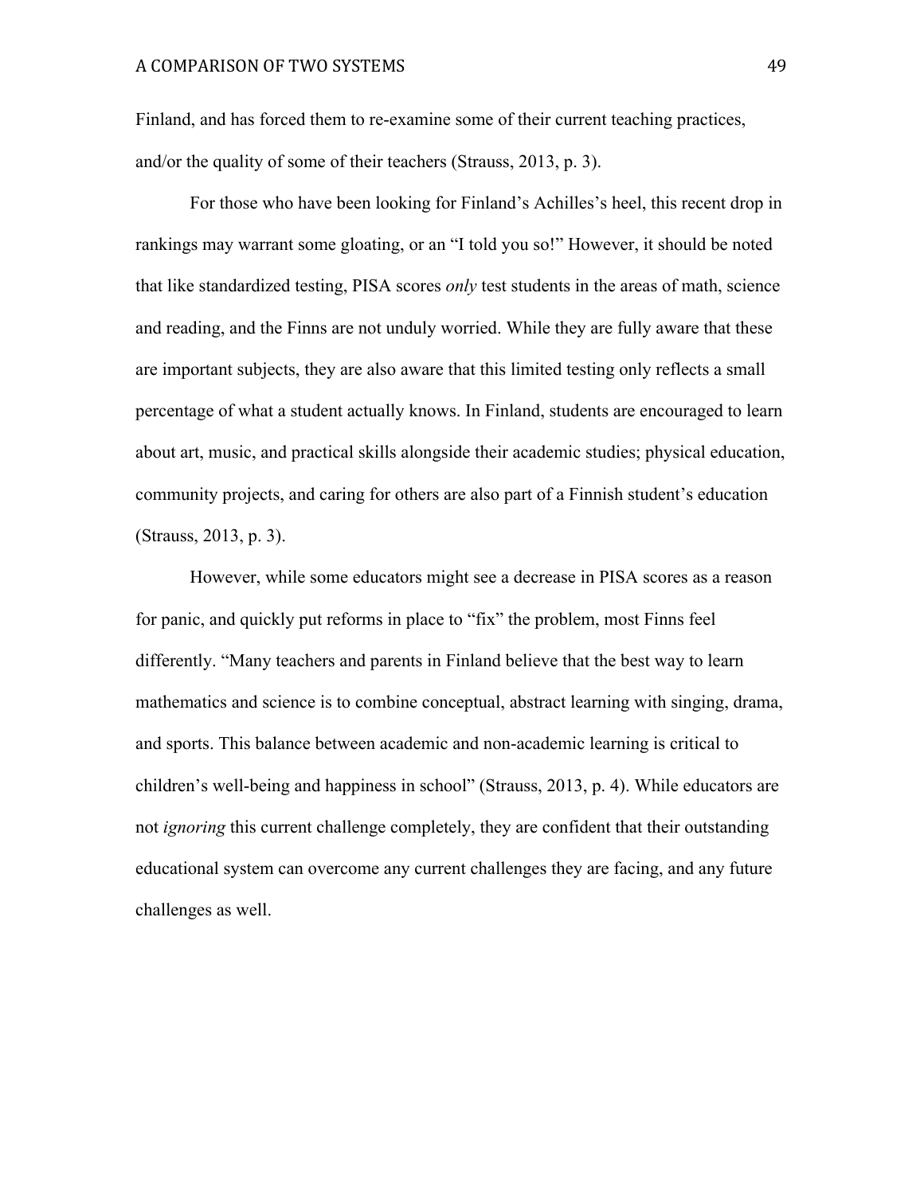Finland, and has forced them to re-examine some of their current teaching practices, and/or the quality of some of their teachers (Strauss, 2013, p. 3).

For those who have been looking for Finland's Achilles's heel, this recent drop in rankings may warrant some gloating, or an "I told you so!" However, it should be noted that like standardized testing, PISA scores *only* test students in the areas of math, science and reading, and the Finns are not unduly worried. While they are fully aware that these are important subjects, they are also aware that this limited testing only reflects a small percentage of what a student actually knows. In Finland, students are encouraged to learn about art, music, and practical skills alongside their academic studies; physical education, community projects, and caring for others are also part of a Finnish student's education (Strauss, 2013, p. 3).

However, while some educators might see a decrease in PISA scores as a reason for panic, and quickly put reforms in place to "fix" the problem, most Finns feel differently. "Many teachers and parents in Finland believe that the best way to learn mathematics and science is to combine conceptual, abstract learning with singing, drama, and sports. This balance between academic and non-academic learning is critical to children's well-being and happiness in school" (Strauss, 2013, p. 4). While educators are not *ignoring* this current challenge completely, they are confident that their outstanding educational system can overcome any current challenges they are facing, and any future challenges as well.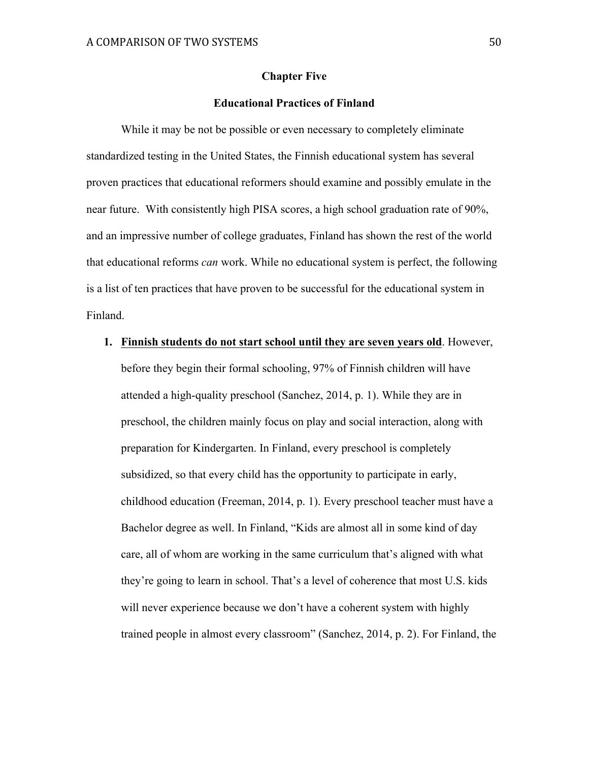## Chapter Five

## Educational Practices of Finland

While it may be not be possible or even necessary to completely eliminate standardized testing in the United States, the Finnish educational system has several proven practices that educational reformers should examine and possibly emulate in the near future. With consistently high PISA scores, a high school graduation rate of 90%, and an impressive number of college graduates, Finland has shown the rest of the world that educational reforms *can* work. While no educational system is perfect, the following is a list of ten practices that have proven to be successful for the educational system in Finland.

1. **Finnish students do not start school until they are seven years old**. However, before they begin their formal schooling, 97% of Finnish children will have attended a high-quality preschool (Sanchez, 2014, p. 1). While they are in preschool, the children mainly focus on play and social interaction, along with preparation for Kindergarten. In Finland, every preschool is completely subsidized, so that every child has the opportunity to participate in early, childhood education (Freeman, 2014, p. 1). Every preschool teacher must have a Bachelor degree as well. In Finland, "Kids are almost all in some kind of day care, all of whom are working in the same curriculum that's aligned with what they're going to learn in school. That's a level of coherence that most U.S. kids will never experience because we don't have a coherent system with highly trained people in almost every classroom" (Sanchez, 2014, p. 2). For Finland, the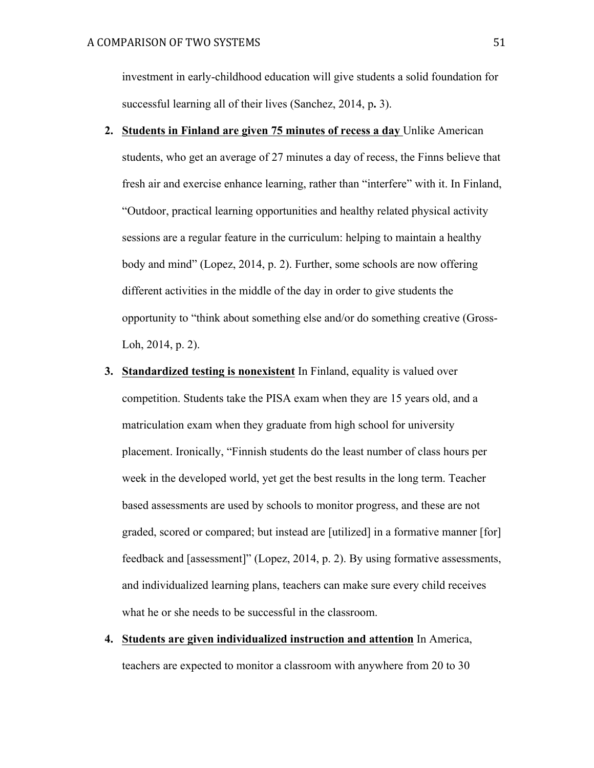investment in early-childhood education will give students a solid foundation for successful learning all of their lives (Sanchez, 2014, p**.** 3).

2. **Students in Finland are given 75 minutes of recess a day** Unlike American students, who get an average of 27 minutes a day of recess, the Finns believe that fresh air and exercise enhance learning, rather than "interfere" with it. In Finland, "Outdoor, practical learning opportunities and healthy related physical activity sessions are a regular feature in the curriculum: helping to maintain a healthy body and mind" (Lopez, 2014, p. 2). Further, some schools are now offering different activities in the middle of the day in order to give students the opportunity to "think about something else and/or do something creative (Gross-Loh, 2014, p. 2).

3. **Standardized testing is nonexistent** In Finland, equality is valued over competition. Students take the PISA exam when they are 15 years old, and a matriculation exam when they graduate from high school for university placement. Ironically, "Finnish students do the least number of class hours per week in the developed world, yet get the best results in the long term. Teacher based assessments are used by schools to monitor progress, and these are not graded, scored or compared; but instead are [utilized] in a formative manner [for] feedback and [assessment]" (Lopez, 2014, p. 2). By using formative assessments, and individualized learning plans, teachers can make sure every child receives what he or she needs to be successful in the classroom.

4. **Students are given individualized instruction and attention** In America, teachers are expected to monitor a classroom with anywhere from 20 to 30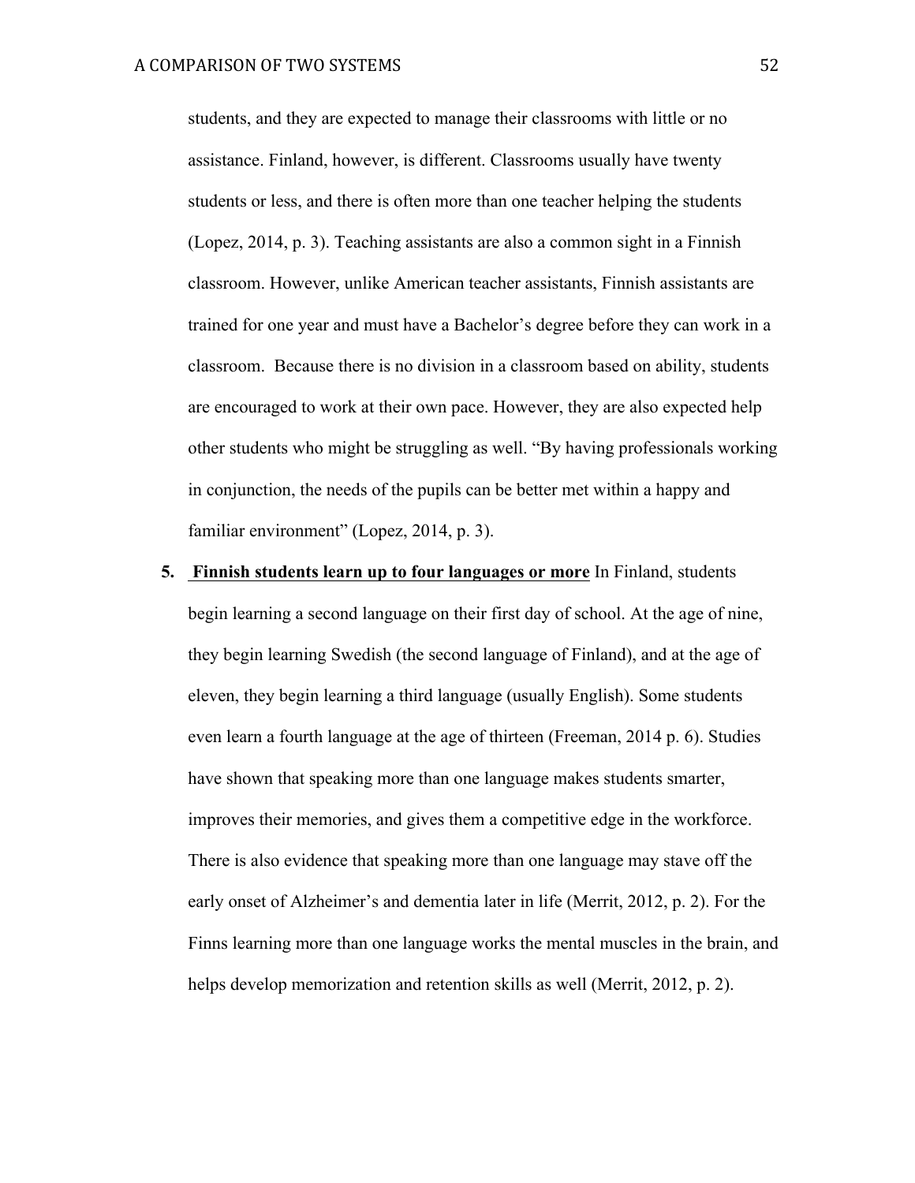students, and they are expected to manage their classrooms with little or no assistance. Finland, however, is different. Classrooms usually have twenty students or less, and there is often more than one teacher helping the students (Lopez, 2014, p. 3). Teaching assistants are also a common sight in a Finnish classroom. However, unlike American teacher assistants, Finnish assistants are trained for one year and must have a Bachelor's degree before they can work in a classroom. Because there is no division in a classroom based on ability, students are encouraged to work at their own pace. However, they are also expected help other students who might be struggling as well. "By having professionals working in conjunction, the needs of the pupils can be better met within a happy and familiar environment" (Lopez, 2014, p. 3).

5. **Finnish students learn up to four languages or more** In Finland, students begin learning a second language on their first day of school. At the age of nine, they begin learning Swedish (the second language of Finland), and at the age of eleven, they begin learning a third language (usually English). Some students even learn a fourth language at the age of thirteen (Freeman, 2014 p. 6). Studies have shown that speaking more than one language makes students smarter, improves their memories, and gives them a competitive edge in the workforce. There is also evidence that speaking more than one language may stave off the early onset of Alzheimer's and dementia later in life (Merrit, 2012, p. 2). For the Finns learning more than one language works the mental muscles in the brain, and helps develop memorization and retention skills as well (Merrit, 2012, p. 2).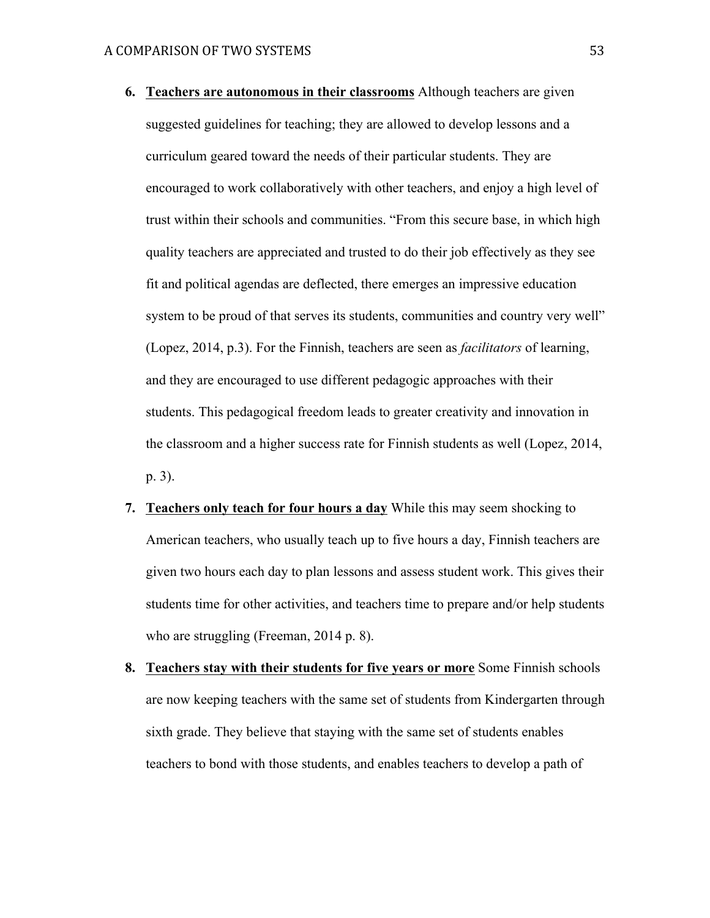6. **<u>Teachers are autonomous in their classrooms</u>** Although teachers are given suggested guidelines for teaching; they are allowed to develop lessons and a curriculum geared toward the needs of their particular students. They are encouraged to work collaboratively with other teachers, and enjoy a high level of trust within their schools and communities. "From this secure base, in which high quality teachers are appreciated and trusted to do their job effectively as they see fit and political agendas are deflected, there emerges an impressive education system to be proud of that serves its students, communities and country very well" (Lopez, 2014, p.3). For the Finnish, teachers are seen as *facilitators* of learning, and they are encouraged to use different pedagogic approaches with their students. This pedagogical freedom leads to greater creativity and innovation in the classroom and a higher success rate for Finnish students as well (Lopez, 2014, p. 3).

7. **<u>Teachers only teach for four hours a day</u>** While this may seem shocking to American teachers, who usually teach up to five hours a day, Finnish teachers are given two hours each day to plan lessons and assess student work. This gives their students time for other activities, and teachers time to prepare and/or help students who are struggling (Freeman, 2014 p. 8).

8. **<u>Teachers stay with their students for five years or more</u>** Some Finnish schools are now keeping teachers with the same set of students from Kindergarten through sixth grade. They believe that staying with the same set of students enables teachers to bond with those students, and enables teachers to develop a path of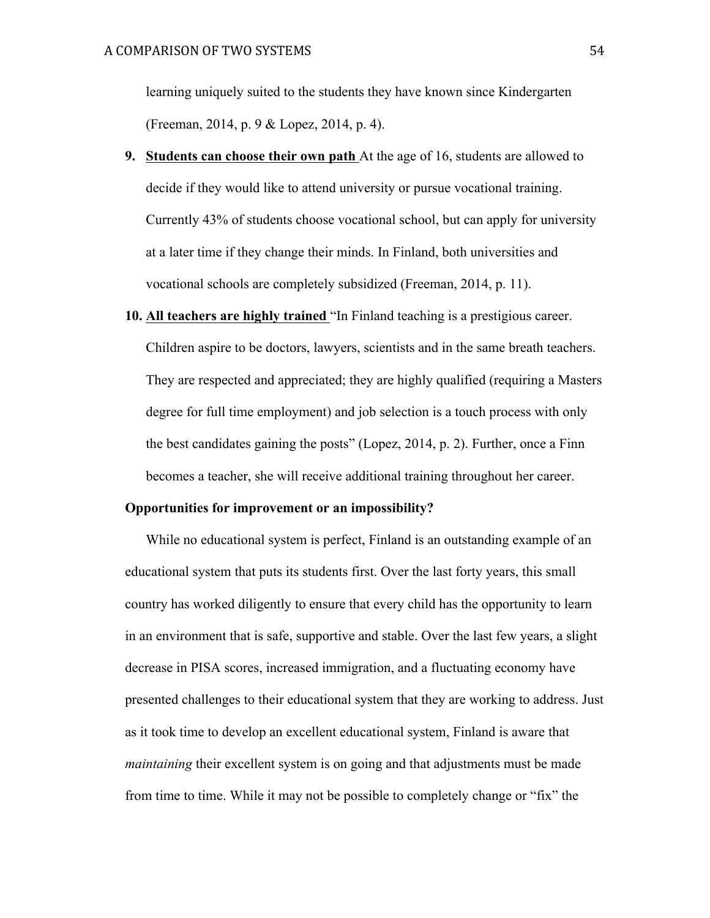learning uniquely suited to the students they have known since Kindergarten (Freeman, 2014, p. 9 & Lopez, 2014, p. 4).

9. **<u>Students can choose their own path</u>** At the age of 16, students are allowed to decide if they would like to attend university or pursue vocational training. Currently 43% of students choose vocational school, but can apply for university at a later time if they change their minds. In Finland, both universities and vocational schools are completely subsidized (Freeman, 2014, p. 11).

10. **<u>All teachers are highly trained</u>** "In Finland teaching is a prestigious career. Children aspire to be doctors, lawyers, scientists and in the same breath teachers. They are respected and appreciated; they are highly qualified (requiring a Masters degree for full time employment) and job selection is a touch process with only the best candidates gaining the posts" (Lopez, 2014, p. 2). Further, once a Finn becomes a teacher, she will receive additional training throughout her career.

**Opportunities for improvement or an impossibility?**

While no educational system is perfect, Finland is an outstanding example of an educational system that puts its students first. Over the last forty years, this small country has worked diligently to ensure that every child has the opportunity to learn in an environment that is safe, supportive and stable. Over the last few years, a slight decrease in PISA scores, increased immigration, and a fluctuating economy have presented challenges to their educational system that they are working to address. Just as it took time to develop an excellent educational system, Finland is aware that *maintaining* their excellent system is on going and that adjustments must be made from time to time. While it may not be possible to completely change or "fix" the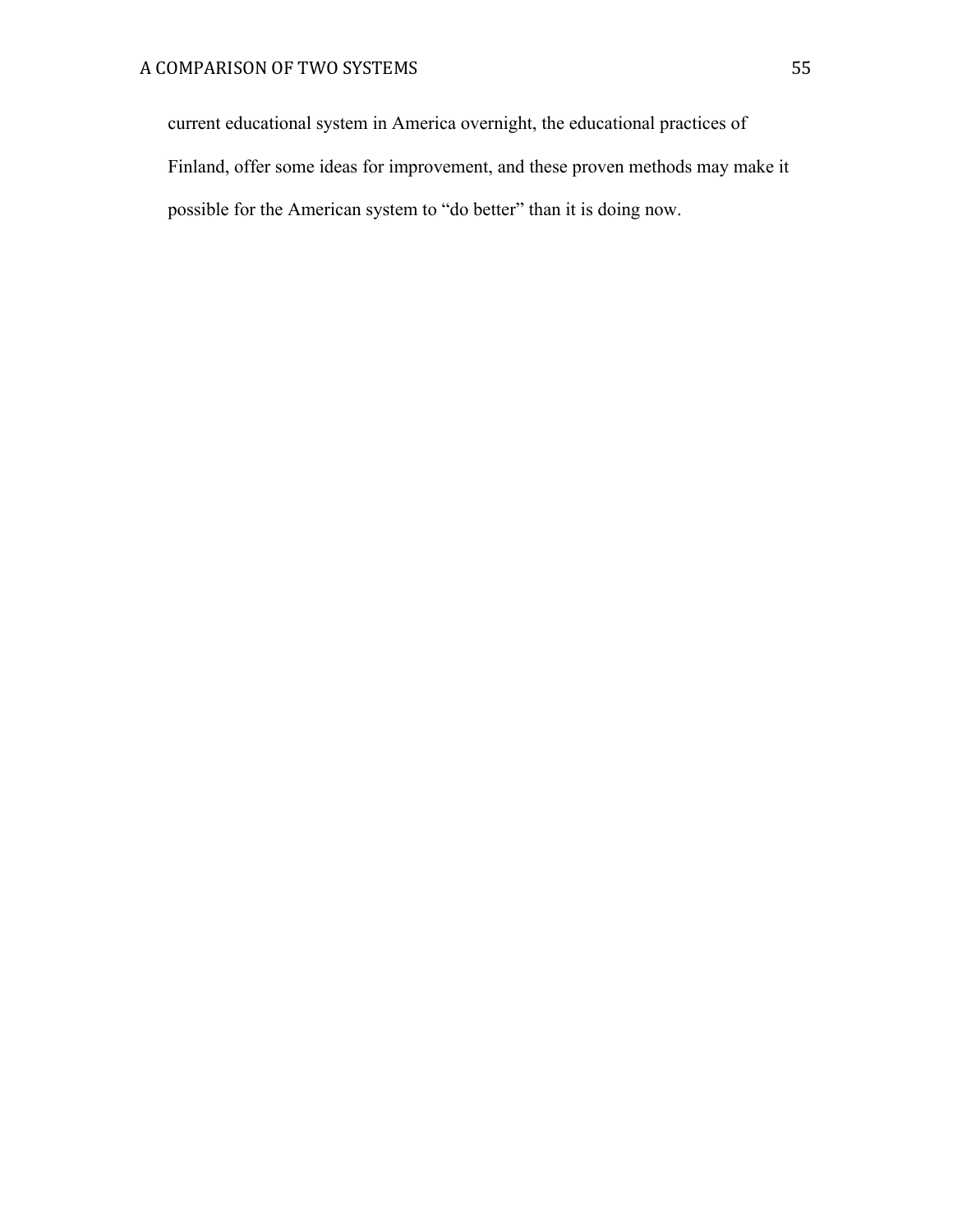current educational system in America overnight, the educational practices of Finland, offer some ideas for improvement, and these proven methods may make it possible for the American system to “do better” than it is doing now.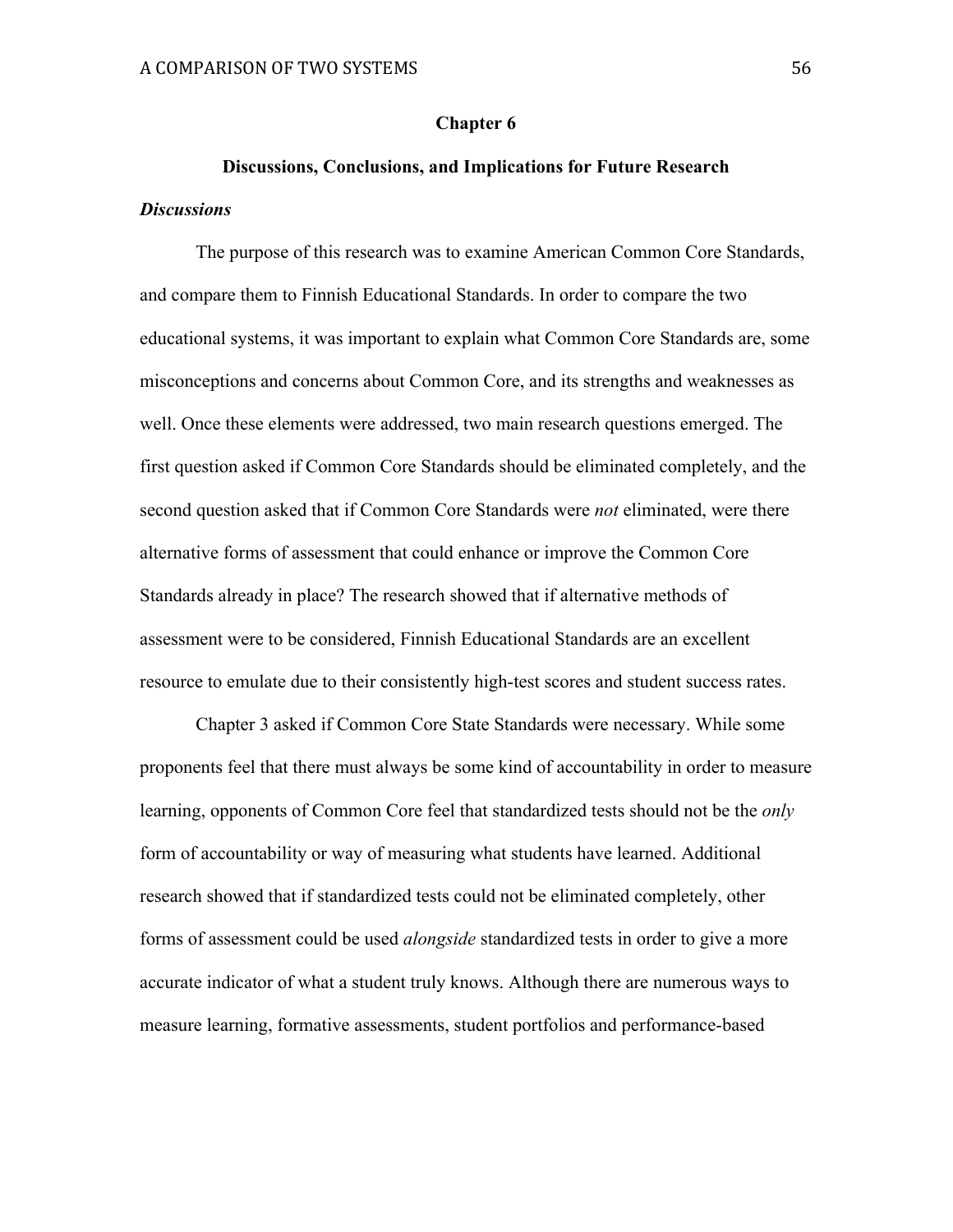## Chapter 6

## Discussions, Conclusions, and Implications for Future Research

### *Discussions*

The purpose of this research was to examine American Common Core Standards, and compare them to Finnish Educational Standards. In order to compare the two educational systems, it was important to explain what Common Core Standards are, some misconceptions and concerns about Common Core, and its strengths and weaknesses as well. Once these elements were addressed, two main research questions emerged. The first question asked if Common Core Standards should be eliminated completely, and the second question asked that if Common Core Standards were *not* eliminated, were there alternative forms of assessment that could enhance or improve the Common Core Standards already in place? The research showed that if alternative methods of assessment were to be considered, Finnish Educational Standards are an excellent resource to emulate due to their consistently high-test scores and student success rates.

Chapter 3 asked if Common Core State Standards were necessary. While some proponents feel that there must always be some kind of accountability in order to measure learning, opponents of Common Core feel that standardized tests should not be the *only* form of accountability or way of measuring what students have learned. Additional research showed that if standardized tests could not be eliminated completely, other forms of assessment could be used *alongside* standardized tests in order to give a more accurate indicator of what a student truly knows. Although there are numerous ways to measure learning, formative assessments, student portfolios and performance-based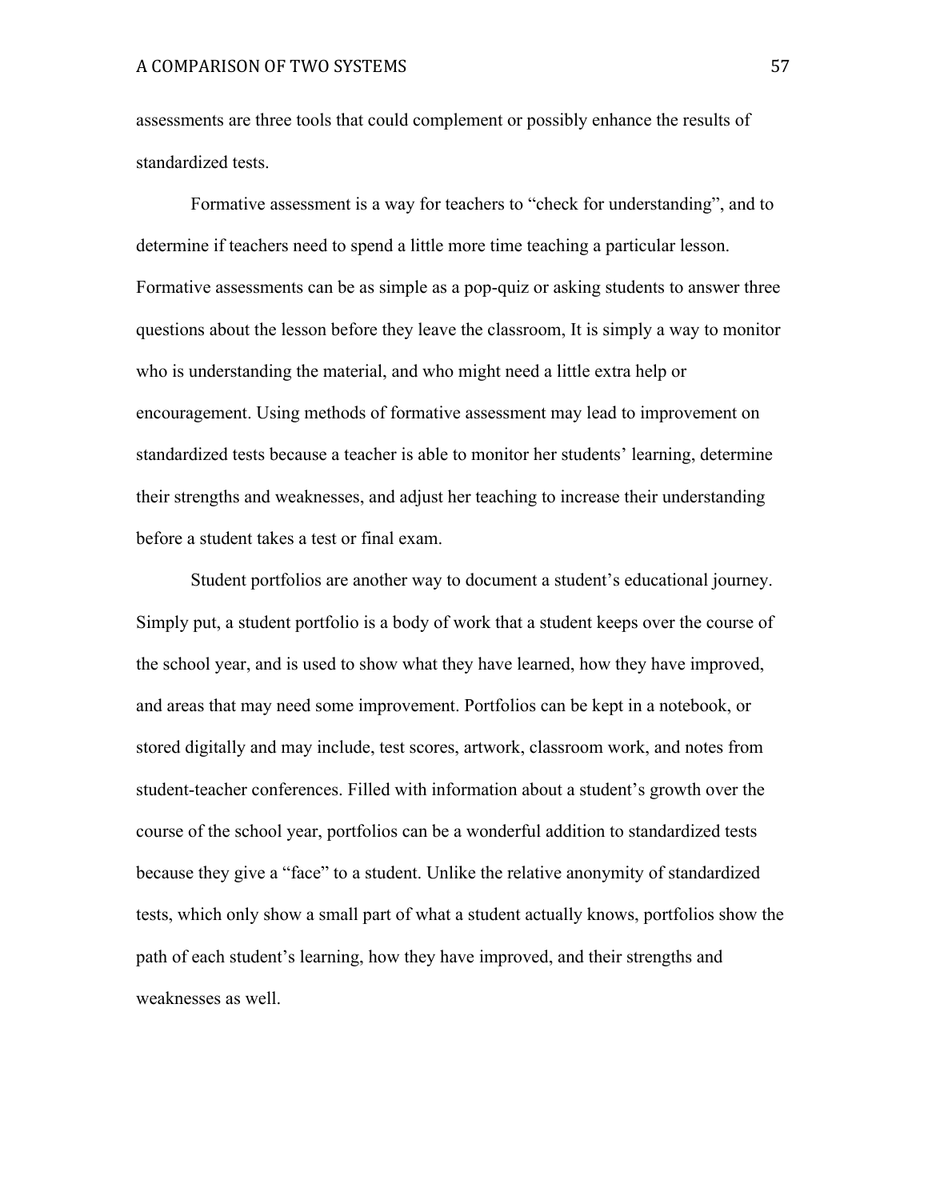assessments are three tools that could complement or possibly enhance the results of standardized tests.

Formative assessment is a way for teachers to “check for understanding”, and to determine if teachers need to spend a little more time teaching a particular lesson. Formative assessments can be as simple as a pop-quiz or asking students to answer three questions about the lesson before they leave the classroom, It is simply a way to monitor who is understanding the material, and who might need a little extra help or encouragement. Using methods of formative assessment may lead to improvement on standardized tests because a teacher is able to monitor her students’ learning, determine their strengths and weaknesses, and adjust her teaching to increase their understanding before a student takes a test or final exam.

Student portfolios are another way to document a student’s educational journey. Simply put, a student portfolio is a body of work that a student keeps over the course of the school year, and is used to show what they have learned, how they have improved, and areas that may need some improvement. Portfolios can be kept in a notebook, or stored digitally and may include, test scores, artwork, classroom work, and notes from student-teacher conferences. Filled with information about a student’s growth over the course of the school year, portfolios can be a wonderful addition to standardized tests because they give a “face” to a student. Unlike the relative anonymity of standardized tests, which only show a small part of what a student actually knows, portfolios show the path of each student’s learning, how they have improved, and their strengths and weaknesses as well.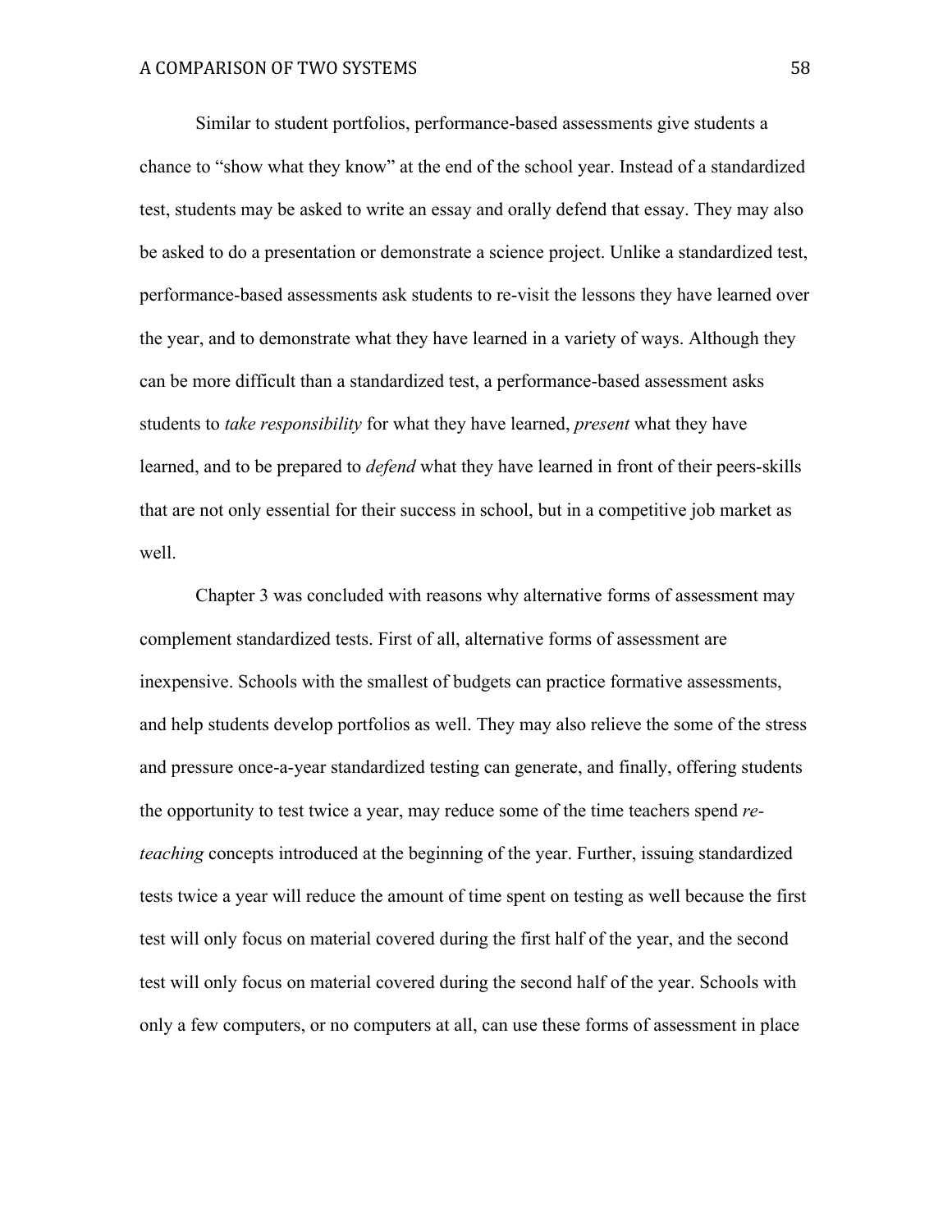Similar to student portfolios, performance-based assessments give students a chance to “show what they know” at the end of the school year. Instead of a standardized test, students may be asked to write an essay and orally defend that essay. They may also be asked to do a presentation or demonstrate a science project. Unlike a standardized test, performance-based assessments ask students to re-visit the lessons they have learned over the year, and to demonstrate what they have learned in a variety of ways. Although they can be more difficult than a standardized test, a performance-based assessment asks students to *take responsibility* for what they have learned, *present* what they have learned, and to be prepared to *defend* what they have learned in front of their peers-skills that are not only essential for their success in school, but in a competitive job market as well.

Chapter 3 was concluded with reasons why alternative forms of assessment may complement standardized tests. First of all, alternative forms of assessment are inexpensive. Schools with the smallest of budgets can practice formative assessments, and help students develop portfolios as well. They may also relieve the some of the stress and pressure once-a-year standardized testing can generate, and finally, offering students the opportunity to test twice a year, may reduce some of the time teachers spend *re-teaching* concepts introduced at the beginning of the year. Further, issuing standardized tests twice a year will reduce the amount of time spent on testing as well because the first test will only focus on material covered during the first half of the year, and the second test will only focus on material covered during the second half of the year. Schools with only a few computers, or no computers at all, can use these forms of assessment in place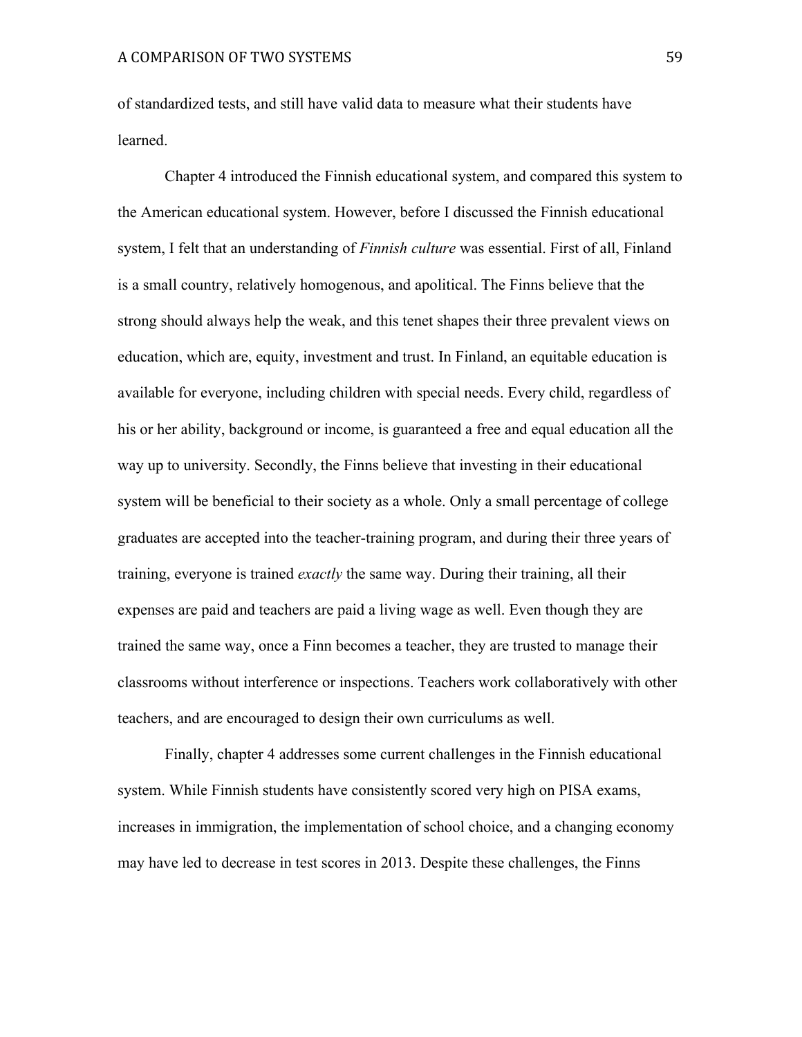of standardized tests, and still have valid data to measure what their students have learned.

Chapter 4 introduced the Finnish educational system, and compared this system to the American educational system. However, before I discussed the Finnish educational system, I felt that an understanding of *Finnish culture* was essential. First of all, Finland is a small country, relatively homogenous, and apolitical. The Finns believe that the strong should always help the weak, and this tenet shapes their three prevalent views on education, which are, equity, investment and trust. In Finland, an equitable education is available for everyone, including children with special needs. Every child, regardless of his or her ability, background or income, is guaranteed a free and equal education all the way up to university. Secondly, the Finns believe that investing in their educational system will be beneficial to their society as a whole. Only a small percentage of college graduates are accepted into the teacher-training program, and during their three years of training, everyone is trained *exactly* the same way. During their training, all their expenses are paid and teachers are paid a living wage as well. Even though they are trained the same way, once a Finn becomes a teacher, they are trusted to manage their classrooms without interference or inspections. Teachers work collaboratively with other teachers, and are encouraged to design their own curriculums as well.

Finally, chapter 4 addresses some current challenges in the Finnish educational system. While Finnish students have consistently scored very high on PISA exams, increases in immigration, the implementation of school choice, and a changing economy may have led to decrease in test scores in 2013. Despite these challenges, the Finns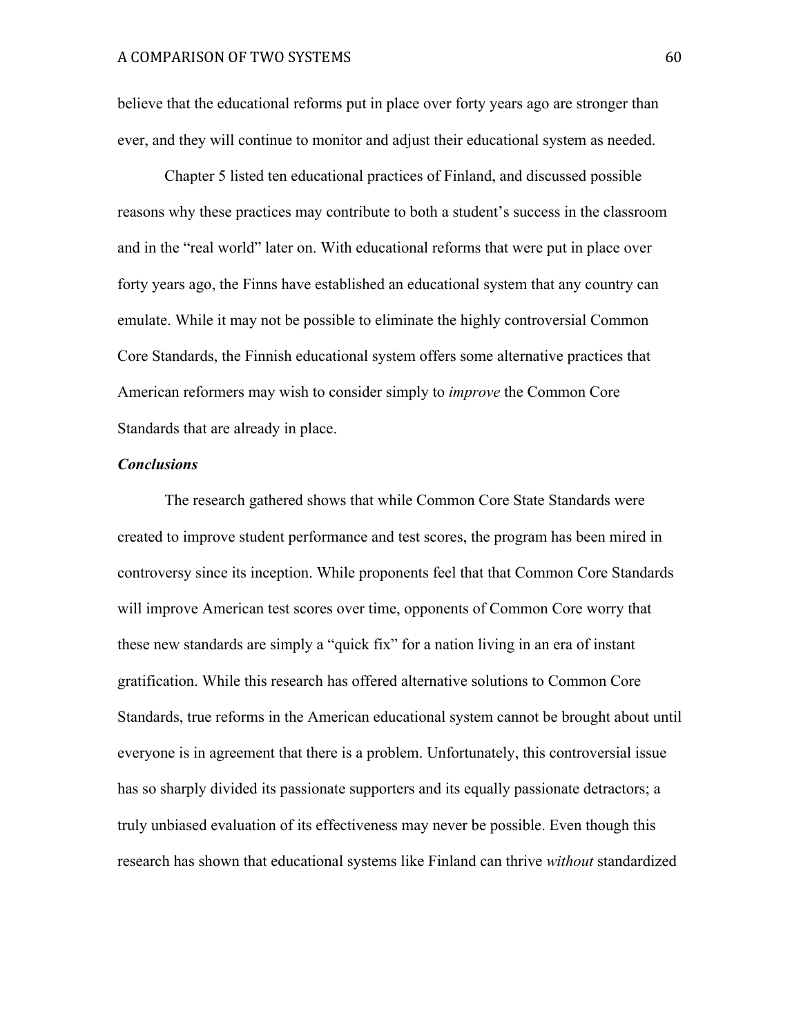believe that the educational reforms put in place over forty years ago are stronger than ever, and they will continue to monitor and adjust their educational system as needed.

Chapter 5 listed ten educational practices of Finland, and discussed possible reasons why these practices may contribute to both a student's success in the classroom and in the "real world" later on. With educational reforms that were put in place over forty years ago, the Finns have established an educational system that any country can emulate. While it may not be possible to eliminate the highly controversial Common Core Standards, the Finnish educational system offers some alternative practices that American reformers may wish to consider simply to *improve* the Common Core Standards that are already in place.

### *Conclusions*

The research gathered shows that while Common Core State Standards were created to improve student performance and test scores, the program has been mired in controversy since its inception. While proponents feel that that Common Core Standards will improve American test scores over time, opponents of Common Core worry that these new standards are simply a "quick fix" for a nation living in an era of instant gratification. While this research has offered alternative solutions to Common Core Standards, true reforms in the American educational system cannot be brought about until everyone is in agreement that there is a problem. Unfortunately, this controversial issue has so sharply divided its passionate supporters and its equally passionate detractors; a truly unbiased evaluation of its effectiveness may never be possible. Even though this research has shown that educational systems like Finland can thrive *without* standardized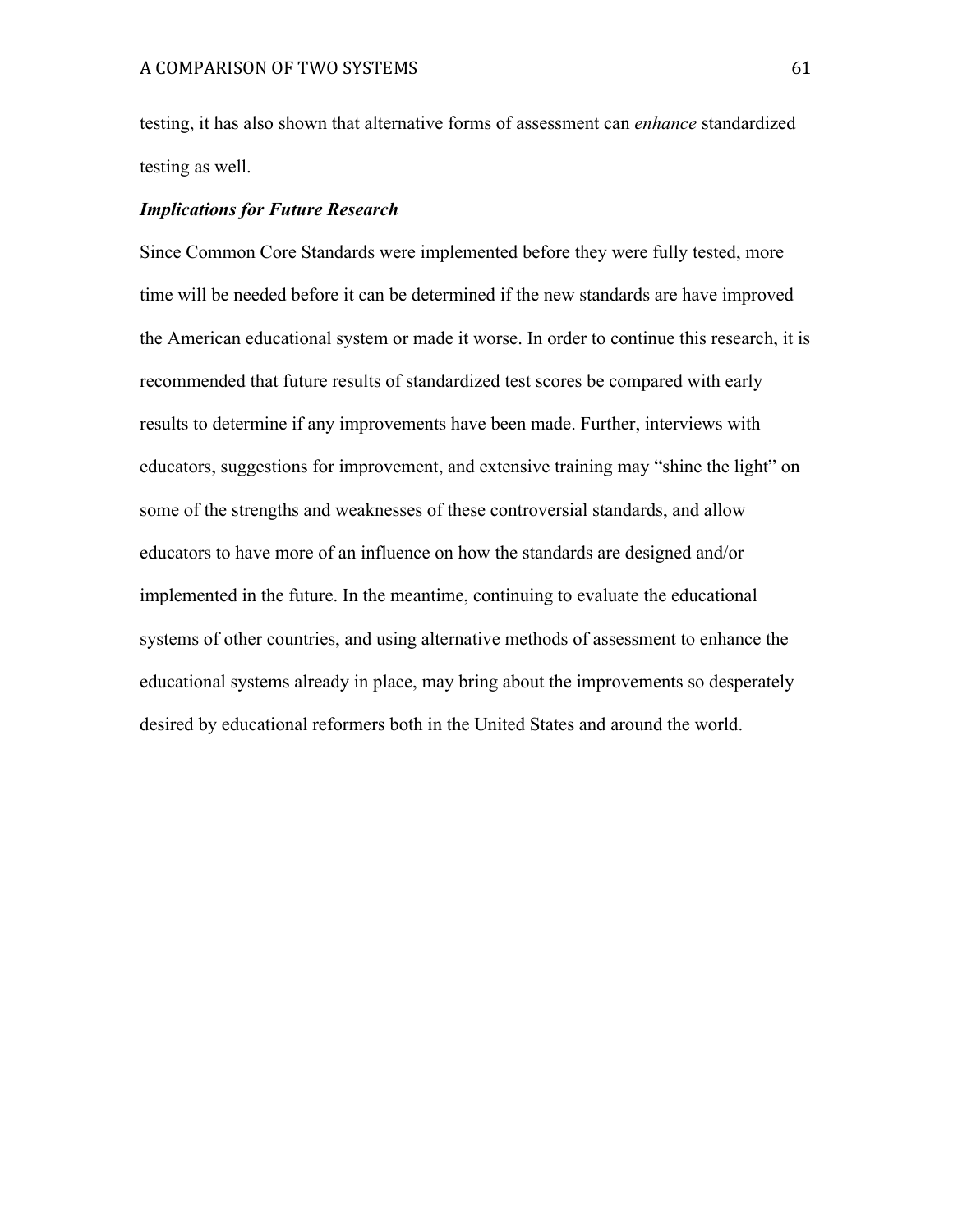testing, it has also shown that alternative forms of assessment can *enhance* standardized testing as well.

### ***Implications for Future Research***

Since Common Core Standards were implemented before they were fully tested, more time will be needed before it can be determined if the new standards are have improved the American educational system or made it worse. In order to continue this research, it is recommended that future results of standardized test scores be compared with early results to determine if any improvements have been made. Further, interviews with educators, suggestions for improvement, and extensive training may "shine the light" on some of the strengths and weaknesses of these controversial standards, and allow educators to have more of an influence on how the standards are designed and/or implemented in the future. In the meantime, continuing to evaluate the educational systems of other countries, and using alternative methods of assessment to enhance the educational systems already in place, may bring about the improvements so desperately desired by educational reformers both in the United States and around the world.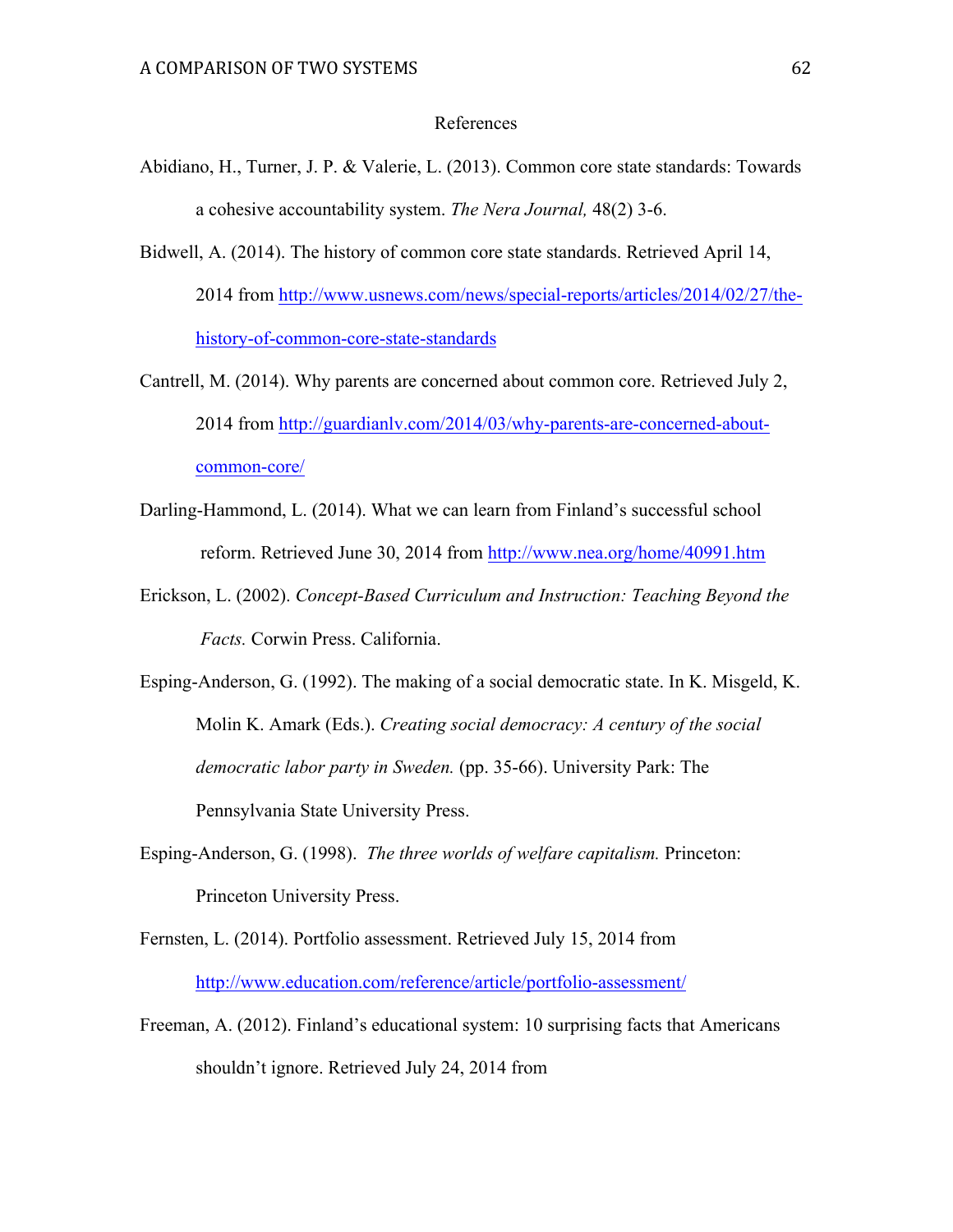# References

Abidiano, H., Turner, J. P. & Valerie, L. (2013). Common core state standards: Towards a cohesive accountability system. *The Nera Journal,* 48(2) 3-6.

Bidwell, A. (2014). The history of common core state standards. Retrieved April 14, 2014 from http://www.usnews.com/news/special-reports/articles/2014/02/27/the-history-of-common-core-state-standards

Cantrell, M. (2014). Why parents are concerned about common core. Retrieved July 2, 2014 from http://guardianlv.com/2014/03/why-parents-are-concerned-about-common-core/

Darling-Hammond, L. (2014). What we can learn from Finland's successful school reform. Retrieved June 30, 2014 from http://www.nea.org/home/40991.htm

Erickson, L. (2002). *Concept-Based Curriculum and Instruction: Teaching Beyond the Facts.* Corwin Press. California.

Esping-Anderson, G. (1992). The making of a social democratic state. In K. Misgeld, K. Molin K. Amark (Eds.). *Creating social democracy: A century of the social democratic labor party in Sweden.* (pp. 35-66). University Park: The Pennsylvania State University Press.

Esping-Anderson, G. (1998). *The three worlds of welfare capitalism.* Princeton: Princeton University Press.

Fernsten, L. (2014). Portfolio assessment. Retrieved July 15, 2014 from http://www.education.com/reference/article/portfolio-assessment/

Freeman, A. (2012). Finland's educational system: 10 surprising facts that Americans shouldn't ignore. Retrieved July 24, 2014 from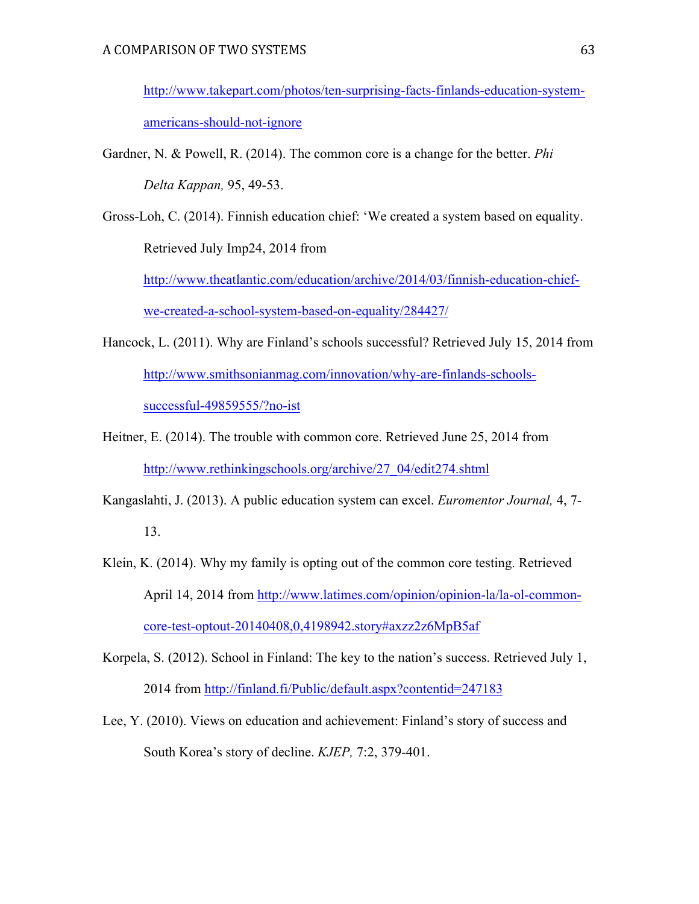http://www.takepart.com/photos/ten-surprising-facts-finlands-education-system-americans-should-not-ignore

Gardner, N. & Powell, R. (2014). The common core is a change for the better. *Phi Delta Kappan,* 95, 49-53.

Gross-Loh, C. (2014). Finnish education chief: 'We created a system based on equality. Retrieved July Imp24, 2014 from http://www.theatlantic.com/education/archive/2014/03/finnish-education-chief-we-created-a-school-system-based-on-equality/284427/

Hancock, L. (2011). Why are Finland's schools successful? Retrieved July 15, 2014 from http://www.smithsonianmag.com/innovation/why-are-finlands-schools-successful-49859555/?no-ist

Heitner, E. (2014). The trouble with common core. Retrieved June 25, 2014 from http://www.rethinkingschools.org/archive/27_04/edit274.shtml

Kangaslahti, J. (2013). A public education system can excel. *Euromentor Journal,* 4, 7-13.

Klein, K. (2014). Why my family is opting out of the common core testing. Retrieved April 14, 2014 from http://www.latimes.com/opinion/opinion-la/la-ol-common-core-test-optout-20140408,0,4198942.story#axzz2z6MpB5af

Korpela, S. (2012). School in Finland: The key to the nation's success. Retrieved July 1, 2014 from http://finland.fi/Public/default.aspx?contentid=247183

Lee, Y. (2010). Views on education and achievement: Finland's story of success and South Korea's story of decline. *KJEP,* 7:2, 379-401.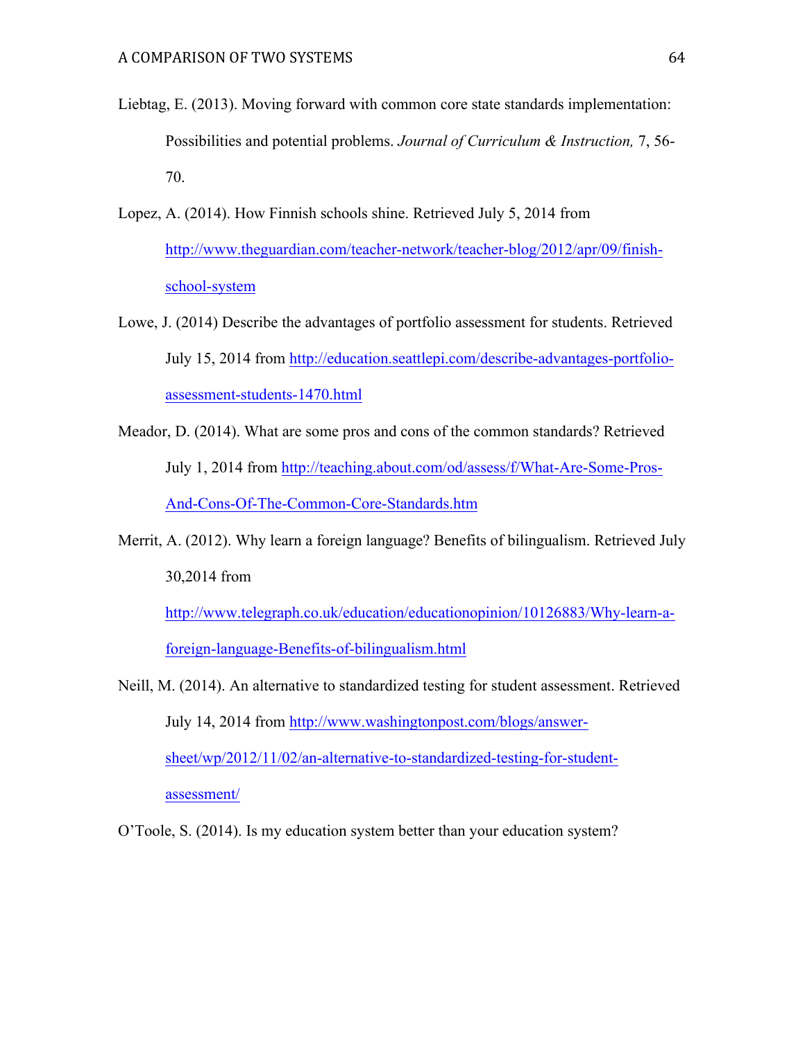Liebtag, E. (2013). Moving forward with common core state standards implementation: Possibilities and potential problems. *Journal of Curriculum & Instruction,* 7, 56-70.

Lopez, A. (2014). How Finnish schools shine. Retrieved July 5, 2014 from http://www.theguardian.com/teacher-network/teacher-blog/2012/apr/09/finish-school-system

Lowe, J. (2014) Describe the advantages of portfolio assessment for students. Retrieved July 15, 2014 from http://education.seattlepi.com/describe-advantages-portfolio-assessment-students-1470.html

Meador, D. (2014). What are some pros and cons of the common standards? Retrieved July 1, 2014 from http://teaching.about.com/od/assess/f/What-Are-Some-Pros-And-Cons-Of-The-Common-Core-Standards.htm

Merrit, A. (2012). Why learn a foreign language? Benefits of bilingualism. Retrieved July 30,2014 from http://www.telegraph.co.uk/education/educationopinion/10126883/Why-learn-a-foreign-language-Benefits-of-bilingualism.html

Neill, M. (2014). An alternative to standardized testing for student assessment. Retrieved July 14, 2014 from http://www.washingtonpost.com/blogs/answer-sheet/wp/2012/11/02/an-alternative-to-standardized-testing-for-student-assessment/

O'Toole, S. (2014). Is my education system better than your education system?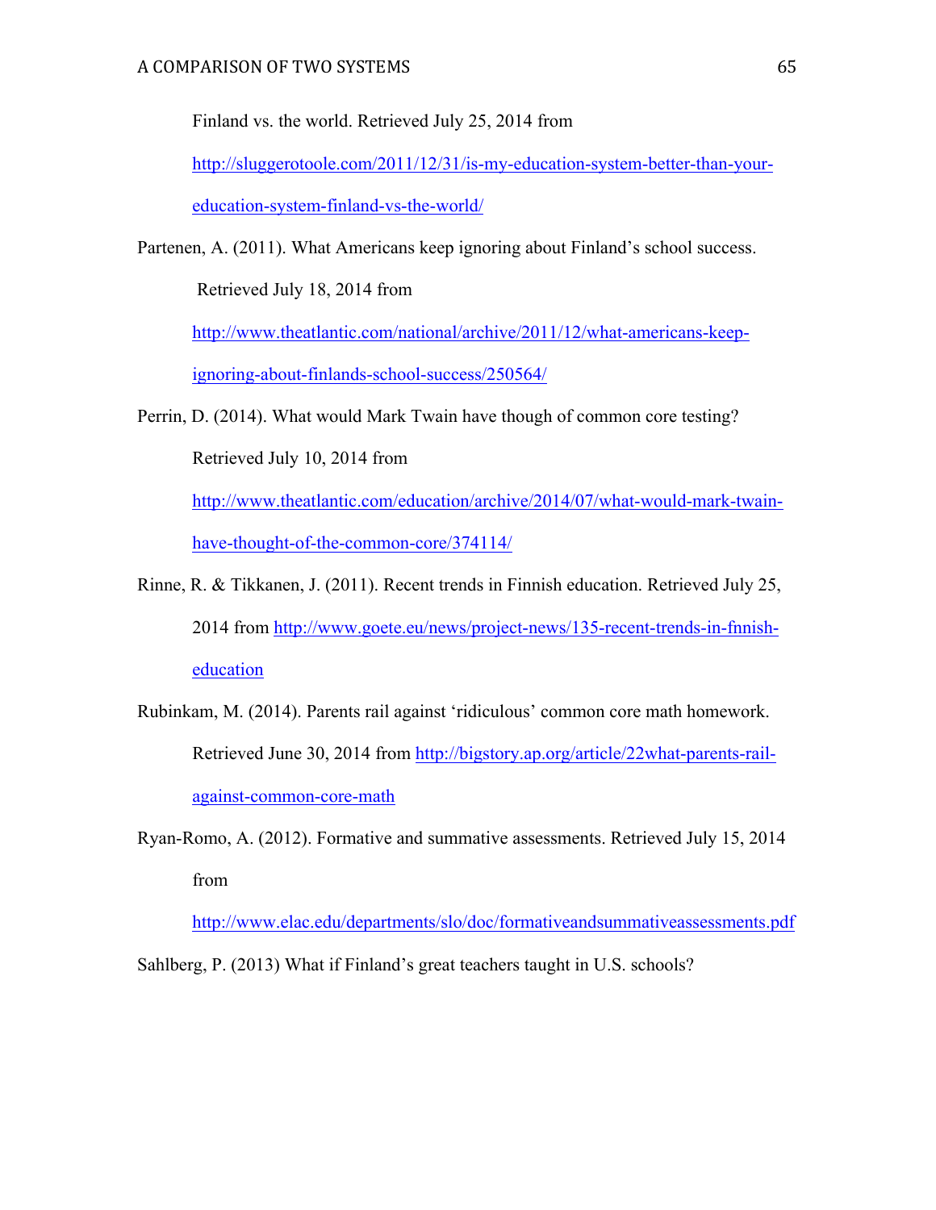Finland vs. the world. Retrieved July 25, 2014 from http://sluggerotoole.com/2011/12/31/is-my-education-system-better-than-your-education-system-finland-vs-the-world/

Partenen, A. (2011). What Americans keep ignoring about Finland's school success. Retrieved July 18, 2014 from http://www.theatlantic.com/national/archive/2011/12/what-americans-keep-ignoring-about-finlands-school-success/250564/

Perrin, D. (2014). What would Mark Twain have though of common core testing? Retrieved July 10, 2014 from http://www.theatlantic.com/education/archive/2014/07/what-would-mark-twain-have-thought-of-the-common-core/374114/

Rinne, R. & Tikkanen, J. (2011). Recent trends in Finnish education. Retrieved July 25, 2014 from http://www.goete.eu/news/project-news/135-recent-trends-in-fnnish-education

Rubinkam, M. (2014). Parents rail against 'ridiculous' common core math homework. Retrieved June 30, 2014 from http://bigstory.ap.org/article/22what-parents-rail-against-common-core-math

Ryan-Romo, A. (2012). Formative and summative assessments. Retrieved July 15, 2014 from http://www.elac.edu/departments/slo/doc/formativeandsummativeassessments.pdf

Sahlberg, P. (2013) What if Finland's great teachers taught in U.S. schools?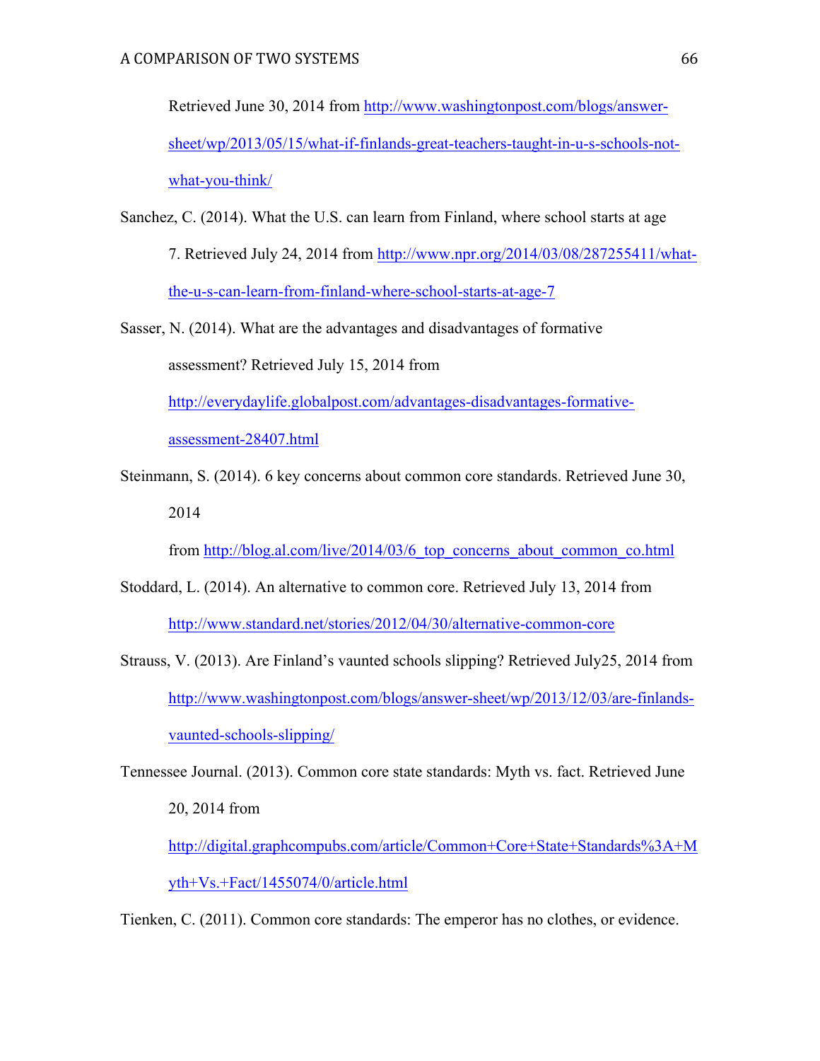Retrieved June 30, 2014 from http://www.washingtonpost.com/blogs/answer-sheet/wp/2013/05/15/what-if-finlands-great-teachers-taught-in-u-s-schools-not-what-you-think/

Sanchez, C. (2014). What the U.S. can learn from Finland, where school starts at age 7. Retrieved July 24, 2014 from http://www.npr.org/2014/03/08/287255411/what-the-u-s-can-learn-from-finland-where-school-starts-at-age-7

Sasser, N. (2014). What are the advantages and disadvantages of formative assessment? Retrieved July 15, 2014 from http://everydaylife.globalpost.com/advantages-disadvantages-formative-assessment-28407.html

Steinmann, S. (2014). 6 key concerns about common core standards. Retrieved June 30, 2014 from http://blog.al.com/live/2014/03/6_top_concerns_about_common_co.html

Stoddard, L. (2014). An alternative to common core. Retrieved July 13, 2014 from http://www.standard.net/stories/2012/04/30/alternative-common-core

Strauss, V. (2013). Are Finland's vaunted schools slipping? Retrieved July25, 2014 from http://www.washingtonpost.com/blogs/answer-sheet/wp/2013/12/03/are-finlands-vaunted-schools-slipping/

Tennessee Journal. (2013). Common core state standards: Myth vs. fact. Retrieved June 20, 2014 from http://digital.graphcompubs.com/article/Common+Core+State+Standards%3A+Myth+Vs.+Fact/1455074/0/article.html

Tienken, C. (2011). Common core standards: The emperor has no clothes, or evidence.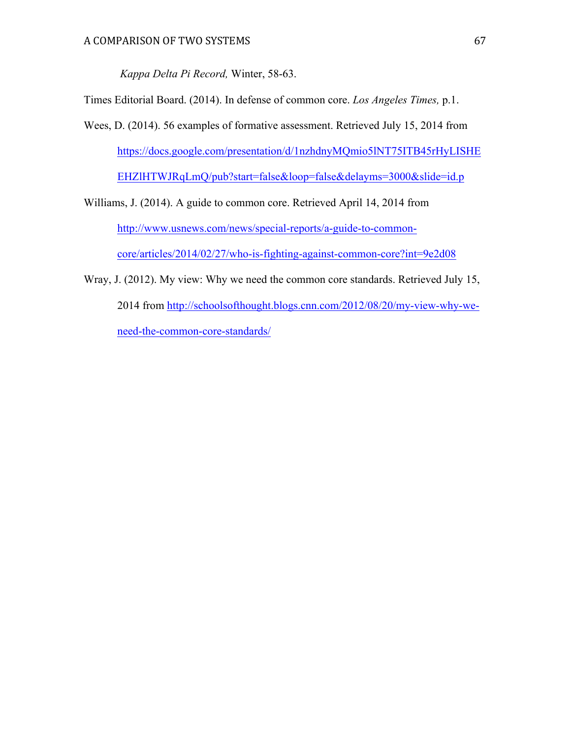*Kappa Delta Pi Record,* Winter, 58-63.

Times Editorial Board. (2014). In defense of common core. *Los Angeles Times,* p.1.

Wees, D. (2014). 56 examples of formative assessment. Retrieved July 15, 2014 from https://docs.google.com/presentation/d/1nzhdnyMQmio5lNT75ITB45rHyLISHEEHZlHTWJRqLmQ/pub?start=false&loop=false&delayms=3000&slide=id.p

Williams, J. (2014). A guide to common core. Retrieved April 14, 2014 from http://www.usnews.com/news/special-reports/a-guide-to-common-core/articles/2014/02/27/who-is-fighting-against-common-core?int=9e2d08

Wray, J. (2012). My view: Why we need the common core standards. Retrieved July 15, 2014 from http://schoolsofthought.blogs.cnn.com/2012/08/20/my-view-why-we-need-the-common-core-standards/